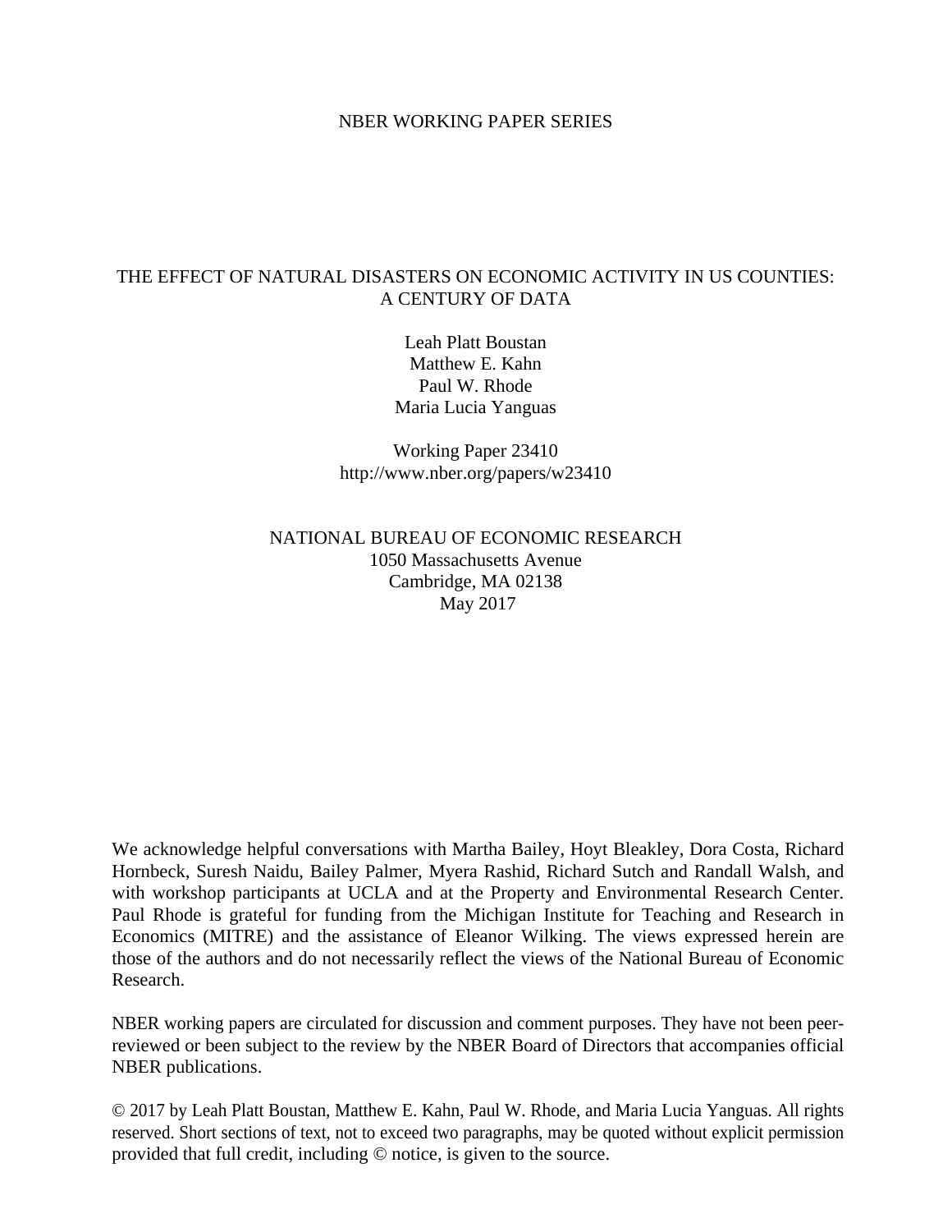NBER WORKING PAPER SERIES

# THE EFFECT OF NATURAL DISASTERS ON ECONOMIC ACTIVITY IN US COUNTIES: A CENTURY OF DATA

Leah Platt Boustan
Matthew E. Kahn
Paul W. Rhode
Maria Lucia Yanguas

Working Paper 23410
http://www.nber.org/papers/w23410

NATIONAL BUREAU OF ECONOMIC RESEARCH
1050 Massachusetts Avenue
Cambridge, MA 02138
May 2017

We acknowledge helpful conversations with Martha Bailey, Hoyt Bleakley, Dora Costa, Richard Hornbeck, Suresh Naidu, Bailey Palmer, Myera Rashid, Richard Sutch and Randall Walsh, and with workshop participants at UCLA and at the Property and Environmental Research Center. Paul Rhode is grateful for funding from the Michigan Institute for Teaching and Research in Economics (MITRE) and the assistance of Eleanor Wilking. The views expressed herein are those of the authors and do not necessarily reflect the views of the National Bureau of Economic Research.

NBER working papers are circulated for discussion and comment purposes. They have not been peer-reviewed or been subject to the review by the NBER Board of Directors that accompanies official NBER publications.

© 2017 by Leah Platt Boustan, Matthew E. Kahn, Paul W. Rhode, and Maria Lucia Yanguas. All rights reserved. Short sections of text, not to exceed two paragraphs, may be quoted without explicit permission provided that full credit, including © notice, is given to the source.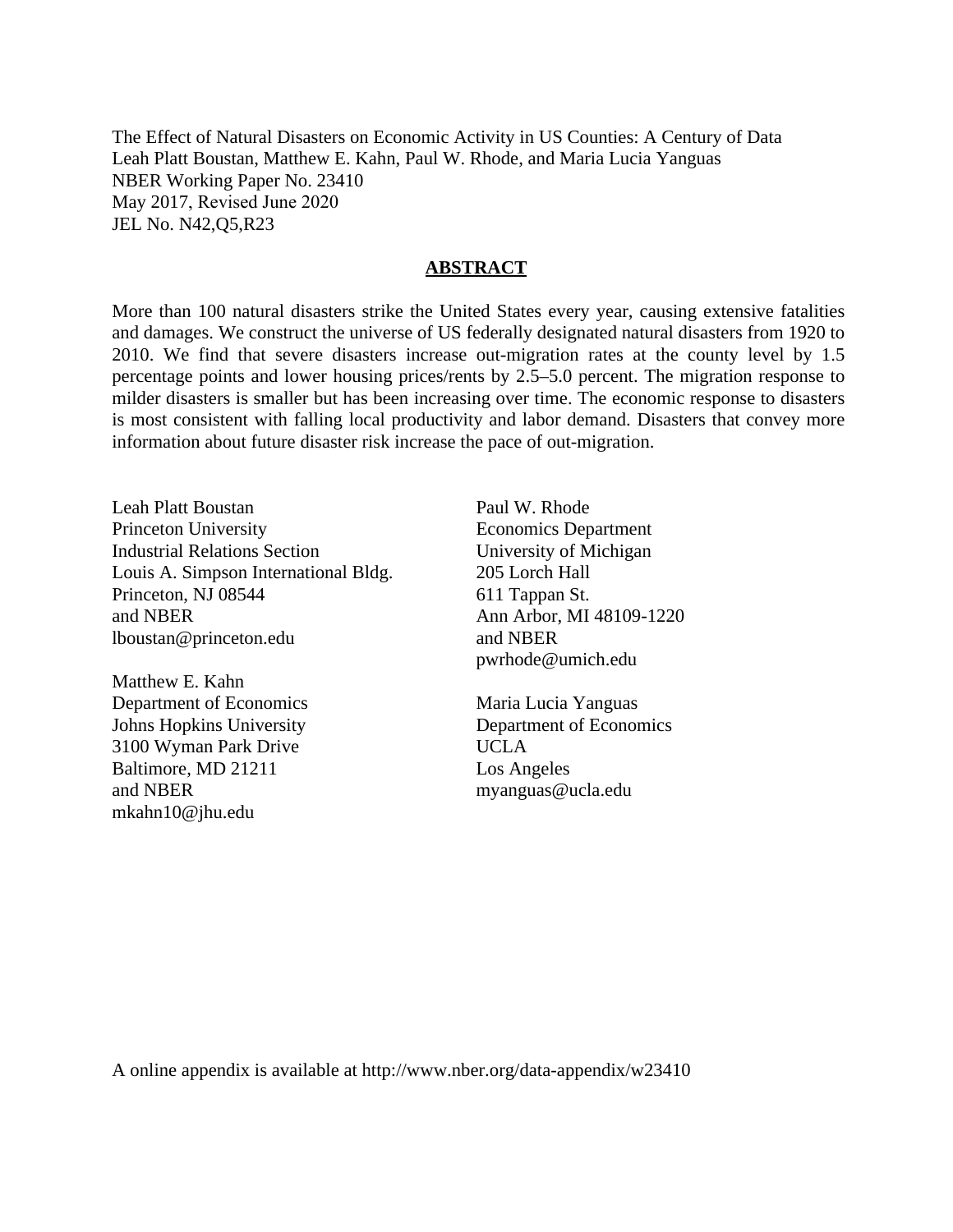The Effect of Natural Disasters on Economic Activity in US Counties: A Century of Data
Leah Platt Boustan, Matthew E. Kahn, Paul W. Rhode, and Maria Lucia Yanguas
NBER Working Paper No. 23410
May 2017, Revised June 2020
JEL No. N42,Q5,R23

## ABSTRACT

More than 100 natural disasters strike the United States every year, causing extensive fatalities and damages. We construct the universe of US federally designated natural disasters from 1920 to 2010. We find that severe disasters increase out-migration rates at the county level by 1.5 percentage points and lower housing prices/rents by 2.5–5.0 percent. The migration response to milder disasters is smaller but has been increasing over time. The economic response to disasters is most consistent with falling local productivity and labor demand. Disasters that convey more information about future disaster risk increase the pace of out-migration.

Leah Platt Boustan
Princeton University
Industrial Relations Section
Louis A. Simpson International Bldg.
Princeton, NJ 08544
and NBER
lboustan@princeton.edu

Matthew E. Kahn
Department of Economics
Johns Hopkins University
3100 Wyman Park Drive
Baltimore, MD 21211
and NBER
mkahn10@jhu.edu

Paul W. Rhode
Economics Department
University of Michigan
205 Lorch Hall
611 Tappan St.
Ann Arbor, MI 48109-1220
and NBER
pwrhode@umich.edu

Maria Lucia Yanguas
Department of Economics
UCLA
Los Angeles
myanguas@ucla.edu

A online appendix is available at http://www.nber.org/data-appendix/w23410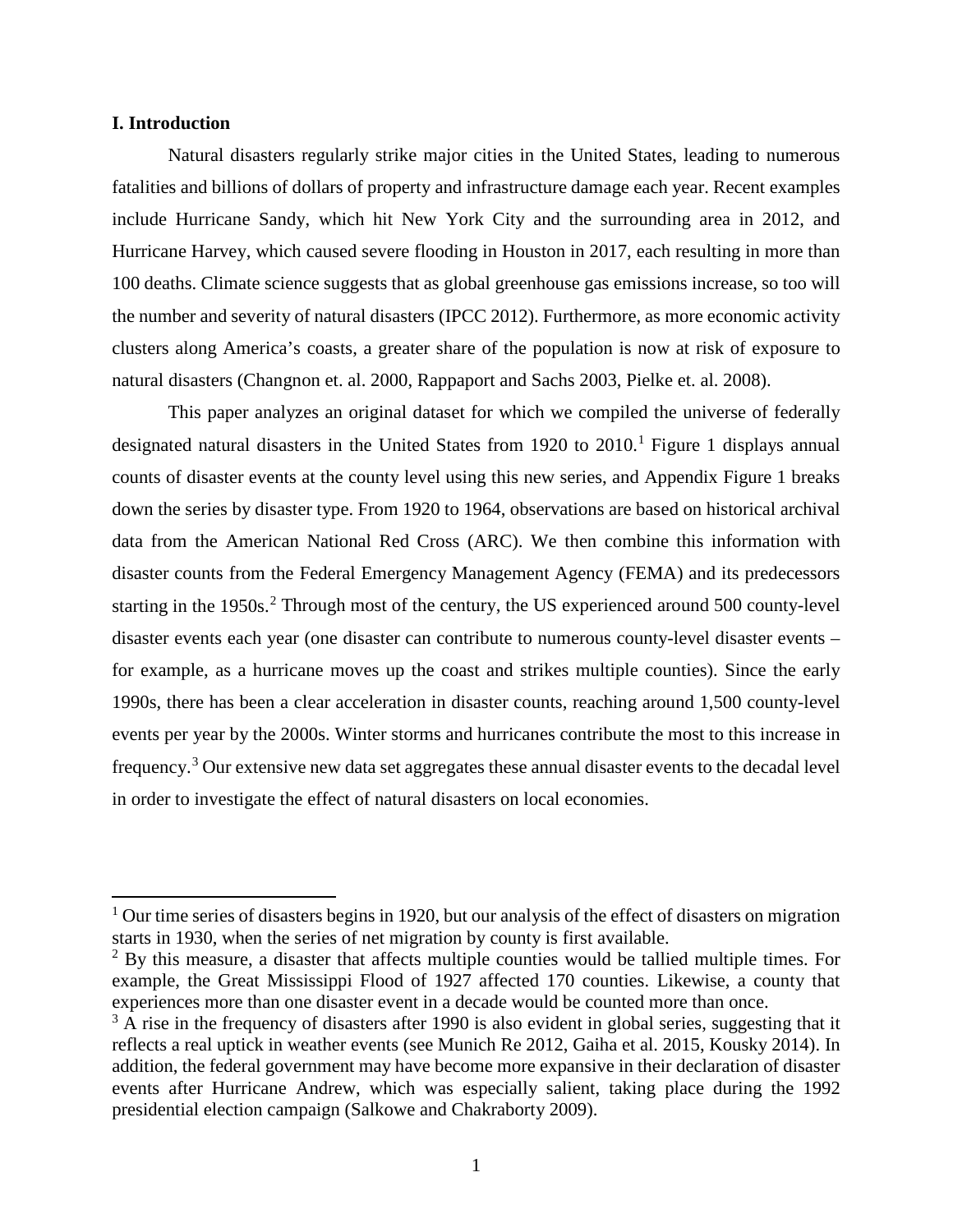## I. Introduction

Natural disasters regularly strike major cities in the United States, leading to numerous fatalities and billions of dollars of property and infrastructure damage each year. Recent examples include Hurricane Sandy, which hit New York City and the surrounding area in 2012, and Hurricane Harvey, which caused severe flooding in Houston in 2017, each resulting in more than 100 deaths. Climate science suggests that as global greenhouse gas emissions increase, so too will the number and severity of natural disasters (IPCC 2012). Furthermore, as more economic activity clusters along America's coasts, a greater share of the population is now at risk of exposure to natural disasters (Changnon et. al. 2000, Rappaport and Sachs 2003, Pielke et. al. 2008).

This paper analyzes an original dataset for which we compiled the universe of federally designated natural disasters in the United States from 1920 to 2010.[1] Figure 1 displays annual counts of disaster events at the county level using this new series, and Appendix Figure 1 breaks down the series by disaster type. From 1920 to 1964, observations are based on historical archival data from the American National Red Cross (ARC). We then combine this information with disaster counts from the Federal Emergency Management Agency (FEMA) and its predecessors starting in the 1950s.[2] Through most of the century, the US experienced around 500 county-level disaster events each year (one disaster can contribute to numerous county-level disaster events – for example, as a hurricane moves up the coast and strikes multiple counties). Since the early 1990s, there has been a clear acceleration in disaster counts, reaching around 1,500 county-level events per year by the 2000s. Winter storms and hurricanes contribute the most to this increase in frequency.[3] Our extensive new data set aggregates these annual disaster events to the decadal level in order to investigate the effect of natural disasters on local economies.

---

[1] Our time series of disasters begins in 1920, but our analysis of the effect of disasters on migration starts in 1930, when the series of net migration by county is first available.

[2] By this measure, a disaster that affects multiple counties would be tallied multiple times. For example, the Great Mississippi Flood of 1927 affected 170 counties. Likewise, a county that experiences more than one disaster event in a decade would be counted more than once.

[3] A rise in the frequency of disasters after 1990 is also evident in global series, suggesting that it reflects a real uptick in weather events (see Munich Re 2012, Gaiha et al. 2015, Kousky 2014). In addition, the federal government may have become more expansive in their declaration of disaster events after Hurricane Andrew, which was especially salient, taking place during the 1992 presidential election campaign (Salkowe and Chakraborty 2009).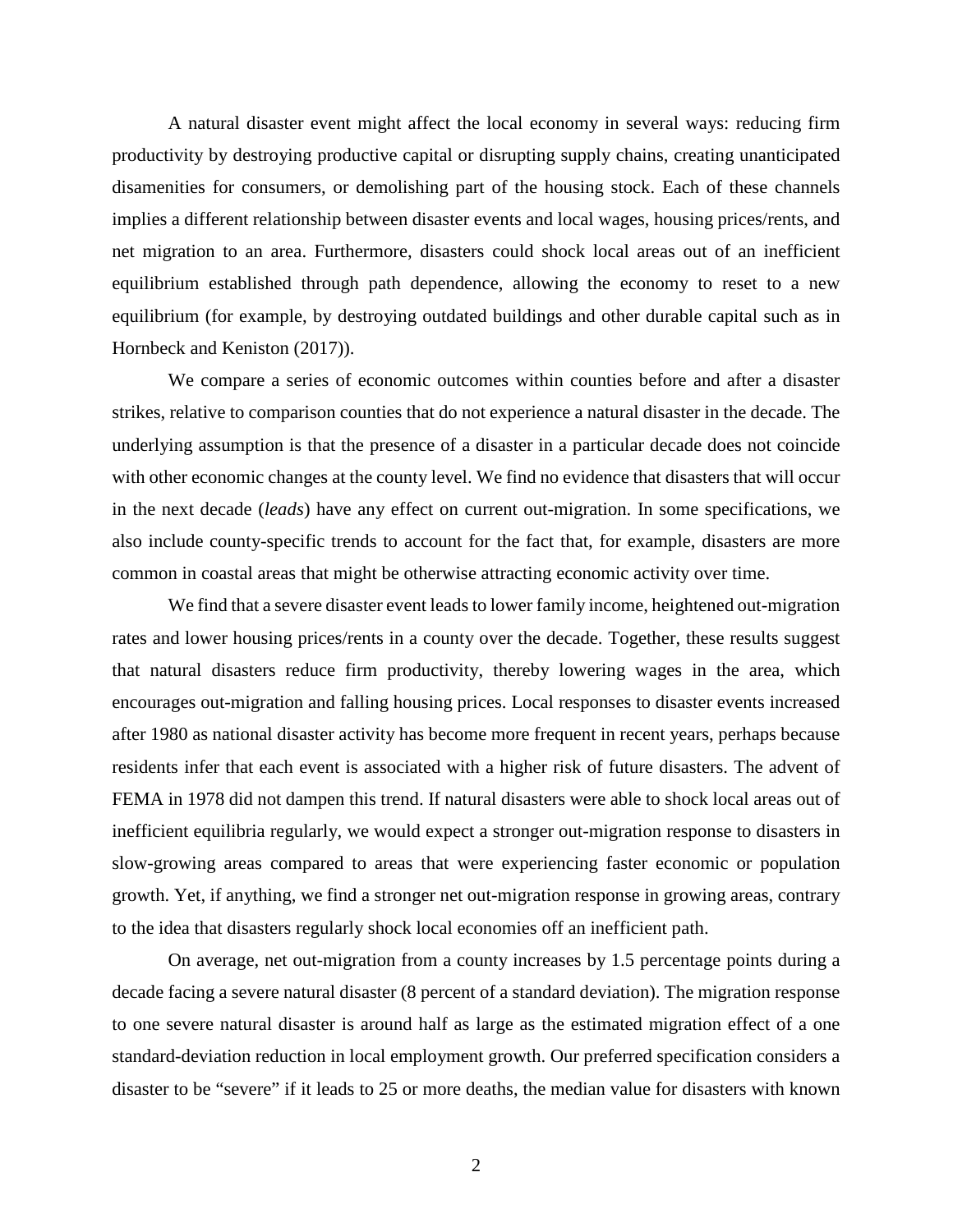A natural disaster event might affect the local economy in several ways: reducing firm productivity by destroying productive capital or disrupting supply chains, creating unanticipated disamenities for consumers, or demolishing part of the housing stock. Each of these channels implies a different relationship between disaster events and local wages, housing prices/rents, and net migration to an area. Furthermore, disasters could shock local areas out of an inefficient equilibrium established through path dependence, allowing the economy to reset to a new equilibrium (for example, by destroying outdated buildings and other durable capital such as in Hornbeck and Keniston (2017)).

We compare a series of economic outcomes within counties before and after a disaster strikes, relative to comparison counties that do not experience a natural disaster in the decade. The underlying assumption is that the presence of a disaster in a particular decade does not coincide with other economic changes at the county level. We find no evidence that disasters that will occur in the next decade (*leads*) have any effect on current out-migration. In some specifications, we also include county-specific trends to account for the fact that, for example, disasters are more common in coastal areas that might be otherwise attracting economic activity over time.

We find that a severe disaster event leads to lower family income, heightened out-migration rates and lower housing prices/rents in a county over the decade. Together, these results suggest that natural disasters reduce firm productivity, thereby lowering wages in the area, which encourages out-migration and falling housing prices. Local responses to disaster events increased after 1980 as national disaster activity has become more frequent in recent years, perhaps because residents infer that each event is associated with a higher risk of future disasters. The advent of FEMA in 1978 did not dampen this trend. If natural disasters were able to shock local areas out of inefficient equilibria regularly, we would expect a stronger out-migration response to disasters in slow-growing areas compared to areas that were experiencing faster economic or population growth. Yet, if anything, we find a stronger net out-migration response in growing areas, contrary to the idea that disasters regularly shock local economies off an inefficient path.

On average, net out-migration from a county increases by 1.5 percentage points during a decade facing a severe natural disaster (8 percent of a standard deviation). The migration response to one severe natural disaster is around half as large as the estimated migration effect of a one standard-deviation reduction in local employment growth. Our preferred specification considers a disaster to be "severe" if it leads to 25 or more deaths, the median value for disasters with known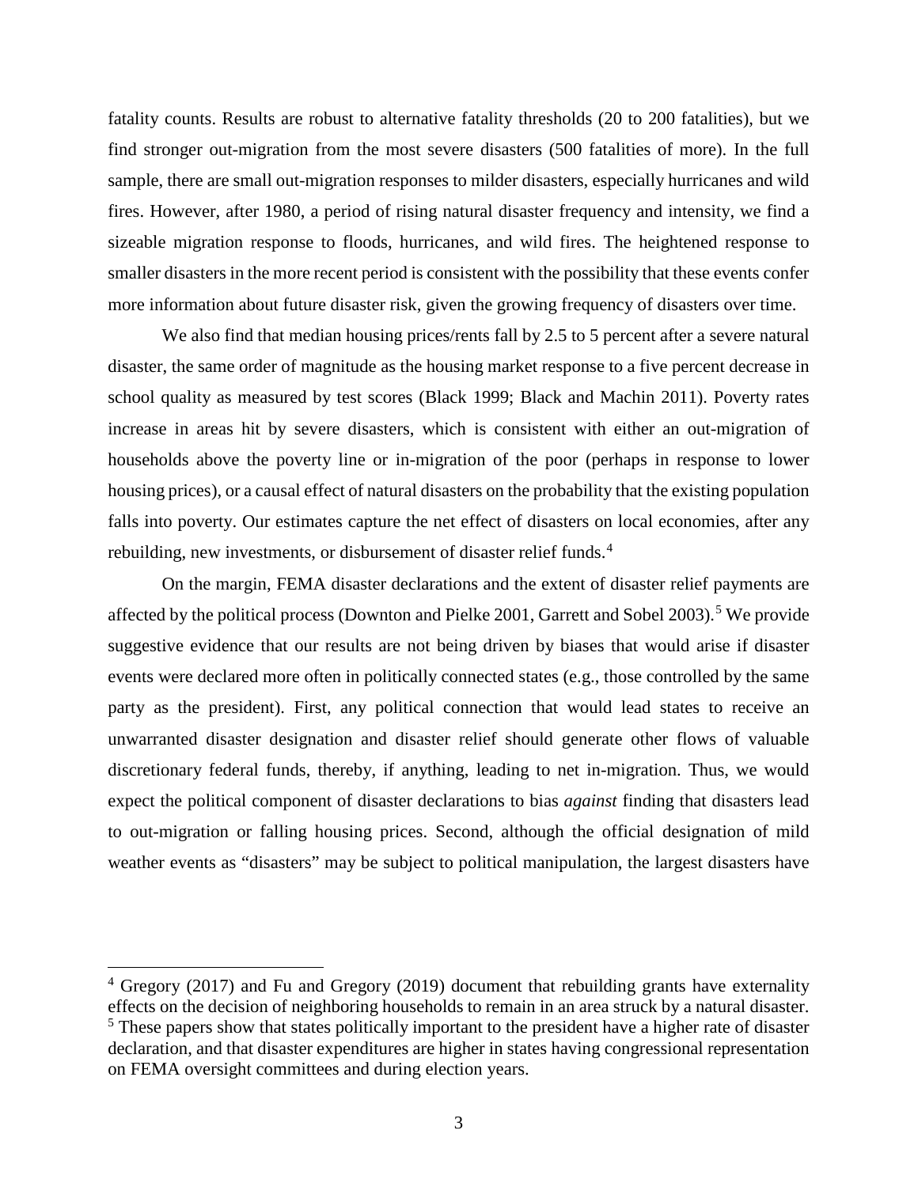fatality counts. Results are robust to alternative fatality thresholds (20 to 200 fatalities), but we find stronger out-migration from the most severe disasters (500 fatalities of more). In the full sample, there are small out-migration responses to milder disasters, especially hurricanes and wild fires. However, after 1980, a period of rising natural disaster frequency and intensity, we find a sizeable migration response to floods, hurricanes, and wild fires. The heightened response to smaller disasters in the more recent period is consistent with the possibility that these events confer more information about future disaster risk, given the growing frequency of disasters over time.

We also find that median housing prices/rents fall by 2.5 to 5 percent after a severe natural disaster, the same order of magnitude as the housing market response to a five percent decrease in school quality as measured by test scores (Black 1999; Black and Machin 2011). Poverty rates increase in areas hit by severe disasters, which is consistent with either an out-migration of households above the poverty line or in-migration of the poor (perhaps in response to lower housing prices), or a causal effect of natural disasters on the probability that the existing population falls into poverty. Our estimates capture the net effect of disasters on local economies, after any rebuilding, new investments, or disbursement of disaster relief funds.[4]

On the margin, FEMA disaster declarations and the extent of disaster relief payments are affected by the political process (Downton and Pielke 2001, Garrett and Sobel 2003).[5] We provide suggestive evidence that our results are not being driven by biases that would arise if disaster events were declared more often in politically connected states (e.g., those controlled by the same party as the president). First, any political connection that would lead states to receive an unwarranted disaster designation and disaster relief should generate other flows of valuable discretionary federal funds, thereby, if anything, leading to net in-migration. Thus, we would expect the political component of disaster declarations to bias *against* finding that disasters lead to out-migration or falling housing prices. Second, although the official designation of mild weather events as "disasters" may be subject to political manipulation, the largest disasters have

---

[4] Gregory (2017) and Fu and Gregory (2019) document that rebuilding grants have externality effects on the decision of neighboring households to remain in an area struck by a natural disaster.

[5] These papers show that states politically important to the president have a higher rate of disaster declaration, and that disaster expenditures are higher in states having congressional representation on FEMA oversight committees and during election years.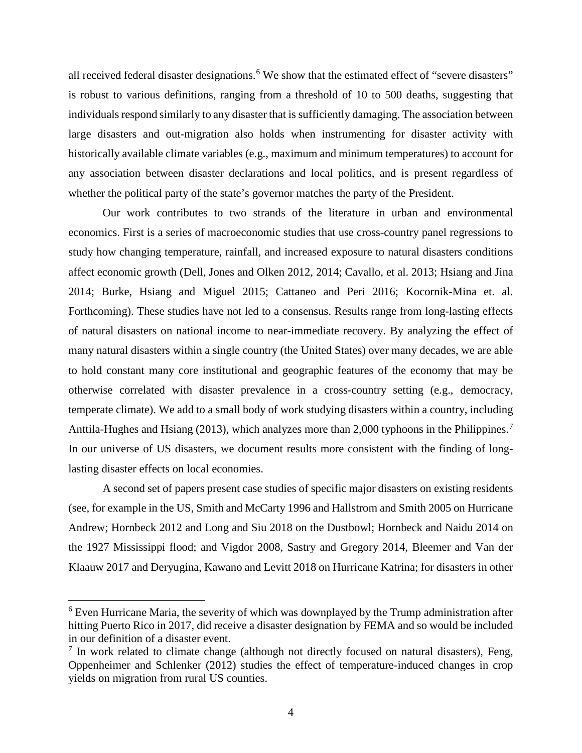all received federal disaster designations.[6] We show that the estimated effect of "severe disasters" is robust to various definitions, ranging from a threshold of 10 to 500 deaths, suggesting that individuals respond similarly to any disaster that is sufficiently damaging. The association between large disasters and out-migration also holds when instrumenting for disaster activity with historically available climate variables (e.g., maximum and minimum temperatures) to account for any association between disaster declarations and local politics, and is present regardless of whether the political party of the state's governor matches the party of the President.

Our work contributes to two strands of the literature in urban and environmental economics. First is a series of macroeconomic studies that use cross-country panel regressions to study how changing temperature, rainfall, and increased exposure to natural disasters conditions affect economic growth (Dell, Jones and Olken 2012, 2014; Cavallo, et al. 2013; Hsiang and Jina 2014; Burke, Hsiang and Miguel 2015; Cattaneo and Peri 2016; Kocornik-Mina et. al. Forthcoming). These studies have not led to a consensus. Results range from long-lasting effects of natural disasters on national income to near-immediate recovery. By analyzing the effect of many natural disasters within a single country (the United States) over many decades, we are able to hold constant many core institutional and geographic features of the economy that may be otherwise correlated with disaster prevalence in a cross-country setting (e.g., democracy, temperate climate). We add to a small body of work studying disasters within a country, including Anttila-Hughes and Hsiang (2013), which analyzes more than 2,000 typhoons in the Philippines.[7] In our universe of US disasters, we document results more consistent with the finding of long-lasting disaster effects on local economies.

A second set of papers present case studies of specific major disasters on existing residents (see, for example in the US, Smith and McCarty 1996 and Hallstrom and Smith 2005 on Hurricane Andrew; Hornbeck 2012 and Long and Siu 2018 on the Dustbowl; Hornbeck and Naidu 2014 on the 1927 Mississippi flood; and Vigdor 2008, Sastry and Gregory 2014, Bleemer and Van der Klaauw 2017 and Deryugina, Kawano and Levitt 2018 on Hurricane Katrina; for disasters in other

---

[6] Even Hurricane Maria, the severity of which was downplayed by the Trump administration after hitting Puerto Rico in 2017, did receive a disaster designation by FEMA and so would be included in our definition of a disaster event.

[7] In work related to climate change (although not directly focused on natural disasters), Feng, Oppenheimer and Schlenker (2012) studies the effect of temperature-induced changes in crop yields on migration from rural US counties.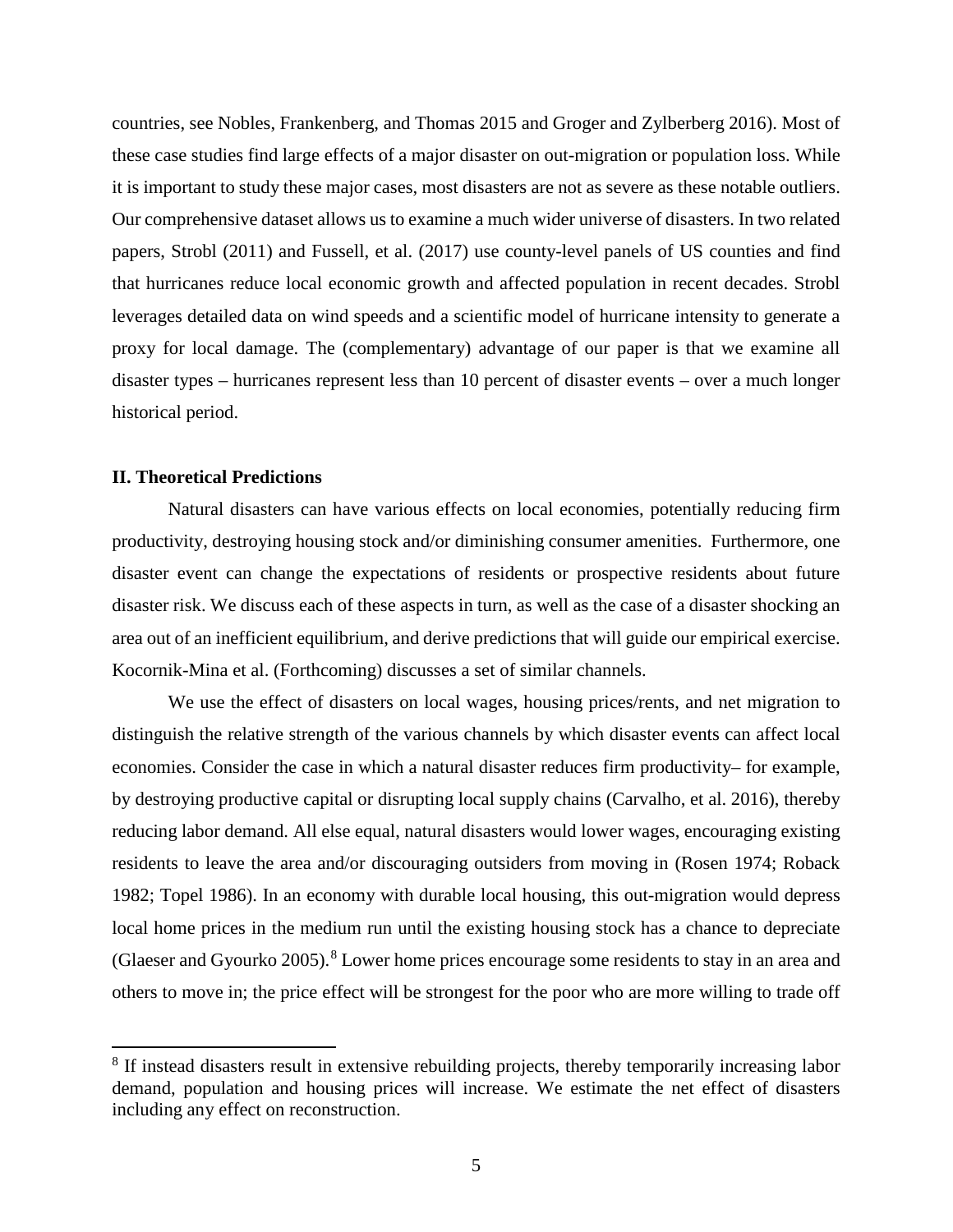countries, see Nobles, Frankenberg, and Thomas 2015 and Groger and Zylberberg 2016). Most of these case studies find large effects of a major disaster on out-migration or population loss. While it is important to study these major cases, most disasters are not as severe as these notable outliers. Our comprehensive dataset allows us to examine a much wider universe of disasters. In two related papers, Strobl (2011) and Fussell, et al. (2017) use county-level panels of US counties and find that hurricanes reduce local economic growth and affected population in recent decades. Strobl leverages detailed data on wind speeds and a scientific model of hurricane intensity to generate a proxy for local damage. The (complementary) advantage of our paper is that we examine all disaster types – hurricanes represent less than 10 percent of disaster events – over a much longer historical period.

## II. Theoretical Predictions

Natural disasters can have various effects on local economies, potentially reducing firm productivity, destroying housing stock and/or diminishing consumer amenities. Furthermore, one disaster event can change the expectations of residents or prospective residents about future disaster risk. We discuss each of these aspects in turn, as well as the case of a disaster shocking an area out of an inefficient equilibrium, and derive predictions that will guide our empirical exercise. Kocornik-Mina et al. (Forthcoming) discusses a set of similar channels.

We use the effect of disasters on local wages, housing prices/rents, and net migration to distinguish the relative strength of the various channels by which disaster events can affect local economies. Consider the case in which a natural disaster reduces firm productivity– for example, by destroying productive capital or disrupting local supply chains (Carvalho, et al. 2016), thereby reducing labor demand. All else equal, natural disasters would lower wages, encouraging existing residents to leave the area and/or discouraging outsiders from moving in (Rosen 1974; Roback 1982; Topel 1986). In an economy with durable local housing, this out-migration would depress local home prices in the medium run until the existing housing stock has a chance to depreciate (Glaeser and Gyourko 2005).[8] Lower home prices encourage some residents to stay in an area and others to move in; the price effect will be strongest for the poor who are more willing to trade off

[8] If instead disasters result in extensive rebuilding projects, thereby temporarily increasing labor demand, population and housing prices will increase. We estimate the net effect of disasters including any effect on reconstruction.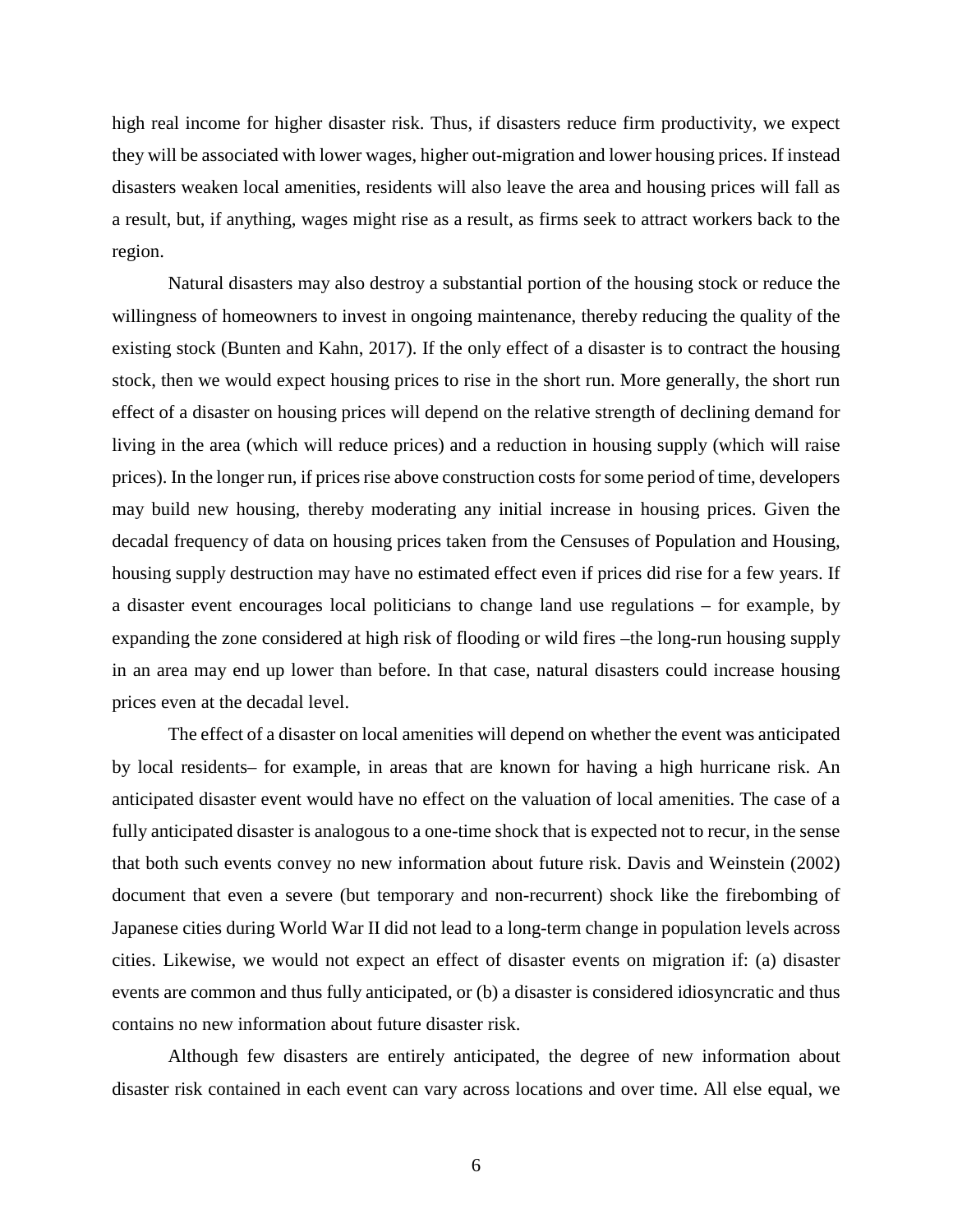high real income for higher disaster risk. Thus, if disasters reduce firm productivity, we expect they will be associated with lower wages, higher out-migration and lower housing prices. If instead disasters weaken local amenities, residents will also leave the area and housing prices will fall as a result, but, if anything, wages might rise as a result, as firms seek to attract workers back to the region.

Natural disasters may also destroy a substantial portion of the housing stock or reduce the willingness of homeowners to invest in ongoing maintenance, thereby reducing the quality of the existing stock (Bunten and Kahn, 2017). If the only effect of a disaster is to contract the housing stock, then we would expect housing prices to rise in the short run. More generally, the short run effect of a disaster on housing prices will depend on the relative strength of declining demand for living in the area (which will reduce prices) and a reduction in housing supply (which will raise prices). In the longer run, if prices rise above construction costs for some period of time, developers may build new housing, thereby moderating any initial increase in housing prices. Given the decadal frequency of data on housing prices taken from the Censuses of Population and Housing, housing supply destruction may have no estimated effect even if prices did rise for a few years. If a disaster event encourages local politicians to change land use regulations – for example, by expanding the zone considered at high risk of flooding or wild fires –the long-run housing supply in an area may end up lower than before. In that case, natural disasters could increase housing prices even at the decadal level.

The effect of a disaster on local amenities will depend on whether the event was anticipated by local residents– for example, in areas that are known for having a high hurricane risk. An anticipated disaster event would have no effect on the valuation of local amenities. The case of a fully anticipated disaster is analogous to a one-time shock that is expected not to recur, in the sense that both such events convey no new information about future risk. Davis and Weinstein (2002) document that even a severe (but temporary and non-recurrent) shock like the firebombing of Japanese cities during World War II did not lead to a long-term change in population levels across cities. Likewise, we would not expect an effect of disaster events on migration if: (a) disaster events are common and thus fully anticipated, or (b) a disaster is considered idiosyncratic and thus contains no new information about future disaster risk.

Although few disasters are entirely anticipated, the degree of new information about disaster risk contained in each event can vary across locations and over time. All else equal, we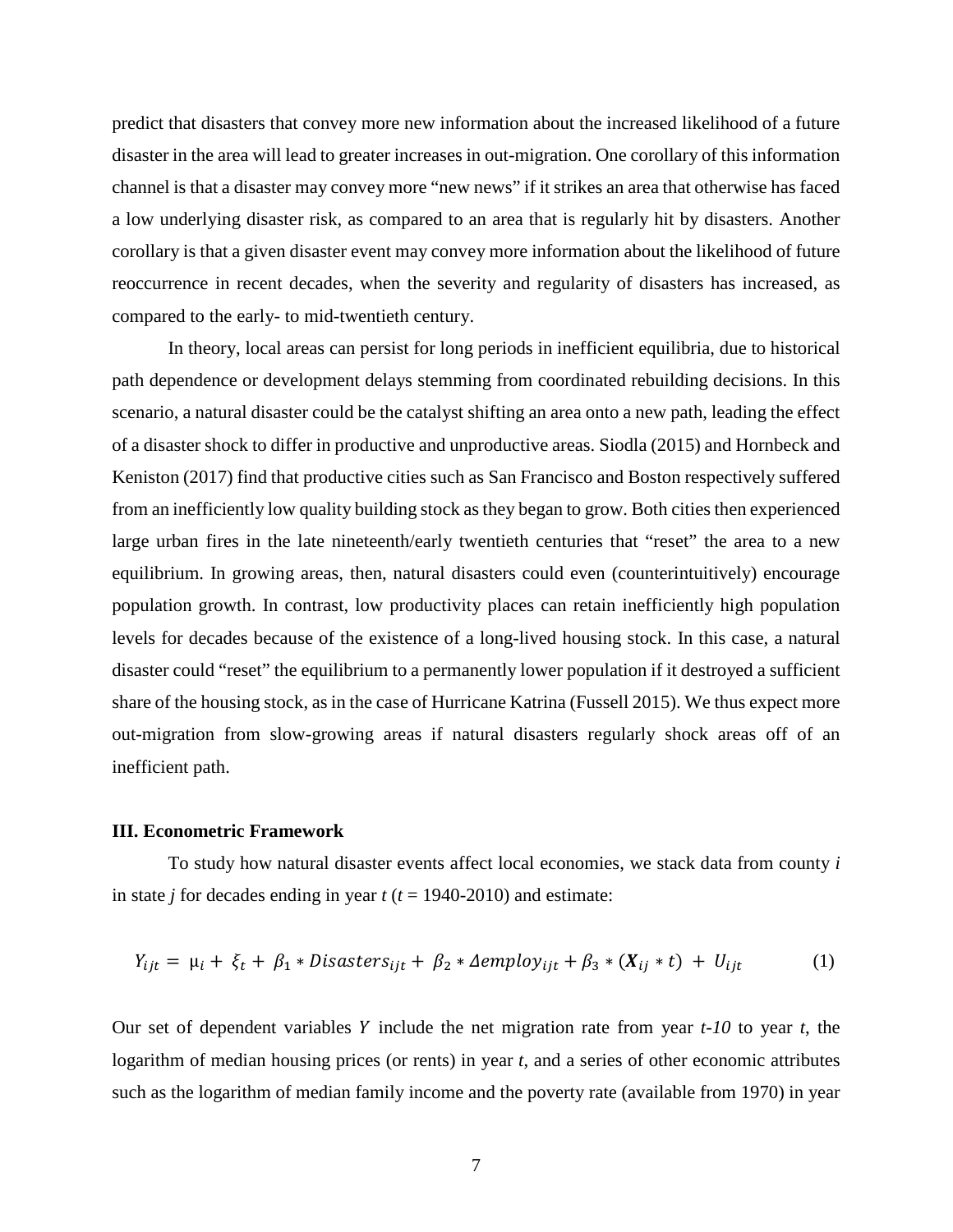predict that disasters that convey more new information about the increased likelihood of a future disaster in the area will lead to greater increases in out-migration. One corollary of this information channel is that a disaster may convey more "new news" if it strikes an area that otherwise has faced a low underlying disaster risk, as compared to an area that is regularly hit by disasters. Another corollary is that a given disaster event may convey more information about the likelihood of future reoccurrence in recent decades, when the severity and regularity of disasters has increased, as compared to the early- to mid-twentieth century.

In theory, local areas can persist for long periods in inefficient equilibria, due to historical path dependence or development delays stemming from coordinated rebuilding decisions. In this scenario, a natural disaster could be the catalyst shifting an area onto a new path, leading the effect of a disaster shock to differ in productive and unproductive areas. Siodla (2015) and Hornbeck and Keniston (2017) find that productive cities such as San Francisco and Boston respectively suffered from an inefficiently low quality building stock as they began to grow. Both cities then experienced large urban fires in the late nineteenth/early twentieth centuries that "reset" the area to a new equilibrium. In growing areas, then, natural disasters could even (counterintuitively) encourage population growth. In contrast, low productivity places can retain inefficiently high population levels for decades because of the existence of a long-lived housing stock. In this case, a natural disaster could "reset" the equilibrium to a permanently lower population if it destroyed a sufficient share of the housing stock, as in the case of Hurricane Katrina (Fussell 2015). We thus expect more out-migration from slow-growing areas if natural disasters regularly shock areas off of an inefficient path.

### III. Econometric Framework

To study how natural disaster events affect local economies, we stack data from county $i$ in state $j$ for decades ending in year $t$ ($t$ = 1940-2010) and estimate:

$$Y_{ijt} = \mu_i + \xi_t + \beta_1 * Disasters_{ijt} + \beta_2 * \Delta employ_{ijt} + \beta_3 * (\boldsymbol{X}_{ij} * t) + U_{ijt} \qquad (1)$$

Our set of dependent variables $Y$ include the net migration rate from year $t$-$10$ to year $t$, the logarithm of median housing prices (or rents) in year $t$, and a series of other economic attributes such as the logarithm of median family income and the poverty rate (available from 1970) in year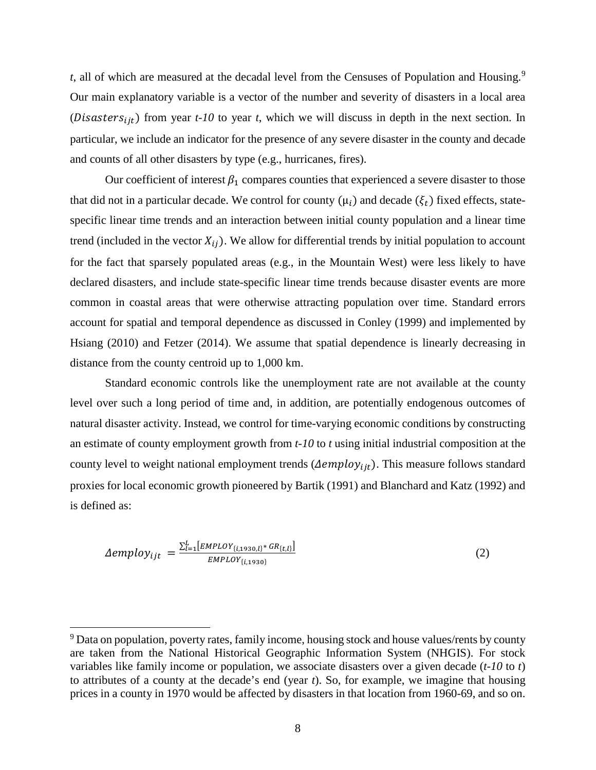*t*, all of which are measured at the decadal level from the Censuses of Population and Housing.[9] Our main explanatory variable is a vector of the number and severity of disasters in a local area ($Disasters_{ijt}$) from year *t-10* to year *t*, which we will discuss in depth in the next section. In particular, we include an indicator for the presence of any severe disaster in the county and decade and counts of all other disasters by type (e.g., hurricanes, fires).

Our coefficient of interest $\beta_1$ compares counties that experienced a severe disaster to those that did not in a particular decade. We control for county ($\mu_i$) and decade ($\xi_t$) fixed effects, state-specific linear time trends and an interaction between initial county population and a linear time trend (included in the vector $X_{ij}$). We allow for differential trends by initial population to account for the fact that sparsely populated areas (e.g., in the Mountain West) were less likely to have declared disasters, and include state-specific linear time trends because disaster events are more common in coastal areas that were otherwise attracting population over time. Standard errors account for spatial and temporal dependence as discussed in Conley (1999) and implemented by Hsiang (2010) and Fetzer (2014). We assume that spatial dependence is linearly decreasing in distance from the county centroid up to 1,000 km.

Standard economic controls like the unemployment rate are not available at the county level over such a long period of time and, in addition, are potentially endogenous outcomes of natural disaster activity. Instead, we control for time-varying economic conditions by constructing an estimate of county employment growth from *t-10* to *t* using initial industrial composition at the county level to weight national employment trends ($\Delta employ_{ijt}$). This measure follows standard proxies for local economic growth pioneered by Bartik (1991) and Blanchard and Katz (1992) and is defined as:

$$\Delta employ_{ijt} = \frac{\sum_{l=1}^{L}\left[EMPLOY_{\{i,1930,l\}} * GR_{\{t,l\}}\right]}{EMPLOY_{\{i,1930\}}} \tag{2}$$

[9] Data on population, poverty rates, family income, housing stock and house values/rents by county are taken from the National Historical Geographic Information System (NHGIS). For stock variables like family income or population, we associate disasters over a given decade (*t-10* to *t*) to attributes of a county at the decade's end (year *t*). So, for example, we imagine that housing prices in a county in 1970 would be affected by disasters in that location from 1960-69, and so on.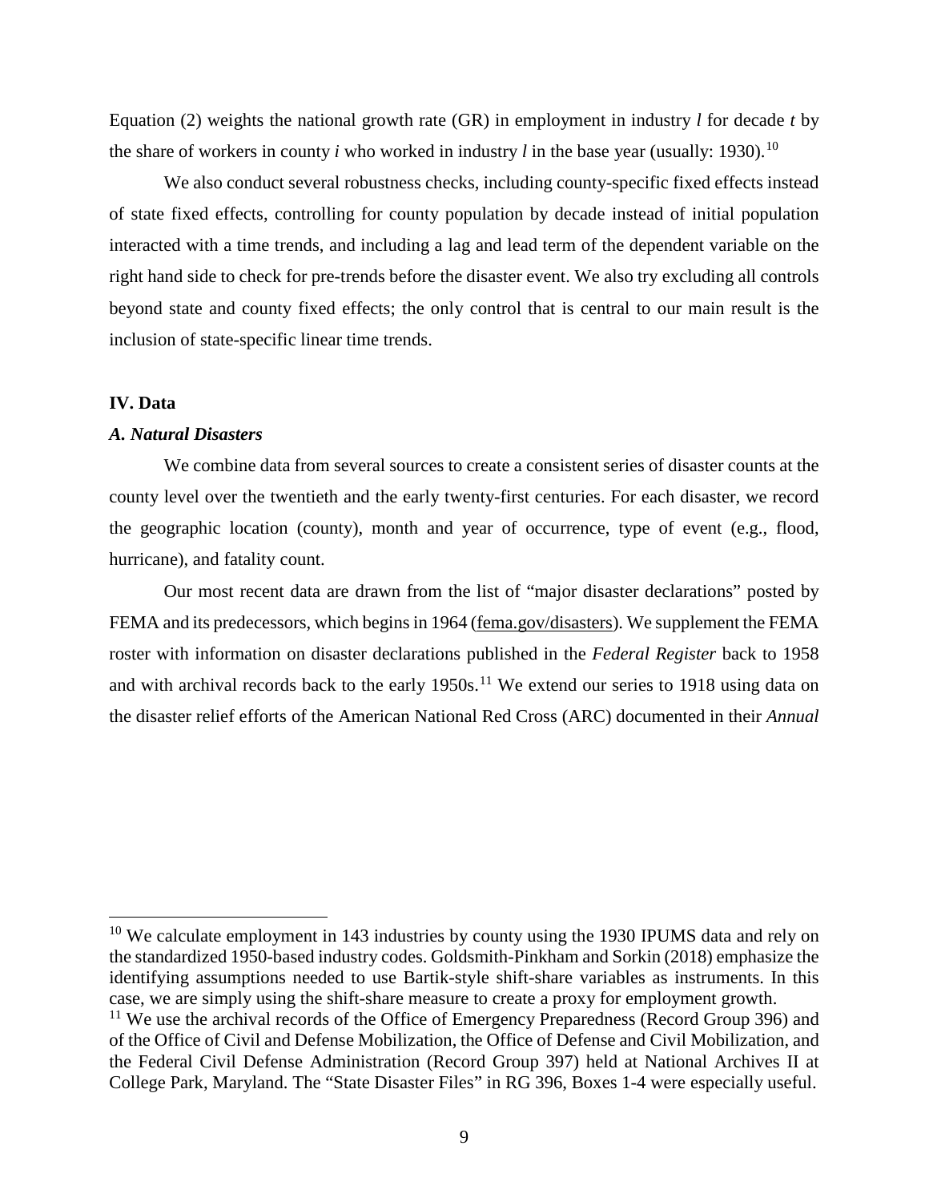Equation (2) weights the national growth rate (GR) in employment in industry $l$ for decade $t$ by the share of workers in county $i$ who worked in industry $l$ in the base year (usually: 1930).[10]

We also conduct several robustness checks, including county-specific fixed effects instead of state fixed effects, controlling for county population by decade instead of initial population interacted with a time trends, and including a lag and lead term of the dependent variable on the right hand side to check for pre-trends before the disaster event. We also try excluding all controls beyond state and county fixed effects; the only control that is central to our main result is the inclusion of state-specific linear time trends.

## IV. Data

### *A. Natural Disasters*

We combine data from several sources to create a consistent series of disaster counts at the county level over the twentieth and the early twenty-first centuries. For each disaster, we record the geographic location (county), month and year of occurrence, type of event (e.g., flood, hurricane), and fatality count.

Our most recent data are drawn from the list of "major disaster declarations" posted by FEMA and its predecessors, which begins in 1964 (fema.gov/disasters). We supplement the FEMA roster with information on disaster declarations published in the *Federal Register* back to 1958 and with archival records back to the early 1950s.[11] We extend our series to 1918 using data on the disaster relief efforts of the American National Red Cross (ARC) documented in their *Annual*

---

[10] We calculate employment in 143 industries by county using the 1930 IPUMS data and rely on the standardized 1950-based industry codes. Goldsmith-Pinkham and Sorkin (2018) emphasize the identifying assumptions needed to use Bartik-style shift-share variables as instruments. In this case, we are simply using the shift-share measure to create a proxy for employment growth.

[11] We use the archival records of the Office of Emergency Preparedness (Record Group 396) and of the Office of Civil and Defense Mobilization, the Office of Defense and Civil Mobilization, and the Federal Civil Defense Administration (Record Group 397) held at National Archives II at College Park, Maryland. The "State Disaster Files" in RG 396, Boxes 1-4 were especially useful.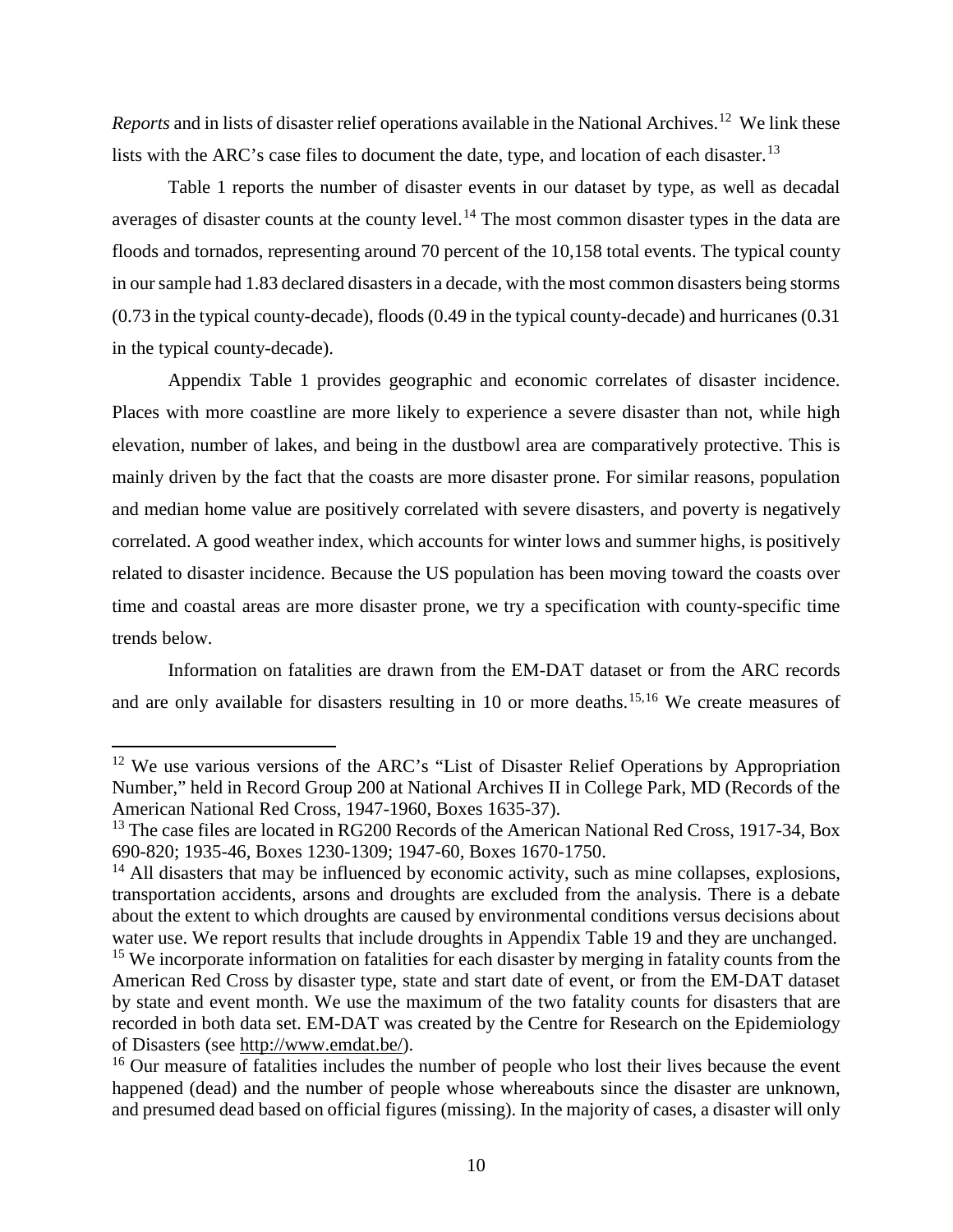*Reports* and in lists of disaster relief operations available in the National Archives.[12] We link these lists with the ARC's case files to document the date, type, and location of each disaster.[13]

Table 1 reports the number of disaster events in our dataset by type, as well as decadal averages of disaster counts at the county level.[14] The most common disaster types in the data are floods and tornados, representing around 70 percent of the 10,158 total events. The typical county in our sample had 1.83 declared disasters in a decade, with the most common disasters being storms (0.73 in the typical county-decade), floods (0.49 in the typical county-decade) and hurricanes (0.31 in the typical county-decade).

Appendix Table 1 provides geographic and economic correlates of disaster incidence. Places with more coastline are more likely to experience a severe disaster than not, while high elevation, number of lakes, and being in the dustbowl area are comparatively protective. This is mainly driven by the fact that the coasts are more disaster prone. For similar reasons, population and median home value are positively correlated with severe disasters, and poverty is negatively correlated. A good weather index, which accounts for winter lows and summer highs, is positively related to disaster incidence. Because the US population has been moving toward the coasts over time and coastal areas are more disaster prone, we try a specification with county-specific time trends below.

Information on fatalities are drawn from the EM-DAT dataset or from the ARC records and are only available for disasters resulting in 10 or more deaths.[15,16] We create measures of

---

[12] We use various versions of the ARC's "List of Disaster Relief Operations by Appropriation Number," held in Record Group 200 at National Archives II in College Park, MD (Records of the American National Red Cross, 1947-1960, Boxes 1635-37).

[13] The case files are located in RG200 Records of the American National Red Cross, 1917-34, Box 690-820; 1935-46, Boxes 1230-1309; 1947-60, Boxes 1670-1750.

[14] All disasters that may be influenced by economic activity, such as mine collapses, explosions, transportation accidents, arsons and droughts are excluded from the analysis. There is a debate about the extent to which droughts are caused by environmental conditions versus decisions about water use. We report results that include droughts in Appendix Table 19 and they are unchanged.

[15] We incorporate information on fatalities for each disaster by merging in fatality counts from the American Red Cross by disaster type, state and start date of event, or from the EM-DAT dataset by state and event month. We use the maximum of the two fatality counts for disasters that are recorded in both data set. EM-DAT was created by the Centre for Research on the Epidemiology of Disasters (see http://www.emdat.be/).

[16] Our measure of fatalities includes the number of people who lost their lives because the event happened (dead) and the number of people whose whereabouts since the disaster are unknown, and presumed dead based on official figures (missing). In the majority of cases, a disaster will only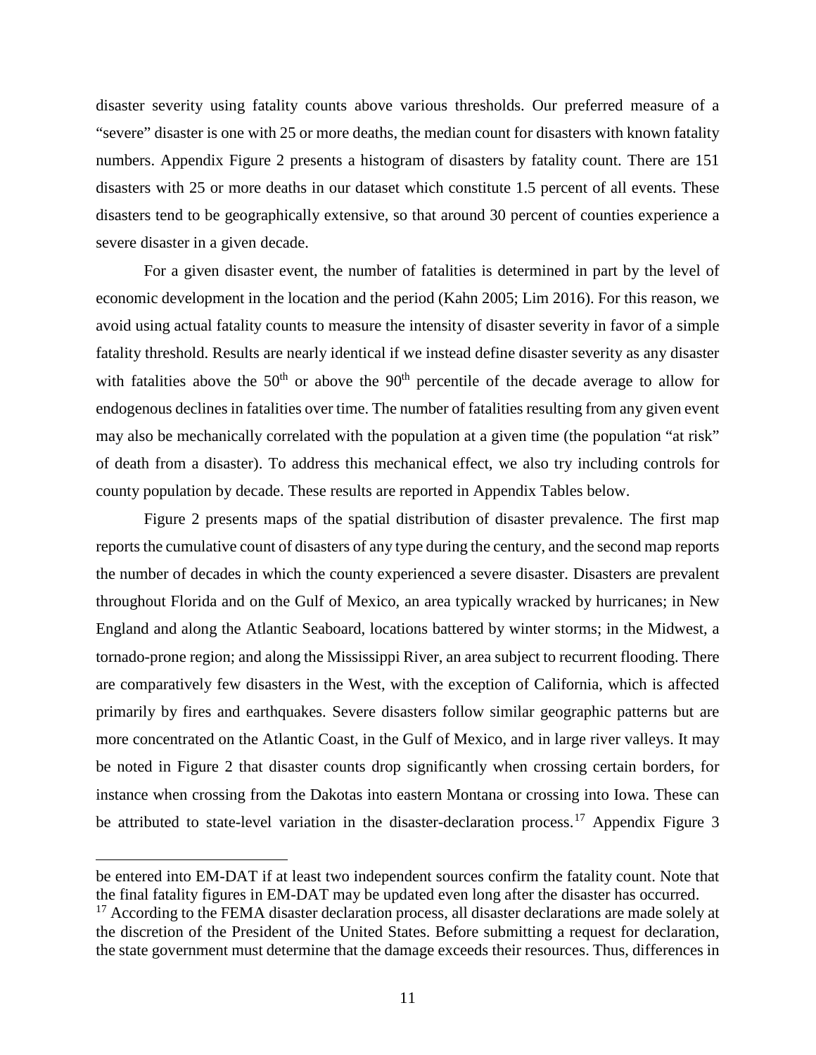disaster severity using fatality counts above various thresholds. Our preferred measure of a "severe" disaster is one with 25 or more deaths, the median count for disasters with known fatality numbers. Appendix Figure 2 presents a histogram of disasters by fatality count. There are 151 disasters with 25 or more deaths in our dataset which constitute 1.5 percent of all events. These disasters tend to be geographically extensive, so that around 30 percent of counties experience a severe disaster in a given decade.

For a given disaster event, the number of fatalities is determined in part by the level of economic development in the location and the period (Kahn 2005; Lim 2016). For this reason, we avoid using actual fatality counts to measure the intensity of disaster severity in favor of a simple fatality threshold. Results are nearly identical if we instead define disaster severity as any disaster with fatalities above the 50th or above the 90th percentile of the decade average to allow for endogenous declines in fatalities over time. The number of fatalities resulting from any given event may also be mechanically correlated with the population at a given time (the population "at risk" of death from a disaster). To address this mechanical effect, we also try including controls for county population by decade. These results are reported in Appendix Tables below.

Figure 2 presents maps of the spatial distribution of disaster prevalence. The first map reports the cumulative count of disasters of any type during the century, and the second map reports the number of decades in which the county experienced a severe disaster. Disasters are prevalent throughout Florida and on the Gulf of Mexico, an area typically wracked by hurricanes; in New England and along the Atlantic Seaboard, locations battered by winter storms; in the Midwest, a tornado-prone region; and along the Mississippi River, an area subject to recurrent flooding. There are comparatively few disasters in the West, with the exception of California, which is affected primarily by fires and earthquakes. Severe disasters follow similar geographic patterns but are more concentrated on the Atlantic Coast, in the Gulf of Mexico, and in large river valleys. It may be noted in Figure 2 that disaster counts drop significantly when crossing certain borders, for instance when crossing from the Dakotas into eastern Montana or crossing into Iowa. These can be attributed to state-level variation in the disaster-declaration process.[17] Appendix Figure 3

---

be entered into EM-DAT if at least two independent sources confirm the fatality count. Note that the final fatality figures in EM-DAT may be updated even long after the disaster has occurred.

[17] According to the FEMA disaster declaration process, all disaster declarations are made solely at the discretion of the President of the United States. Before submitting a request for declaration, the state government must determine that the damage exceeds their resources. Thus, differences in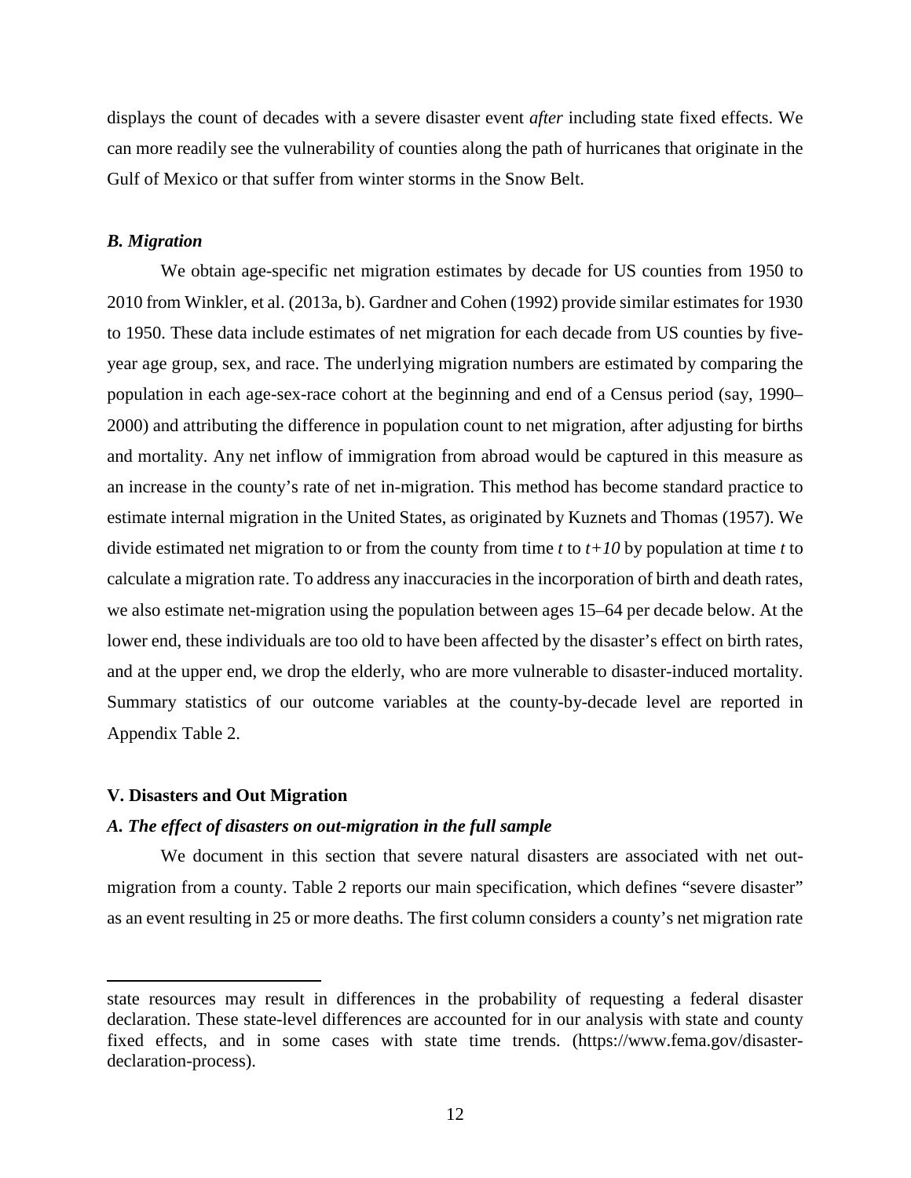displays the count of decades with a severe disaster event *after* including state fixed effects. We can more readily see the vulnerability of counties along the path of hurricanes that originate in the Gulf of Mexico or that suffer from winter storms in the Snow Belt.

### *B. Migration*

We obtain age-specific net migration estimates by decade for US counties from 1950 to 2010 from Winkler, et al. (2013a, b). Gardner and Cohen (1992) provide similar estimates for 1930 to 1950. These data include estimates of net migration for each decade from US counties by five-year age group, sex, and race. The underlying migration numbers are estimated by comparing the population in each age-sex-race cohort at the beginning and end of a Census period (say, 1990–2000) and attributing the difference in population count to net migration, after adjusting for births and mortality. Any net inflow of immigration from abroad would be captured in this measure as an increase in the county's rate of net in-migration. This method has become standard practice to estimate internal migration in the United States, as originated by Kuznets and Thomas (1957). We divide estimated net migration to or from the county from time $t$ to $t+10$ by population at time $t$ to calculate a migration rate. To address any inaccuracies in the incorporation of birth and death rates, we also estimate net-migration using the population between ages 15–64 per decade below. At the lower end, these individuals are too old to have been affected by the disaster's effect on birth rates, and at the upper end, we drop the elderly, who are more vulnerable to disaster-induced mortality. Summary statistics of our outcome variables at the county-by-decade level are reported in Appendix Table 2.

## V. Disasters and Out Migration

### *A. The effect of disasters on out-migration in the full sample*

We document in this section that severe natural disasters are associated with net out-migration from a county. Table 2 reports our main specification, which defines "severe disaster" as an event resulting in 25 or more deaths. The first column considers a county's net migration rate

---

state resources may result in differences in the probability of requesting a federal disaster declaration. These state-level differences are accounted for in our analysis with state and county fixed effects, and in some cases with state time trends. (https://www.fema.gov/disaster-declaration-process).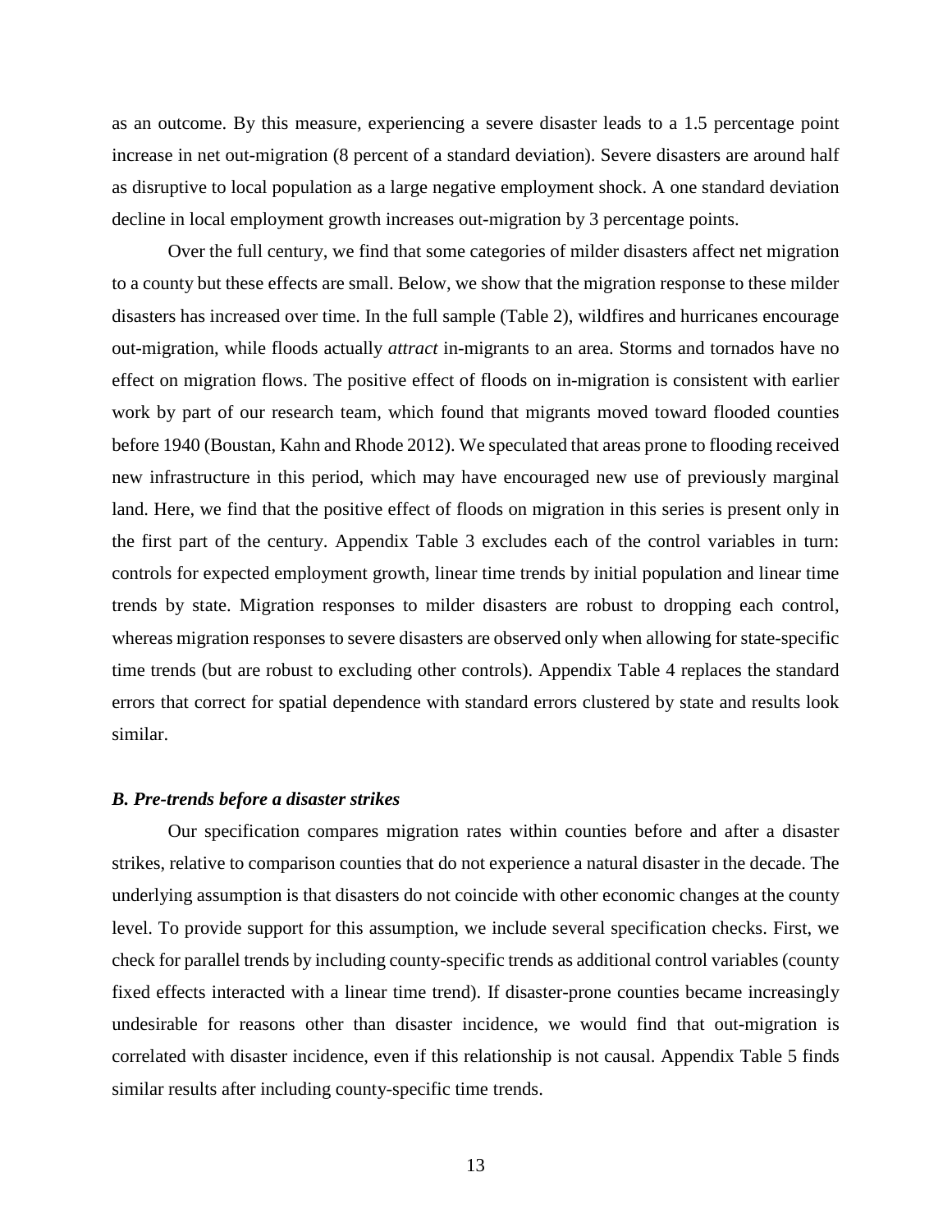as an outcome. By this measure, experiencing a severe disaster leads to a 1.5 percentage point increase in net out-migration (8 percent of a standard deviation). Severe disasters are around half as disruptive to local population as a large negative employment shock. A one standard deviation decline in local employment growth increases out-migration by 3 percentage points.

Over the full century, we find that some categories of milder disasters affect net migration to a county but these effects are small. Below, we show that the migration response to these milder disasters has increased over time. In the full sample (Table 2), wildfires and hurricanes encourage out-migration, while floods actually *attract* in-migrants to an area. Storms and tornados have no effect on migration flows. The positive effect of floods on in-migration is consistent with earlier work by part of our research team, which found that migrants moved toward flooded counties before 1940 (Boustan, Kahn and Rhode 2012). We speculated that areas prone to flooding received new infrastructure in this period, which may have encouraged new use of previously marginal land. Here, we find that the positive effect of floods on migration in this series is present only in the first part of the century. Appendix Table 3 excludes each of the control variables in turn: controls for expected employment growth, linear time trends by initial population and linear time trends by state. Migration responses to milder disasters are robust to dropping each control, whereas migration responses to severe disasters are observed only when allowing for state-specific time trends (but are robust to excluding other controls). Appendix Table 4 replaces the standard errors that correct for spatial dependence with standard errors clustered by state and results look similar.

### *B. Pre-trends before a disaster strikes*

Our specification compares migration rates within counties before and after a disaster strikes, relative to comparison counties that do not experience a natural disaster in the decade. The underlying assumption is that disasters do not coincide with other economic changes at the county level. To provide support for this assumption, we include several specification checks. First, we check for parallel trends by including county-specific trends as additional control variables (county fixed effects interacted with a linear time trend). If disaster-prone counties became increasingly undesirable for reasons other than disaster incidence, we would find that out-migration is correlated with disaster incidence, even if this relationship is not causal. Appendix Table 5 finds similar results after including county-specific time trends.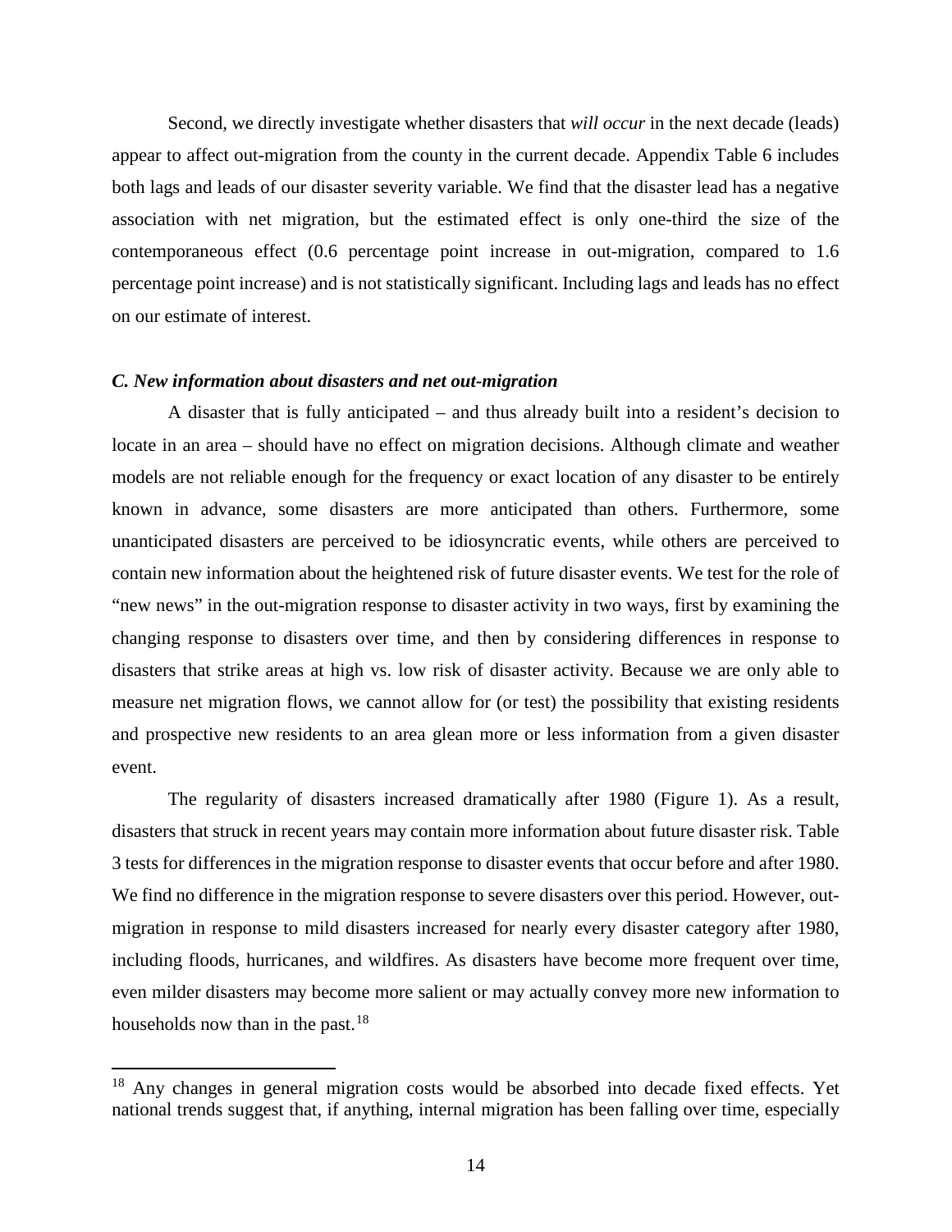Second, we directly investigate whether disasters that *will occur* in the next decade (leads) appear to affect out-migration from the county in the current decade. Appendix Table 6 includes both lags and leads of our disaster severity variable. We find that the disaster lead has a negative association with net migration, but the estimated effect is only one-third the size of the contemporaneous effect (0.6 percentage point increase in out-migration, compared to 1.6 percentage point increase) and is not statistically significant. Including lags and leads has no effect on our estimate of interest.

### *C. New information about disasters and net out-migration*

A disaster that is fully anticipated – and thus already built into a resident's decision to locate in an area – should have no effect on migration decisions. Although climate and weather models are not reliable enough for the frequency or exact location of any disaster to be entirely known in advance, some disasters are more anticipated than others. Furthermore, some unanticipated disasters are perceived to be idiosyncratic events, while others are perceived to contain new information about the heightened risk of future disaster events. We test for the role of "new news" in the out-migration response to disaster activity in two ways, first by examining the changing response to disasters over time, and then by considering differences in response to disasters that strike areas at high vs. low risk of disaster activity. Because we are only able to measure net migration flows, we cannot allow for (or test) the possibility that existing residents and prospective new residents to an area glean more or less information from a given disaster event.

The regularity of disasters increased dramatically after 1980 (Figure 1). As a result, disasters that struck in recent years may contain more information about future disaster risk. Table 3 tests for differences in the migration response to disaster events that occur before and after 1980. We find no difference in the migration response to severe disasters over this period. However, out-migration in response to mild disasters increased for nearly every disaster category after 1980, including floods, hurricanes, and wildfires. As disasters have become more frequent over time, even milder disasters may become more salient or may actually convey more new information to households now than in the past.[18]

[18] Any changes in general migration costs would be absorbed into decade fixed effects. Yet national trends suggest that, if anything, internal migration has been falling over time, especially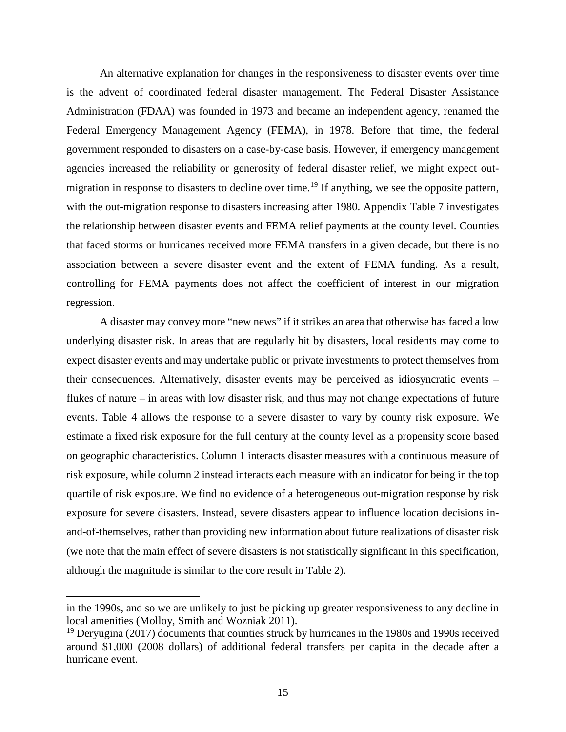An alternative explanation for changes in the responsiveness to disaster events over time is the advent of coordinated federal disaster management. The Federal Disaster Assistance Administration (FDAA) was founded in 1973 and became an independent agency, renamed the Federal Emergency Management Agency (FEMA), in 1978. Before that time, the federal government responded to disasters on a case-by-case basis. However, if emergency management agencies increased the reliability or generosity of federal disaster relief, we might expect out-migration in response to disasters to decline over time.[19] If anything, we see the opposite pattern, with the out-migration response to disasters increasing after 1980. Appendix Table 7 investigates the relationship between disaster events and FEMA relief payments at the county level. Counties that faced storms or hurricanes received more FEMA transfers in a given decade, but there is no association between a severe disaster event and the extent of FEMA funding. As a result, controlling for FEMA payments does not affect the coefficient of interest in our migration regression.

A disaster may convey more "new news" if it strikes an area that otherwise has faced a low underlying disaster risk. In areas that are regularly hit by disasters, local residents may come to expect disaster events and may undertake public or private investments to protect themselves from their consequences. Alternatively, disaster events may be perceived as idiosyncratic events – flukes of nature – in areas with low disaster risk, and thus may not change expectations of future events. Table 4 allows the response to a severe disaster to vary by county risk exposure. We estimate a fixed risk exposure for the full century at the county level as a propensity score based on geographic characteristics. Column 1 interacts disaster measures with a continuous measure of risk exposure, while column 2 instead interacts each measure with an indicator for being in the top quartile of risk exposure. We find no evidence of a heterogeneous out-migration response by risk exposure for severe disasters. Instead, severe disasters appear to influence location decisions in-and-of-themselves, rather than providing new information about future realizations of disaster risk (we note that the main effect of severe disasters is not statistically significant in this specification, although the magnitude is similar to the core result in Table 2).

---

in the 1990s, and so we are unlikely to just be picking up greater responsiveness to any decline in local amenities (Molloy, Smith and Wozniak 2011).

[19] Deryugina (2017) documents that counties struck by hurricanes in the 1980s and 1990s received around $1,000 (2008 dollars) of additional federal transfers per capita in the decade after a hurricane event.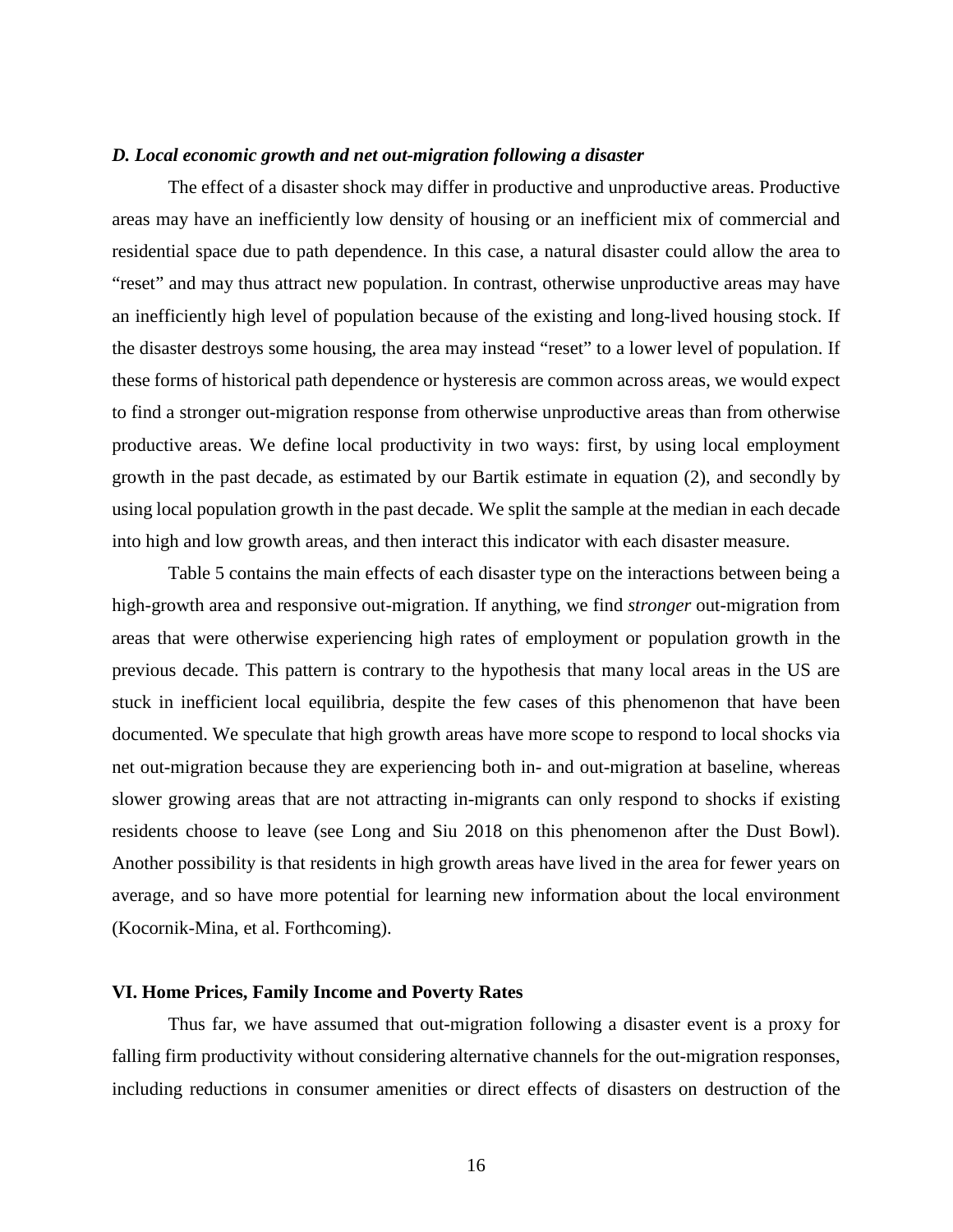### *D. Local economic growth and net out-migration following a disaster*

The effect of a disaster shock may differ in productive and unproductive areas. Productive areas may have an inefficiently low density of housing or an inefficient mix of commercial and residential space due to path dependence. In this case, a natural disaster could allow the area to "reset" and may thus attract new population. In contrast, otherwise unproductive areas may have an inefficiently high level of population because of the existing and long-lived housing stock. If the disaster destroys some housing, the area may instead "reset" to a lower level of population. If these forms of historical path dependence or hysteresis are common across areas, we would expect to find a stronger out-migration response from otherwise unproductive areas than from otherwise productive areas. We define local productivity in two ways: first, by using local employment growth in the past decade, as estimated by our Bartik estimate in equation (2), and secondly by using local population growth in the past decade. We split the sample at the median in each decade into high and low growth areas, and then interact this indicator with each disaster measure.

Table 5 contains the main effects of each disaster type on the interactions between being a high-growth area and responsive out-migration. If anything, we find *stronger* out-migration from areas that were otherwise experiencing high rates of employment or population growth in the previous decade. This pattern is contrary to the hypothesis that many local areas in the US are stuck in inefficient local equilibria, despite the few cases of this phenomenon that have been documented. We speculate that high growth areas have more scope to respond to local shocks via net out-migration because they are experiencing both in- and out-migration at baseline, whereas slower growing areas that are not attracting in-migrants can only respond to shocks if existing residents choose to leave (see Long and Siu 2018 on this phenomenon after the Dust Bowl). Another possibility is that residents in high growth areas have lived in the area for fewer years on average, and so have more potential for learning new information about the local environment (Kocornik-Mina, et al. Forthcoming).

## VI. Home Prices, Family Income and Poverty Rates

Thus far, we have assumed that out-migration following a disaster event is a proxy for falling firm productivity without considering alternative channels for the out-migration responses, including reductions in consumer amenities or direct effects of disasters on destruction of the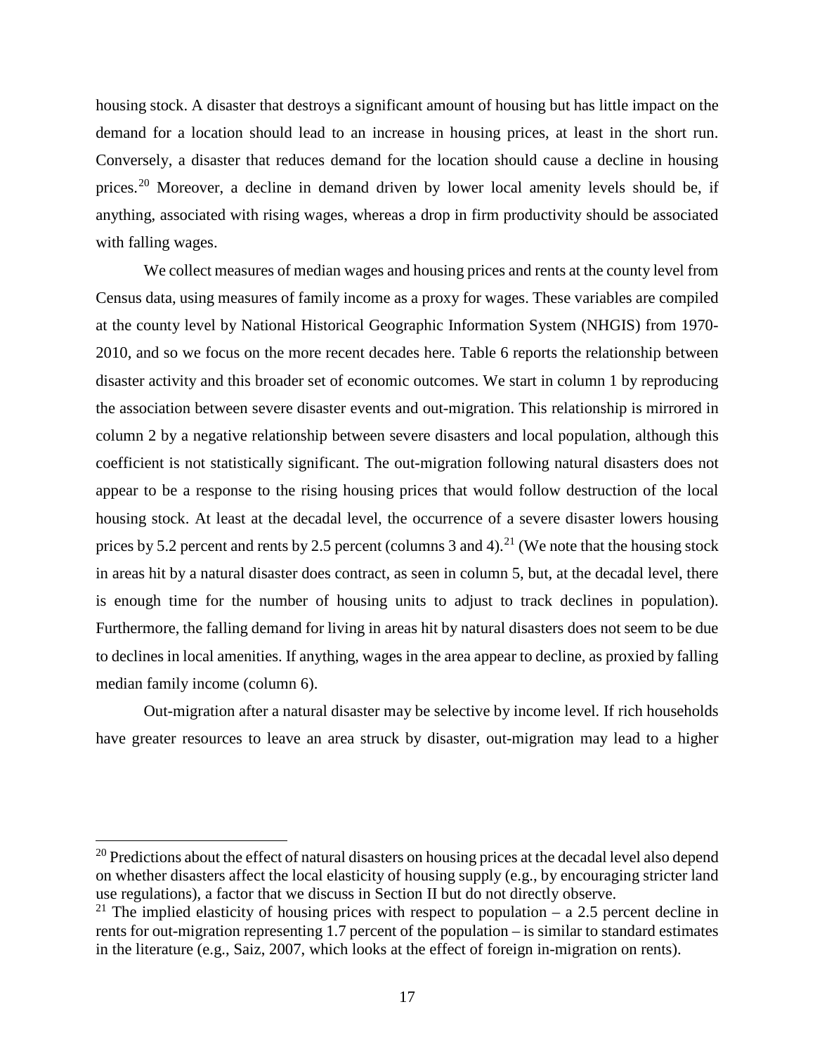housing stock. A disaster that destroys a significant amount of housing but has little impact on the demand for a location should lead to an increase in housing prices, at least in the short run. Conversely, a disaster that reduces demand for the location should cause a decline in housing prices.[20] Moreover, a decline in demand driven by lower local amenity levels should be, if anything, associated with rising wages, whereas a drop in firm productivity should be associated with falling wages.

We collect measures of median wages and housing prices and rents at the county level from Census data, using measures of family income as a proxy for wages. These variables are compiled at the county level by National Historical Geographic Information System (NHGIS) from 1970-2010, and so we focus on the more recent decades here. Table 6 reports the relationship between disaster activity and this broader set of economic outcomes. We start in column 1 by reproducing the association between severe disaster events and out-migration. This relationship is mirrored in column 2 by a negative relationship between severe disasters and local population, although this coefficient is not statistically significant. The out-migration following natural disasters does not appear to be a response to the rising housing prices that would follow destruction of the local housing stock. At least at the decadal level, the occurrence of a severe disaster lowers housing prices by 5.2 percent and rents by 2.5 percent (columns 3 and 4).[21] (We note that the housing stock in areas hit by a natural disaster does contract, as seen in column 5, but, at the decadal level, there is enough time for the number of housing units to adjust to track declines in population). Furthermore, the falling demand for living in areas hit by natural disasters does not seem to be due to declines in local amenities. If anything, wages in the area appear to decline, as proxied by falling median family income (column 6).

Out-migration after a natural disaster may be selective by income level. If rich households have greater resources to leave an area struck by disaster, out-migration may lead to a higher

---

[20] Predictions about the effect of natural disasters on housing prices at the decadal level also depend on whether disasters affect the local elasticity of housing supply (e.g., by encouraging stricter land use regulations), a factor that we discuss in Section II but do not directly observe.

[21] The implied elasticity of housing prices with respect to population – a 2.5 percent decline in rents for out-migration representing 1.7 percent of the population – is similar to standard estimates in the literature (e.g., Saiz, 2007, which looks at the effect of foreign in-migration on rents).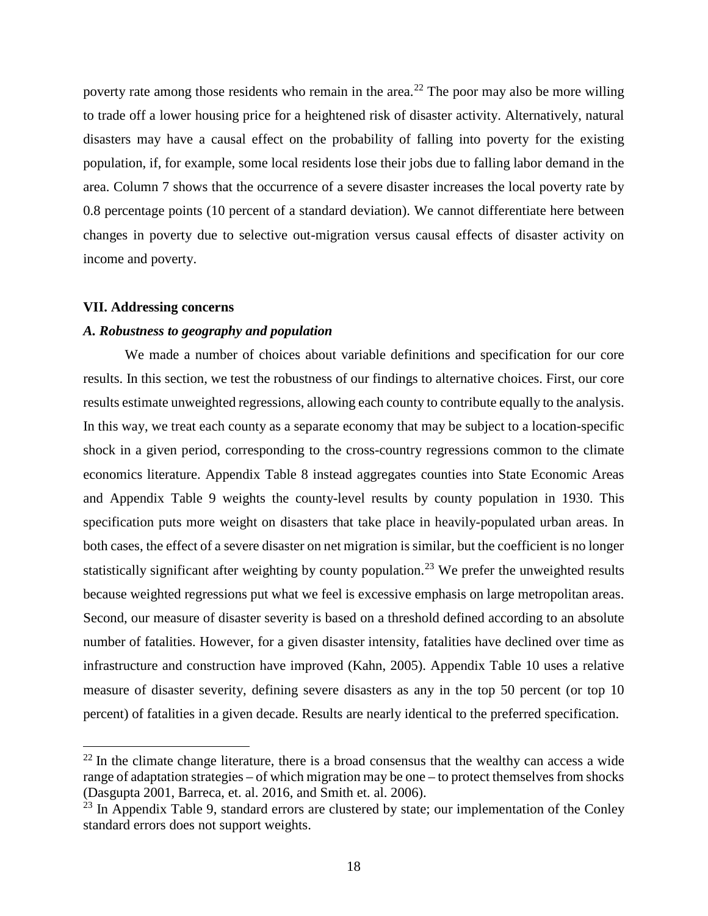poverty rate among those residents who remain in the area.[22] The poor may also be more willing to trade off a lower housing price for a heightened risk of disaster activity. Alternatively, natural disasters may have a causal effect on the probability of falling into poverty for the existing population, if, for example, some local residents lose their jobs due to falling labor demand in the area. Column 7 shows that the occurrence of a severe disaster increases the local poverty rate by 0.8 percentage points (10 percent of a standard deviation). We cannot differentiate here between changes in poverty due to selective out-migration versus causal effects of disaster activity on income and poverty.

## VII. Addressing concerns

### *A. Robustness to geography and population*

We made a number of choices about variable definitions and specification for our core results. In this section, we test the robustness of our findings to alternative choices. First, our core results estimate unweighted regressions, allowing each county to contribute equally to the analysis. In this way, we treat each county as a separate economy that may be subject to a location-specific shock in a given period, corresponding to the cross-country regressions common to the climate economics literature. Appendix Table 8 instead aggregates counties into State Economic Areas and Appendix Table 9 weights the county-level results by county population in 1930. This specification puts more weight on disasters that take place in heavily-populated urban areas. In both cases, the effect of a severe disaster on net migration is similar, but the coefficient is no longer statistically significant after weighting by county population.[23] We prefer the unweighted results because weighted regressions put what we feel is excessive emphasis on large metropolitan areas. Second, our measure of disaster severity is based on a threshold defined according to an absolute number of fatalities. However, for a given disaster intensity, fatalities have declined over time as infrastructure and construction have improved (Kahn, 2005). Appendix Table 10 uses a relative measure of disaster severity, defining severe disasters as any in the top 50 percent (or top 10 percent) of fatalities in a given decade. Results are nearly identical to the preferred specification.

[22] In the climate change literature, there is a broad consensus that the wealthy can access a wide range of adaptation strategies – of which migration may be one – to protect themselves from shocks (Dasgupta 2001, Barreca, et. al. 2016, and Smith et. al. 2006).

[23] In Appendix Table 9, standard errors are clustered by state; our implementation of the Conley standard errors does not support weights.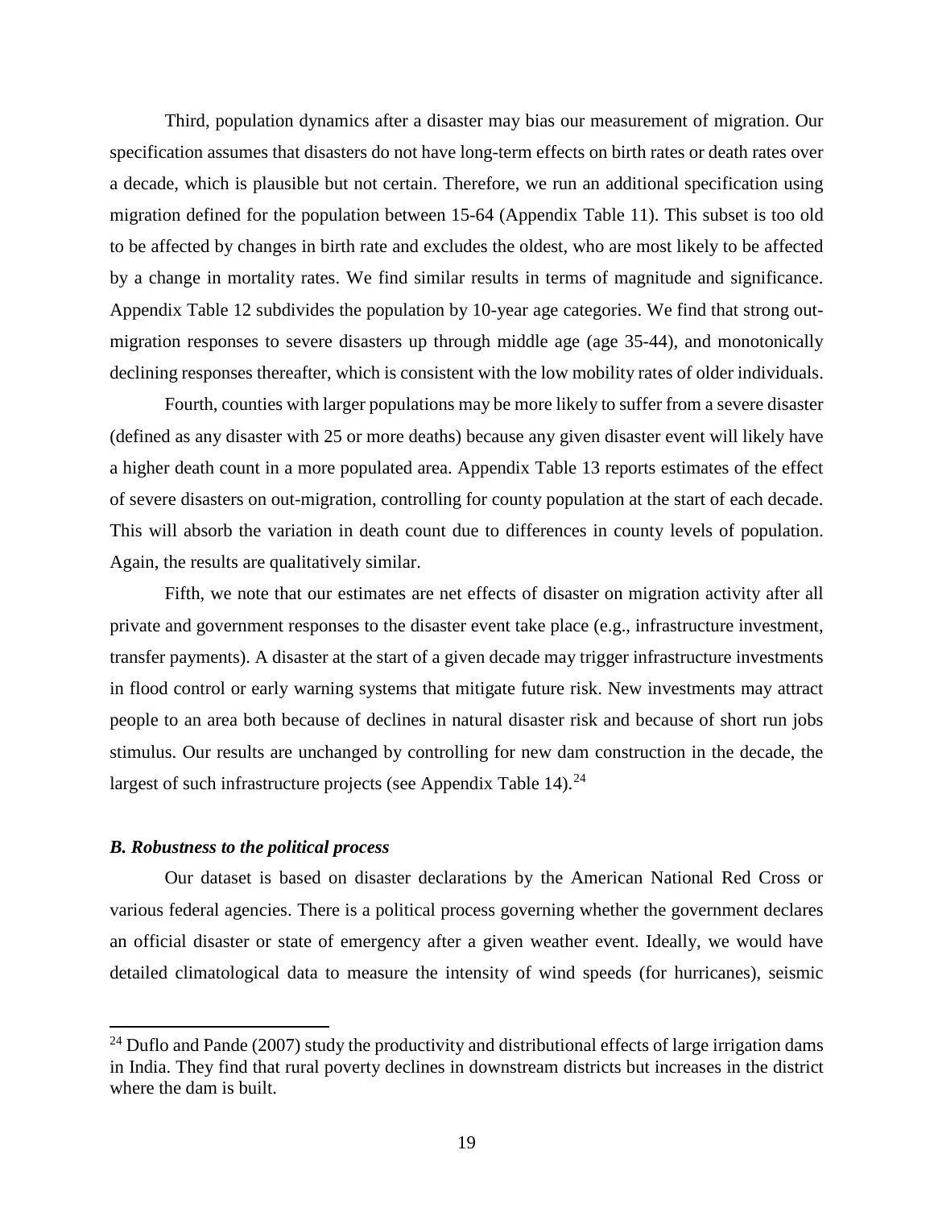Third, population dynamics after a disaster may bias our measurement of migration. Our specification assumes that disasters do not have long-term effects on birth rates or death rates over a decade, which is plausible but not certain. Therefore, we run an additional specification using migration defined for the population between 15-64 (Appendix Table 11). This subset is too old to be affected by changes in birth rate and excludes the oldest, who are most likely to be affected by a change in mortality rates. We find similar results in terms of magnitude and significance. Appendix Table 12 subdivides the population by 10-year age categories. We find that strong out-migration responses to severe disasters up through middle age (age 35-44), and monotonically declining responses thereafter, which is consistent with the low mobility rates of older individuals.

Fourth, counties with larger populations may be more likely to suffer from a severe disaster (defined as any disaster with 25 or more deaths) because any given disaster event will likely have a higher death count in a more populated area. Appendix Table 13 reports estimates of the effect of severe disasters on out-migration, controlling for county population at the start of each decade. This will absorb the variation in death count due to differences in county levels of population. Again, the results are qualitatively similar.

Fifth, we note that our estimates are net effects of disaster on migration activity after all private and government responses to the disaster event take place (e.g., infrastructure investment, transfer payments). A disaster at the start of a given decade may trigger infrastructure investments in flood control or early warning systems that mitigate future risk. New investments may attract people to an area both because of declines in natural disaster risk and because of short run jobs stimulus. Our results are unchanged by controlling for new dam construction in the decade, the largest of such infrastructure projects (see Appendix Table 14).[24]

### *B. Robustness to the political process*

Our dataset is based on disaster declarations by the American National Red Cross or various federal agencies. There is a political process governing whether the government declares an official disaster or state of emergency after a given weather event. Ideally, we would have detailed climatological data to measure the intensity of wind speeds (for hurricanes), seismic

[24] Duflo and Pande (2007) study the productivity and distributional effects of large irrigation dams in India. They find that rural poverty declines in downstream districts but increases in the district where the dam is built.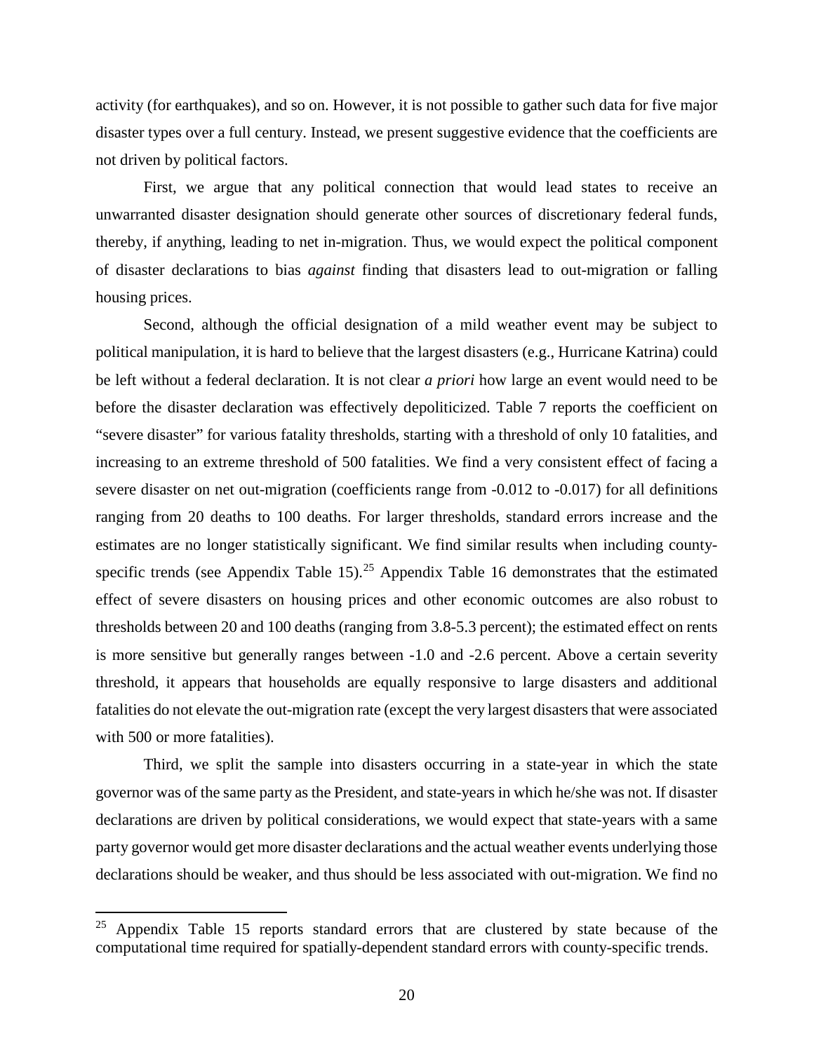activity (for earthquakes), and so on. However, it is not possible to gather such data for five major disaster types over a full century. Instead, we present suggestive evidence that the coefficients are not driven by political factors.

First, we argue that any political connection that would lead states to receive an unwarranted disaster designation should generate other sources of discretionary federal funds, thereby, if anything, leading to net in-migration. Thus, we would expect the political component of disaster declarations to bias *against* finding that disasters lead to out-migration or falling housing prices.

Second, although the official designation of a mild weather event may be subject to political manipulation, it is hard to believe that the largest disasters (e.g., Hurricane Katrina) could be left without a federal declaration. It is not clear *a priori* how large an event would need to be before the disaster declaration was effectively depoliticized. Table 7 reports the coefficient on "severe disaster" for various fatality thresholds, starting with a threshold of only 10 fatalities, and increasing to an extreme threshold of 500 fatalities. We find a very consistent effect of facing a severe disaster on net out-migration (coefficients range from -0.012 to -0.017) for all definitions ranging from 20 deaths to 100 deaths. For larger thresholds, standard errors increase and the estimates are no longer statistically significant. We find similar results when including county-specific trends (see Appendix Table 15).[25] Appendix Table 16 demonstrates that the estimated effect of severe disasters on housing prices and other economic outcomes are also robust to thresholds between 20 and 100 deaths (ranging from 3.8-5.3 percent); the estimated effect on rents is more sensitive but generally ranges between -1.0 and -2.6 percent. Above a certain severity threshold, it appears that households are equally responsive to large disasters and additional fatalities do not elevate the out-migration rate (except the very largest disasters that were associated with 500 or more fatalities).

Third, we split the sample into disasters occurring in a state-year in which the state governor was of the same party as the President, and state-years in which he/she was not. If disaster declarations are driven by political considerations, we would expect that state-years with a same party governor would get more disaster declarations and the actual weather events underlying those declarations should be weaker, and thus should be less associated with out-migration. We find no

[25] Appendix Table 15 reports standard errors that are clustered by state because of the computational time required for spatially-dependent standard errors with county-specific trends.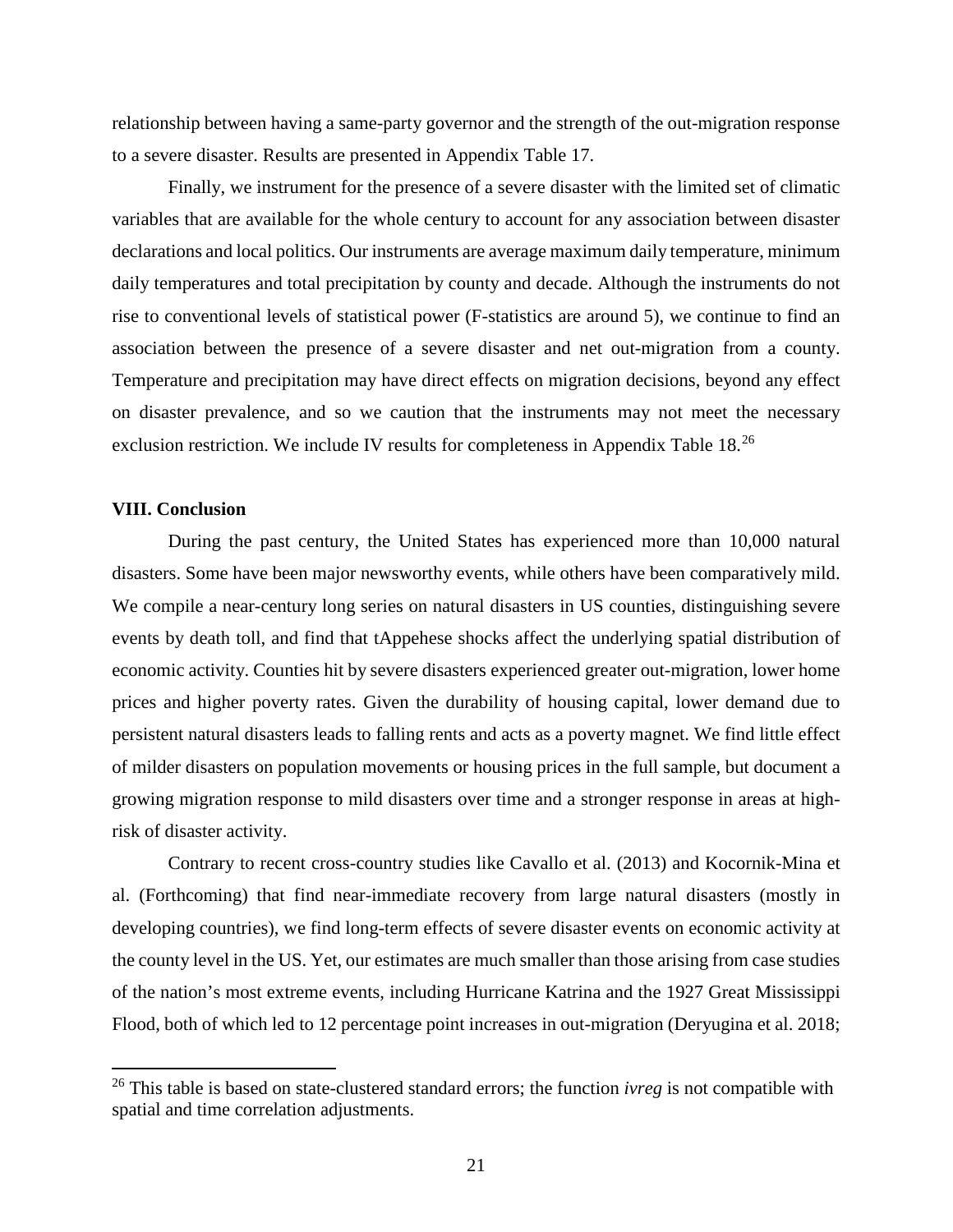relationship between having a same-party governor and the strength of the out-migration response to a severe disaster. Results are presented in Appendix Table 17.

Finally, we instrument for the presence of a severe disaster with the limited set of climatic variables that are available for the whole century to account for any association between disaster declarations and local politics. Our instruments are average maximum daily temperature, minimum daily temperatures and total precipitation by county and decade. Although the instruments do not rise to conventional levels of statistical power (F-statistics are around 5), we continue to find an association between the presence of a severe disaster and net out-migration from a county. Temperature and precipitation may have direct effects on migration decisions, beyond any effect on disaster prevalence, and so we caution that the instruments may not meet the necessary exclusion restriction. We include IV results for completeness in Appendix Table 18.[26]

## VIII. Conclusion

During the past century, the United States has experienced more than 10,000 natural disasters. Some have been major newsworthy events, while others have been comparatively mild. We compile a near-century long series on natural disasters in US counties, distinguishing severe events by death toll, and find that tAppehese shocks affect the underlying spatial distribution of economic activity. Counties hit by severe disasters experienced greater out-migration, lower home prices and higher poverty rates. Given the durability of housing capital, lower demand due to persistent natural disasters leads to falling rents and acts as a poverty magnet. We find little effect of milder disasters on population movements or housing prices in the full sample, but document a growing migration response to mild disasters over time and a stronger response in areas at high-risk of disaster activity.

Contrary to recent cross-country studies like Cavallo et al. (2013) and Kocornik-Mina et al. (Forthcoming) that find near-immediate recovery from large natural disasters (mostly in developing countries), we find long-term effects of severe disaster events on economic activity at the county level in the US. Yet, our estimates are much smaller than those arising from case studies of the nation's most extreme events, including Hurricane Katrina and the 1927 Great Mississippi Flood, both of which led to 12 percentage point increases in out-migration (Deryugina et al. 2018;

[26] This table is based on state-clustered standard errors; the function *ivreg* is not compatible with spatial and time correlation adjustments.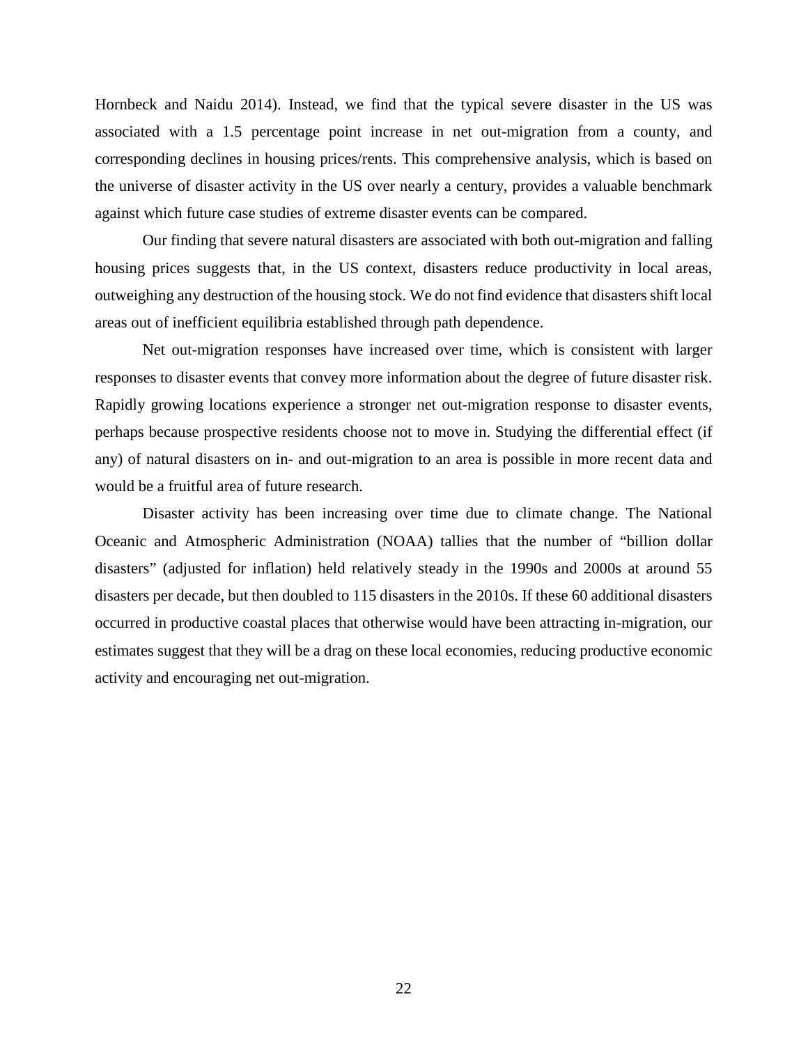Hornbeck and Naidu 2014). Instead, we find that the typical severe disaster in the US was associated with a 1.5 percentage point increase in net out-migration from a county, and corresponding declines in housing prices/rents. This comprehensive analysis, which is based on the universe of disaster activity in the US over nearly a century, provides a valuable benchmark against which future case studies of extreme disaster events can be compared.

Our finding that severe natural disasters are associated with both out-migration and falling housing prices suggests that, in the US context, disasters reduce productivity in local areas, outweighing any destruction of the housing stock. We do not find evidence that disasters shift local areas out of inefficient equilibria established through path dependence.

Net out-migration responses have increased over time, which is consistent with larger responses to disaster events that convey more information about the degree of future disaster risk. Rapidly growing locations experience a stronger net out-migration response to disaster events, perhaps because prospective residents choose not to move in. Studying the differential effect (if any) of natural disasters on in- and out-migration to an area is possible in more recent data and would be a fruitful area of future research.

Disaster activity has been increasing over time due to climate change. The National Oceanic and Atmospheric Administration (NOAA) tallies that the number of "billion dollar disasters" (adjusted for inflation) held relatively steady in the 1990s and 2000s at around 55 disasters per decade, but then doubled to 115 disasters in the 2010s. If these 60 additional disasters occurred in productive coastal places that otherwise would have been attracting in-migration, our estimates suggest that they will be a drag on these local economies, reducing productive economic activity and encouraging net out-migration.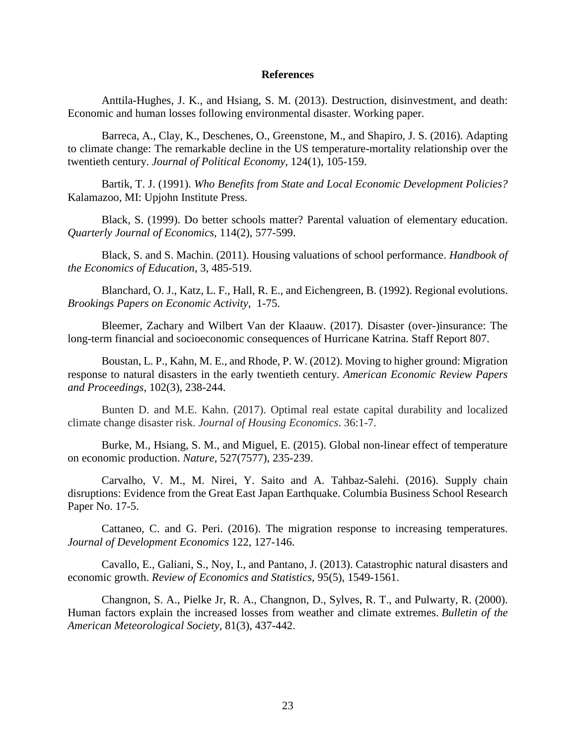# References

Anttila-Hughes, J. K., and Hsiang, S. M. (2013). Destruction, disinvestment, and death: Economic and human losses following environmental disaster. Working paper.

Barreca, A., Clay, K., Deschenes, O., Greenstone, M., and Shapiro, J. S. (2016). Adapting to climate change: The remarkable decline in the US temperature-mortality relationship over the twentieth century. *Journal of Political Economy*, 124(1), 105-159.

Bartik, T. J. (1991). *Who Benefits from State and Local Economic Development Policies?* Kalamazoo, MI: Upjohn Institute Press.

Black, S. (1999). Do better schools matter? Parental valuation of elementary education. *Quarterly Journal of Economics*, 114(2), 577-599.

Black, S. and S. Machin. (2011). Housing valuations of school performance. *Handbook of the Economics of Education*, 3, 485-519.

Blanchard, O. J., Katz, L. F., Hall, R. E., and Eichengreen, B. (1992). Regional evolutions. *Brookings Papers on Economic Activity*, 1-75.

Bleemer, Zachary and Wilbert Van der Klaauw. (2017). Disaster (over-)insurance: The long-term financial and socioeconomic consequences of Hurricane Katrina. Staff Report 807.

Boustan, L. P., Kahn, M. E., and Rhode, P. W. (2012). Moving to higher ground: Migration response to natural disasters in the early twentieth century. *American Economic Review Papers and Proceedings*, 102(3), 238-244.

Bunten D. and M.E. Kahn. (2017). Optimal real estate capital durability and localized climate change disaster risk. *Journal of Housing Economics*. 36:1-7.

Burke, M., Hsiang, S. M., and Miguel, E. (2015). Global non-linear effect of temperature on economic production. *Nature*, 527(7577), 235-239.

Carvalho, V. M., M. Nirei, Y. Saito and A. Tahbaz-Salehi. (2016). Supply chain disruptions: Evidence from the Great East Japan Earthquake. Columbia Business School Research Paper No. 17-5.

Cattaneo, C. and G. Peri. (2016). The migration response to increasing temperatures. *Journal of Development Economics* 122, 127-146.

Cavallo, E., Galiani, S., Noy, I., and Pantano, J. (2013). Catastrophic natural disasters and economic growth. *Review of Economics and Statistics*, 95(5), 1549-1561.

Changnon, S. A., Pielke Jr, R. A., Changnon, D., Sylves, R. T., and Pulwarty, R. (2000). Human factors explain the increased losses from weather and climate extremes. *Bulletin of the American Meteorological Society*, 81(3), 437-442.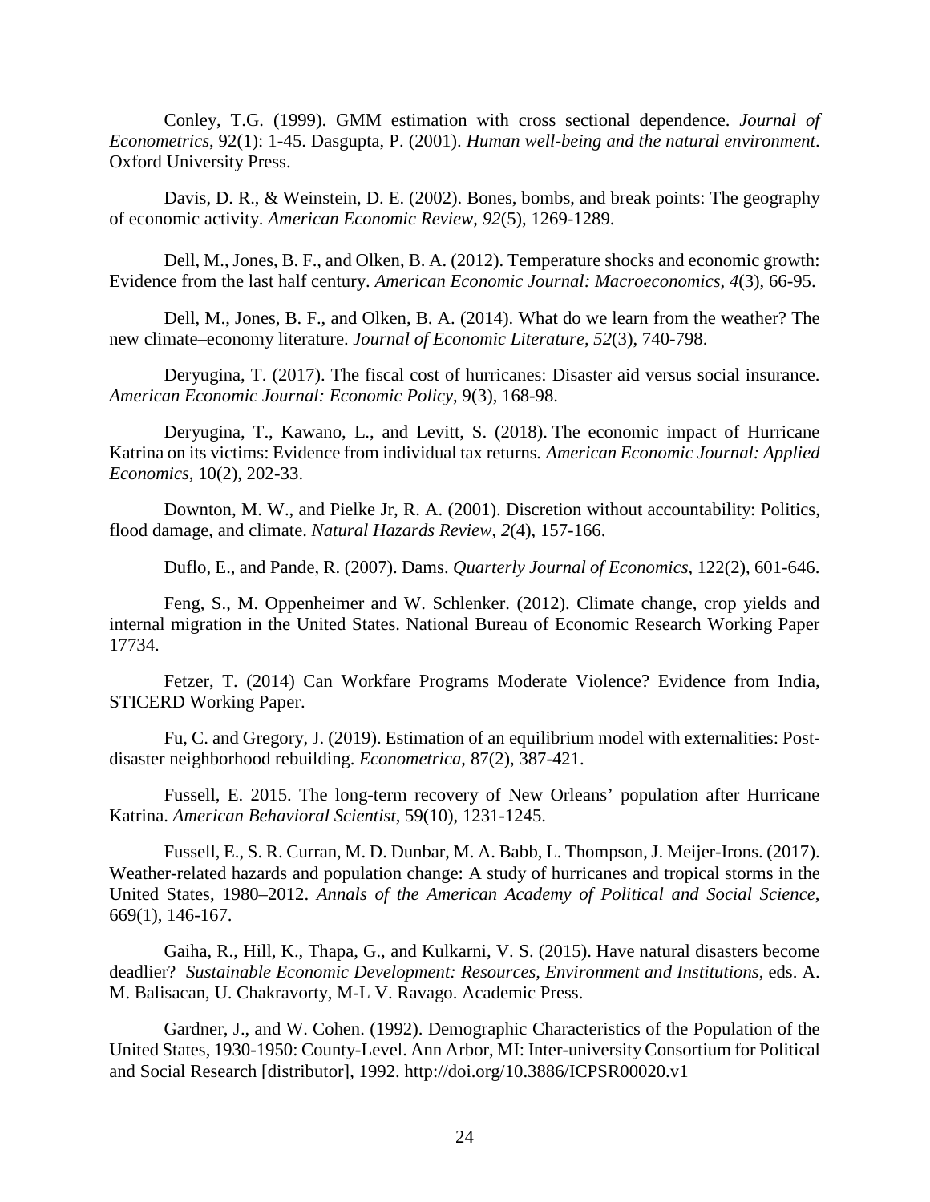Conley, T.G. (1999). GMM estimation with cross sectional dependence. *Journal of Econometrics*, 92(1): 1-45. Dasgupta, P. (2001). *Human well-being and the natural environment*. Oxford University Press.

Davis, D. R., & Weinstein, D. E. (2002). Bones, bombs, and break points: The geography of economic activity. *American Economic Review*, *92*(5), 1269-1289.

Dell, M., Jones, B. F., and Olken, B. A. (2012). Temperature shocks and economic growth: Evidence from the last half century. *American Economic Journal: Macroeconomics*, *4*(3), 66-95.

Dell, M., Jones, B. F., and Olken, B. A. (2014). What do we learn from the weather? The new climate–economy literature. *Journal of Economic Literature*, *52*(3), 740-798.

Deryugina, T. (2017). The fiscal cost of hurricanes: Disaster aid versus social insurance. *American Economic Journal: Economic Policy*, 9(3), 168-98.

Deryugina, T., Kawano, L., and Levitt, S. (2018). The economic impact of Hurricane Katrina on its victims: Evidence from individual tax returns*. American Economic Journal: Applied Economics*, 10(2), 202-33.

Downton, M. W., and Pielke Jr, R. A. (2001). Discretion without accountability: Politics, flood damage, and climate. *Natural Hazards Review*, *2*(4), 157-166.

Duflo, E., and Pande, R. (2007). Dams. *Quarterly Journal of Economics,* 122(2), 601-646.

Feng, S., M. Oppenheimer and W. Schlenker. (2012). Climate change, crop yields and internal migration in the United States. National Bureau of Economic Research Working Paper 17734.

Fetzer, T. (2014) Can Workfare Programs Moderate Violence? Evidence from India, STICERD Working Paper.

Fu, C. and Gregory, J. (2019). Estimation of an equilibrium model with externalities: Post-disaster neighborhood rebuilding. *Econometrica*, 87(2), 387-421.

Fussell, E. 2015. The long-term recovery of New Orleans' population after Hurricane Katrina. *American Behavioral Scientist*, 59(10), 1231-1245.

Fussell, E., S. R. Curran, M. D. Dunbar, M. A. Babb, L. Thompson, J. Meijer-Irons. (2017). Weather-related hazards and population change: A study of hurricanes and tropical storms in the United States, 1980–2012. *Annals of the American Academy of Political and Social Science*, 669(1), 146-167.

Gaiha, R., Hill, K., Thapa, G., and Kulkarni, V. S. (2015). Have natural disasters become deadlier? *Sustainable Economic Development: Resources, Environment and Institutions*, eds. A. M. Balisacan, U. Chakravorty, M-L V. Ravago. Academic Press.

Gardner, J., and W. Cohen. (1992). Demographic Characteristics of the Population of the United States, 1930-1950: County-Level. Ann Arbor, MI: Inter-university Consortium for Political and Social Research [distributor], 1992. http://doi.org/10.3886/ICPSR00020.v1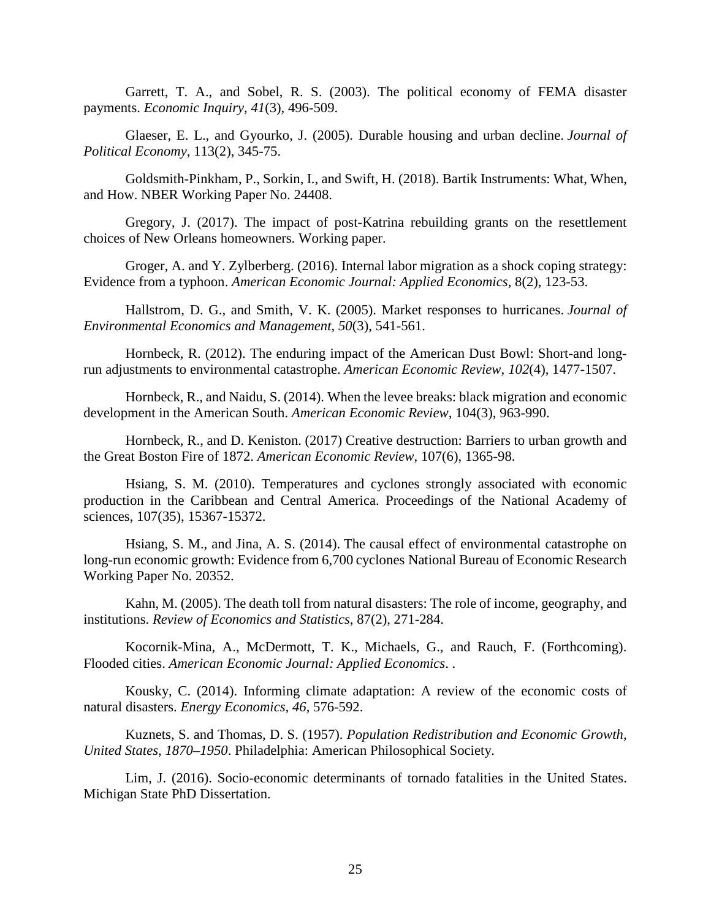Garrett, T. A., and Sobel, R. S. (2003). The political economy of FEMA disaster payments. *Economic Inquiry*, *41*(3), 496-509.

Glaeser, E. L., and Gyourko, J. (2005). Durable housing and urban decline. *Journal of Political Economy*, 113(2), 345-75.

Goldsmith-Pinkham, P., Sorkin, I., and Swift, H. (2018). Bartik Instruments: What, When, and How. NBER Working Paper No. 24408.

Gregory, J. (2017). The impact of post-Katrina rebuilding grants on the resettlement choices of New Orleans homeowners. Working paper.

Groger, A. and Y. Zylberberg. (2016). Internal labor migration as a shock coping strategy: Evidence from a typhoon. *American Economic Journal: Applied Economics*, 8(2), 123-53.

Hallstrom, D. G., and Smith, V. K. (2005). Market responses to hurricanes. *Journal of Environmental Economics and Management*, *50*(3), 541-561.

Hornbeck, R. (2012). The enduring impact of the American Dust Bowl: Short-and long-run adjustments to environmental catastrophe. *American Economic Review*, *102*(4), 1477-1507.

Hornbeck, R., and Naidu, S. (2014). When the levee breaks: black migration and economic development in the American South. *American Economic Review*, 104(3), 963-990.

Hornbeck, R., and D. Keniston. (2017) Creative destruction: Barriers to urban growth and the Great Boston Fire of 1872. *American Economic Review*, 107(6), 1365-98.

Hsiang, S. M. (2010). Temperatures and cyclones strongly associated with economic production in the Caribbean and Central America. Proceedings of the National Academy of sciences, 107(35), 15367-15372.

Hsiang, S. M., and Jina, A. S. (2014). The causal effect of environmental catastrophe on long-run economic growth: Evidence from 6,700 cyclones National Bureau of Economic Research Working Paper No. 20352.

Kahn, M. (2005). The death toll from natural disasters: The role of income, geography, and institutions. *Review of Economics and Statistics*, 87(2), 271-284.

Kocornik-Mina, A., McDermott, T. K., Michaels, G., and Rauch, F. (Forthcoming). Flooded cities. *American Economic Journal: Applied Economics*. .

Kousky, C. (2014). Informing climate adaptation: A review of the economic costs of natural disasters. *Energy Economics*, *46*, 576-592.

Kuznets, S. and Thomas, D. S. (1957). *Population Redistribution and Economic Growth, United States, 1870–1950*. Philadelphia: American Philosophical Society.

Lim, J. (2016). Socio-economic determinants of tornado fatalities in the United States. Michigan State PhD Dissertation.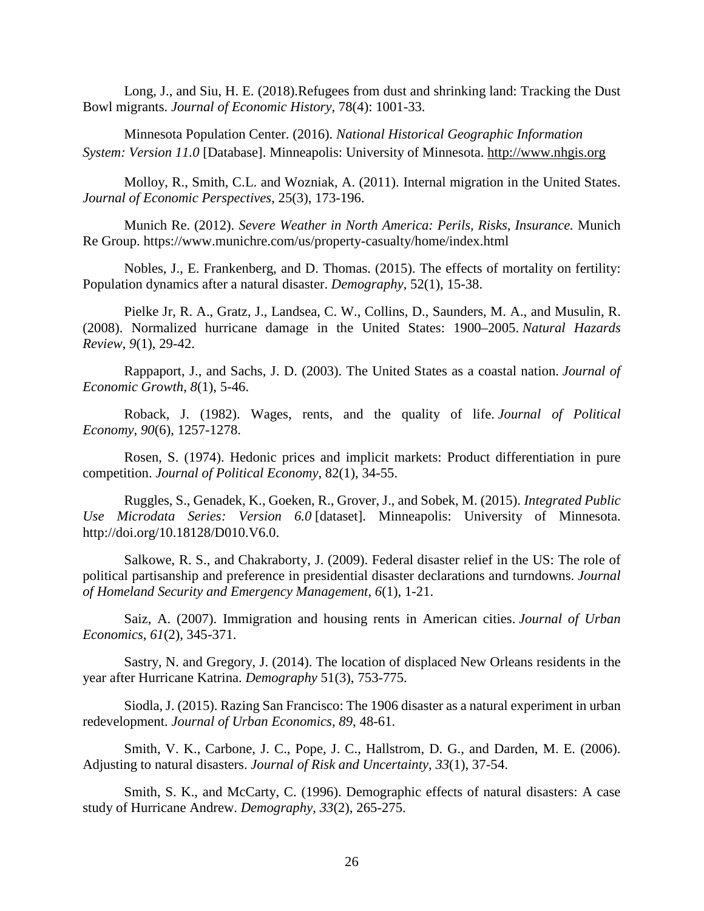Long, J., and Siu, H. E. (2018).Refugees from dust and shrinking land: Tracking the Dust Bowl migrants. *Journal of Economic History*, 78(4): 1001-33.

Minnesota Population Center. (2016). *National Historical Geographic Information System: Version 11.0* [Database]. Minneapolis: University of Minnesota. http://www.nhgis.org

Molloy, R., Smith, C.L. and Wozniak, A. (2011). Internal migration in the United States. *Journal of Economic Perspectives*, 25(3), 173-196.

Munich Re. (2012). *Severe Weather in North America: Perils, Risks, Insurance.* Munich Re Group. https://www.munichre.com/us/property-casualty/home/index.html

Nobles, J., E. Frankenberg, and D. Thomas. (2015). The effects of mortality on fertility: Population dynamics after a natural disaster. *Demography*, 52(1), 15-38.

Pielke Jr, R. A., Gratz, J., Landsea, C. W., Collins, D., Saunders, M. A., and Musulin, R. (2008). Normalized hurricane damage in the United States: 1900–2005. *Natural Hazards Review*, *9*(1), 29-42.

Rappaport, J., and Sachs, J. D. (2003). The United States as a coastal nation. *Journal of Economic Growth*, *8*(1), 5-46.

Roback, J. (1982). Wages, rents, and the quality of life. *Journal of Political Economy*, *90*(6), 1257-1278.

Rosen, S. (1974). Hedonic prices and implicit markets: Product differentiation in pure competition. *Journal of Political Economy*, 82(1), 34-55.

Ruggles, S., Genadek, K., Goeken, R., Grover, J., and Sobek, M. (2015). *Integrated Public Use Microdata Series: Version 6.0* [dataset]. Minneapolis: University of Minnesota. http://doi.org/10.18128/D010.V6.0.

Salkowe, R. S., and Chakraborty, J. (2009). Federal disaster relief in the US: The role of political partisanship and preference in presidential disaster declarations and turndowns. *Journal of Homeland Security and Emergency Management*, *6*(1), 1-21.

Saiz, A. (2007). Immigration and housing rents in American cities. *Journal of Urban Economics*, *61*(2), 345-371.

Sastry, N. and Gregory, J. (2014). The location of displaced New Orleans residents in the year after Hurricane Katrina. *Demography* 51(3), 753-775.

Siodla, J. (2015). Razing San Francisco: The 1906 disaster as a natural experiment in urban redevelopment. *Journal of Urban Economics*, *89*, 48-61.

Smith, V. K., Carbone, J. C., Pope, J. C., Hallstrom, D. G., and Darden, M. E. (2006). Adjusting to natural disasters. *Journal of Risk and Uncertainty*, *33*(1), 37-54.

Smith, S. K., and McCarty, C. (1996). Demographic effects of natural disasters: A case study of Hurricane Andrew. *Demography*, *33*(2), 265-275.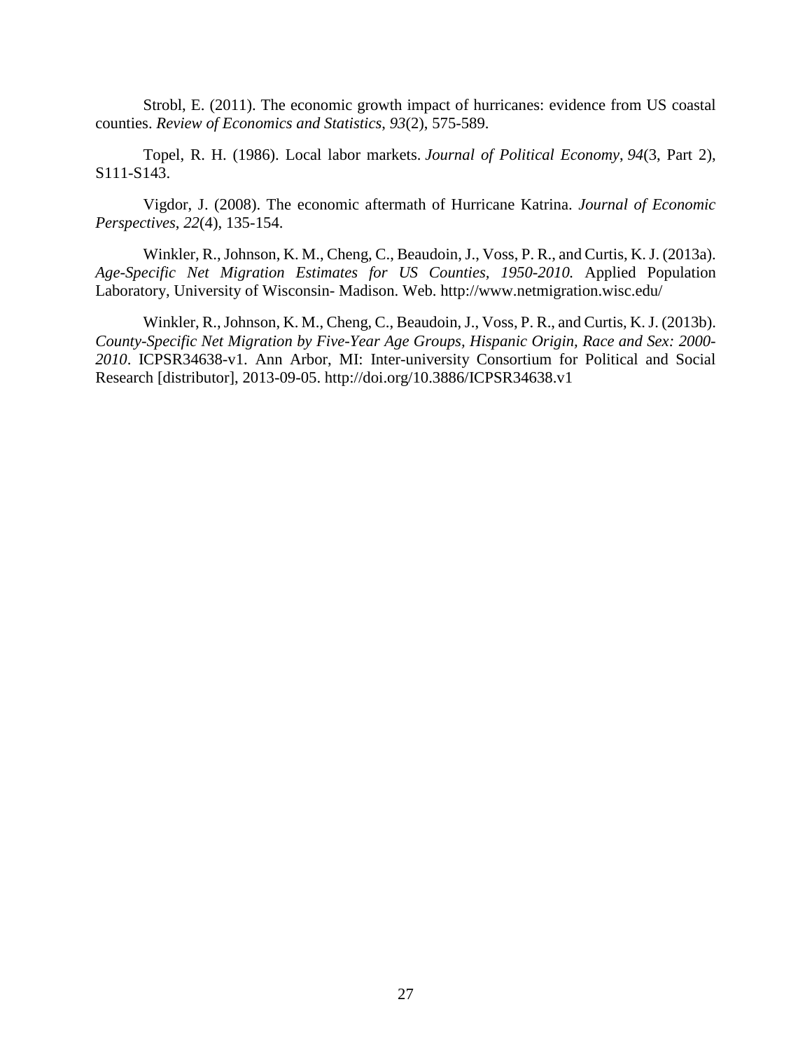Strobl, E. (2011). The economic growth impact of hurricanes: evidence from US coastal counties. *Review of Economics and Statistics*, *93*(2), 575-589.

Topel, R. H. (1986). Local labor markets. *Journal of Political Economy*, *94*(3, Part 2), S111-S143.

Vigdor, J. (2008). The economic aftermath of Hurricane Katrina. *Journal of Economic Perspectives*, *22*(4), 135-154.

Winkler, R., Johnson, K. M., Cheng, C., Beaudoin, J., Voss, P. R., and Curtis, K. J. (2013a). *Age-Specific Net Migration Estimates for US Counties, 1950-2010.* Applied Population Laboratory, University of Wisconsin- Madison. Web. http://www.netmigration.wisc.edu/

Winkler, R., Johnson, K. M., Cheng, C., Beaudoin, J., Voss, P. R., and Curtis, K. J. (2013b). *County-Specific Net Migration by Five-Year Age Groups, Hispanic Origin, Race and Sex: 2000-2010*. ICPSR34638-v1. Ann Arbor, MI: Inter-university Consortium for Political and Social Research [distributor], 2013-09-05. http://doi.org/10.3886/ICPSR34638.v1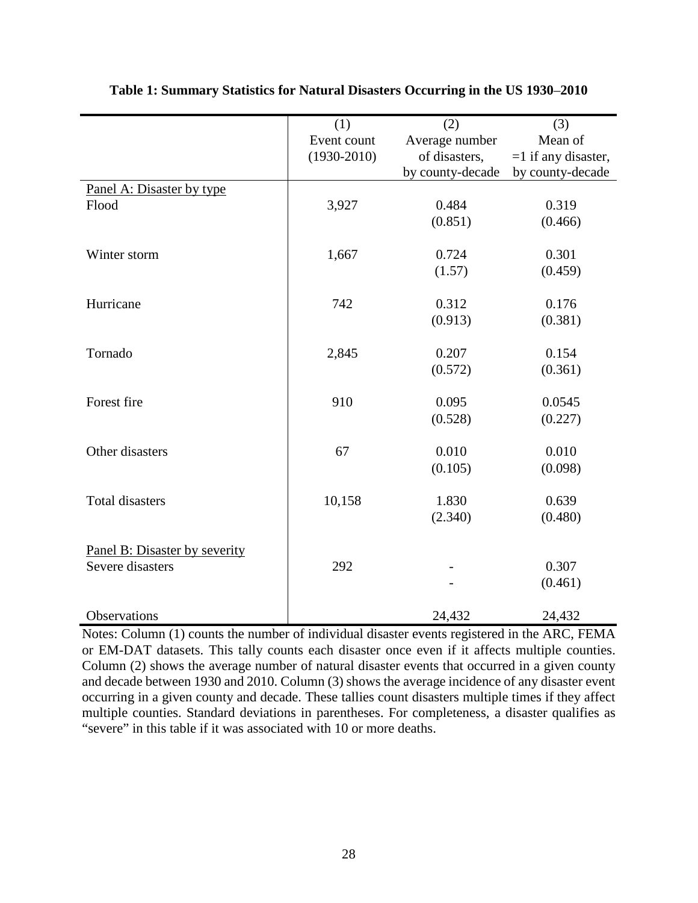**Table 1: Summary Statistics for Natural Disasters Occurring in the US 1930–2010**

| | (1) Event count (1930-2010) | (2) Average number of disasters, by county-decade | (3) Mean of =1 if any disaster, by county-decade |
|---|---|---|---|
| Panel A: Disaster by type | | | |
| Flood | 3,927 | 0.484 | 0.319 |
| | | (0.851) | (0.466) |
| Winter storm | 1,667 | 0.724 | 0.301 |
| | | (1.57) | (0.459) |
| Hurricane | 742 | 0.312 | 0.176 |
| | | (0.913) | (0.381) |
| Tornado | 2,845 | 0.207 | 0.154 |
| | | (0.572) | (0.361) |
| Forest fire | 910 | 0.095 | 0.0545 |
| | | (0.528) | (0.227) |
| Other disasters | 67 | 0.010 | 0.010 |
| | | (0.105) | (0.098) |
| Total disasters | 10,158 | 1.830 | 0.639 |
| | | (2.340) | (0.480) |
| Panel B: Disaster by severity | | | |
| Severe disasters | 292 | - | 0.307 |
| | | - | (0.461) |
| Observations | | 24,432 | 24,432 |

Notes: Column (1) counts the number of individual disaster events registered in the ARC, FEMA or EM-DAT datasets. This tally counts each disaster once even if it affects multiple counties. Column (2) shows the average number of natural disaster events that occurred in a given county and decade between 1930 and 2010. Column (3) shows the average incidence of any disaster event occurring in a given county and decade. These tallies count disasters multiple times if they affect multiple counties. Standard deviations in parentheses. For completeness, a disaster qualifies as "severe" in this table if it was associated with 10 or more deaths.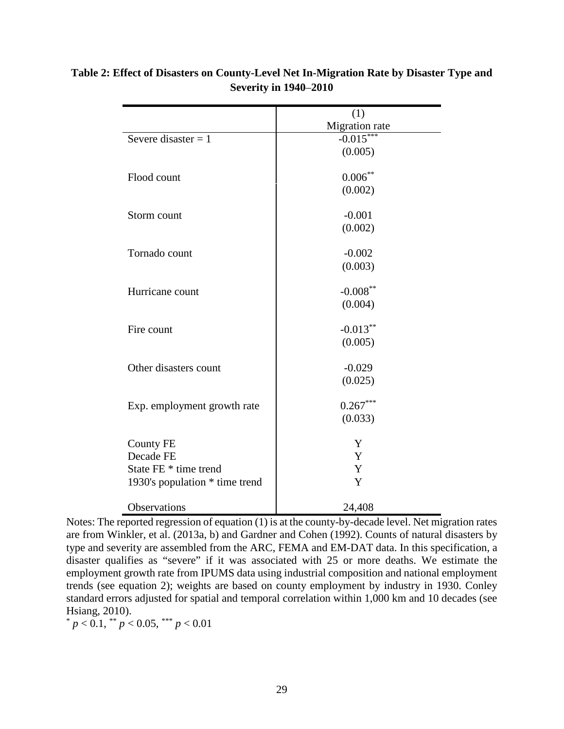**Table 2: Effect of Disasters on County-Level Net In-Migration Rate by Disaster Type and Severity in 1940–2010**

| | (1) |
|---|---|
| | Migration rate |
| Severe disaster = 1 | -0.015*** |
| | (0.005) |
| Flood count | 0.006** |
| | (0.002) |
| Storm count | -0.001 |
| | (0.002) |
| Tornado count | -0.002 |
| | (0.003) |
| Hurricane count | -0.008** |
| | (0.004) |
| Fire count | -0.013** |
| | (0.005) |
| Other disasters count | -0.029 |
| | (0.025) |
| Exp. employment growth rate | 0.267*** |
| | (0.033) |
| County FE | Y |
| Decade FE | Y |
| State FE * time trend | Y |
| 1930's population * time trend | Y |
| Observations | 24,408 |

Notes: The reported regression of equation (1) is at the county-by-decade level. Net migration rates are from Winkler, et al. (2013a, b) and Gardner and Cohen (1992). Counts of natural disasters by type and severity are assembled from the ARC, FEMA and EM-DAT data. In this specification, a disaster qualifies as "severe" if it was associated with 25 or more deaths. We estimate the employment growth rate from IPUMS data using industrial composition and national employment trends (see equation 2); weights are based on county employment by industry in 1930. Conley standard errors adjusted for spatial and temporal correlation within 1,000 km and 10 decades (see Hsiang, 2010).

* $p < 0.1$, ** $p < 0.05$, *** $p < 0.01$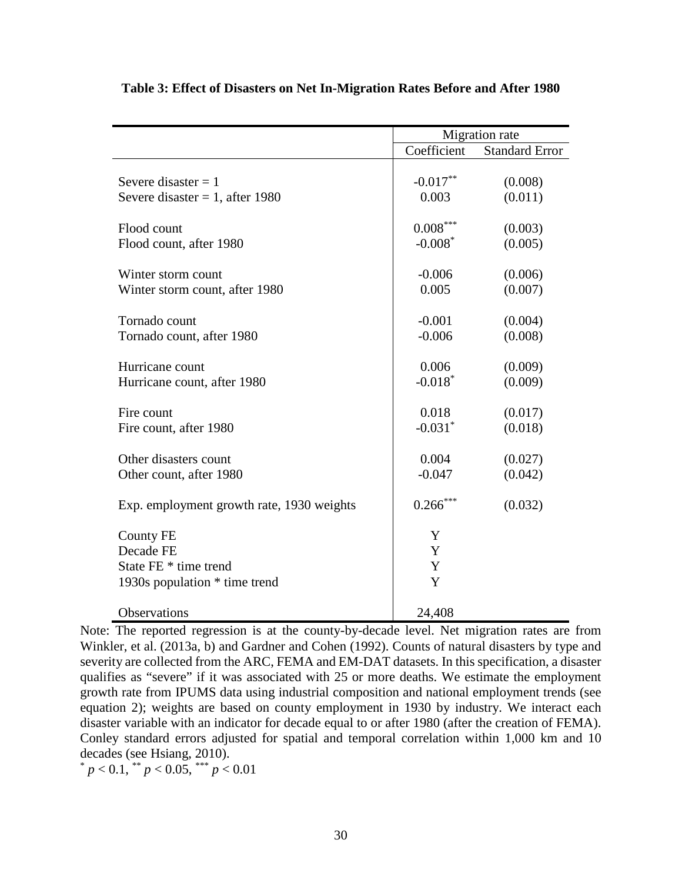**Table 3: Effect of Disasters on Net In-Migration Rates Before and After 1980**

| | Migration rate | |
|---|---|---|
| | Coefficient | Standard Error |
| Severe disaster = 1 | -0.017** | (0.008) |
| Severe disaster = 1, after 1980 | 0.003 | (0.011) |
| Flood count | 0.008*** | (0.003) |
| Flood count, after 1980 | -0.008* | (0.005) |
| Winter storm count | -0.006 | (0.006) |
| Winter storm count, after 1980 | 0.005 | (0.007) |
| Tornado count | -0.001 | (0.004) |
| Tornado count, after 1980 | -0.006 | (0.008) |
| Hurricane count | 0.006 | (0.009) |
| Hurricane count, after 1980 | -0.018* | (0.009) |
| Fire count | 0.018 | (0.017) |
| Fire count, after 1980 | -0.031* | (0.018) |
| Other disasters count | 0.004 | (0.027) |
| Other count, after 1980 | -0.047 | (0.042) |
| Exp. employment growth rate, 1930 weights | 0.266*** | (0.032) |
| County FE | Y | |
| Decade FE | Y | |
| State FE * time trend | Y | |
| 1930s population * time trend | Y | |
| Observations | 24,408 | |

Note: The reported regression is at the county-by-decade level. Net migration rates are from Winkler, et al. (2013a, b) and Gardner and Cohen (1992). Counts of natural disasters by type and severity are collected from the ARC, FEMA and EM-DAT datasets. In this specification, a disaster qualifies as "severe" if it was associated with 25 or more deaths. We estimate the employment growth rate from IPUMS data using industrial composition and national employment trends (see equation 2); weights are based on county employment in 1930 by industry. We interact each disaster variable with an indicator for decade equal to or after 1980 (after the creation of FEMA). Conley standard errors adjusted for spatial and temporal correlation within 1,000 km and 10 decades (see Hsiang, 2010).

* $p < 0.1$, ** $p < 0.05$, *** $p < 0.01$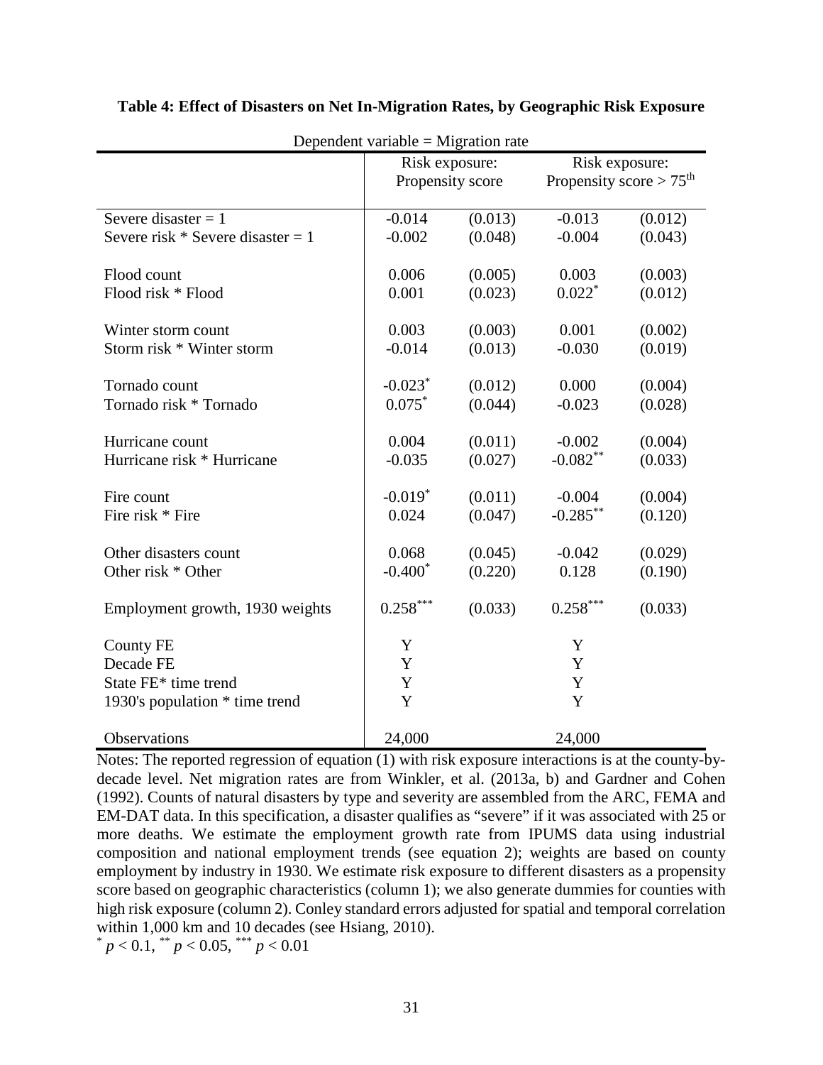**Table 4: Effect of Disasters on Net In-Migration Rates, by Geographic Risk Exposure**

Dependent variable = Migration rate

| | Risk exposure: Propensity score | | Risk exposure: Propensity score > 75$^{th}$ | |
|---|---|---|---|---|
| Severe disaster = 1 | -0.014 | (0.013) | -0.013 | (0.012) |
| Severe risk * Severe disaster = 1 | -0.002 | (0.048) | -0.004 | (0.043) |
| Flood count | 0.006 | (0.005) | 0.003 | (0.003) |
| Flood risk * Flood | 0.001 | (0.023) | 0.022$^{*}$ | (0.012) |
| Winter storm count | 0.003 | (0.003) | 0.001 | (0.002) |
| Storm risk * Winter storm | -0.014 | (0.013) | -0.030 | (0.019) |
| Tornado count | -0.023$^{*}$ | (0.012) | 0.000 | (0.004) |
| Tornado risk * Tornado | 0.075$^{*}$ | (0.044) | -0.023 | (0.028) |
| Hurricane count | 0.004 | (0.011) | -0.002 | (0.004) |
| Hurricane risk * Hurricane | -0.035 | (0.027) | -0.082$^{**}$ | (0.033) |
| Fire count | -0.019$^{*}$ | (0.011) | -0.004 | (0.004) |
| Fire risk * Fire | 0.024 | (0.047) | -0.285$^{**}$ | (0.120) |
| Other disasters count | 0.068 | (0.045) | -0.042 | (0.029) |
| Other risk * Other | -0.400$^{*}$ | (0.220) | 0.128 | (0.190) |
| Employment growth, 1930 weights | 0.258$^{***}$ | (0.033) | 0.258$^{***}$ | (0.033) |
| County FE | Y | | Y | |
| Decade FE | Y | | Y | |
| State FE* time trend | Y | | Y | |
| 1930's population * time trend | Y | | Y | |
| Observations | 24,000 | | 24,000 | |

Notes: The reported regression of equation (1) with risk exposure interactions is at the county-by-decade level. Net migration rates are from Winkler, et al. (2013a, b) and Gardner and Cohen (1992). Counts of natural disasters by type and severity are assembled from the ARC, FEMA and EM-DAT data. In this specification, a disaster qualifies as "severe" if it was associated with 25 or more deaths. We estimate the employment growth rate from IPUMS data using industrial composition and national employment trends (see equation 2); weights are based on county employment by industry in 1930. We estimate risk exposure to different disasters as a propensity score based on geographic characteristics (column 1); we also generate dummies for counties with high risk exposure (column 2). Conley standard errors adjusted for spatial and temporal correlation within 1,000 km and 10 decades (see Hsiang, 2010).

$^{*}$ $p < 0.1$, $^{**}$ $p < 0.05$, $^{***}$ $p < 0.01$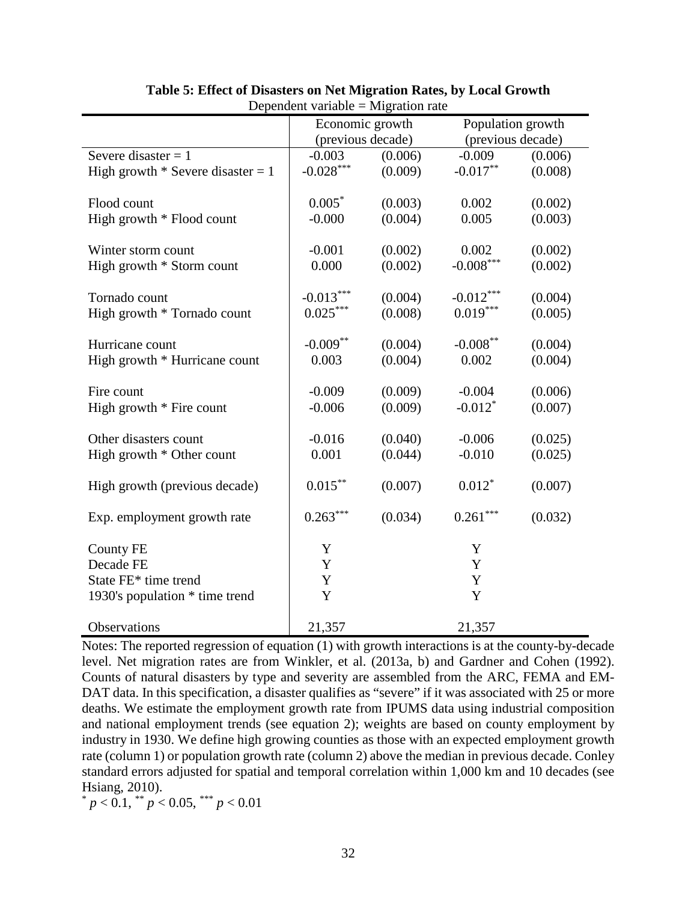**Table 5: Effect of Disasters on Net Migration Rates, by Local Growth**

Dependent variable = Migration rate

| | Economic growth (previous decade) | | Population growth (previous decade) | |
|---|---|---|---|---|
| Severe disaster = 1 | -0.003 | (0.006) | -0.009 | (0.006) |
| High growth * Severe disaster = 1 | -0.028*** | (0.009) | -0.017** | (0.008) |
| Flood count | 0.005* | (0.003) | 0.002 | (0.002) |
| High growth * Flood count | -0.000 | (0.004) | 0.005 | (0.003) |
| Winter storm count | -0.001 | (0.002) | 0.002 | (0.002) |
| High growth * Storm count | 0.000 | (0.002) | -0.008*** | (0.002) |
| Tornado count | -0.013*** | (0.004) | -0.012*** | (0.004) |
| High growth * Tornado count | 0.025*** | (0.008) | 0.019*** | (0.005) |
| Hurricane count | -0.009** | (0.004) | -0.008** | (0.004) |
| High growth * Hurricane count | 0.003 | (0.004) | 0.002 | (0.004) |
| Fire count | -0.009 | (0.009) | -0.004 | (0.006) |
| High growth * Fire count | -0.006 | (0.009) | -0.012* | (0.007) |
| Other disasters count | -0.016 | (0.040) | -0.006 | (0.025) |
| High growth * Other count | 0.001 | (0.044) | -0.010 | (0.025) |
| High growth (previous decade) | 0.015** | (0.007) | 0.012* | (0.007) |
| Exp. employment growth rate | 0.263*** | (0.034) | 0.261*** | (0.032) |
| County FE | Y | | Y | |
| Decade FE | Y | | Y | |
| State FE* time trend | Y | | Y | |
| 1930's population * time trend | Y | | Y | |
| Observations | 21,357 | | 21,357 | |

Notes: The reported regression of equation (1) with growth interactions is at the county-by-decade level. Net migration rates are from Winkler, et al. (2013a, b) and Gardner and Cohen (1992). Counts of natural disasters by type and severity are assembled from the ARC, FEMA and EM-DAT data. In this specification, a disaster qualifies as "severe" if it was associated with 25 or more deaths. We estimate the employment growth rate from IPUMS data using industrial composition and national employment trends (see equation 2); weights are based on county employment by industry in 1930. We define high growing counties as those with an expected employment growth rate (column 1) or population growth rate (column 2) above the median in previous decade. Conley standard errors adjusted for spatial and temporal correlation within 1,000 km and 10 decades (see Hsiang, 2010).

* $p < 0.1$, ** $p < 0.05$, *** $p < 0.01$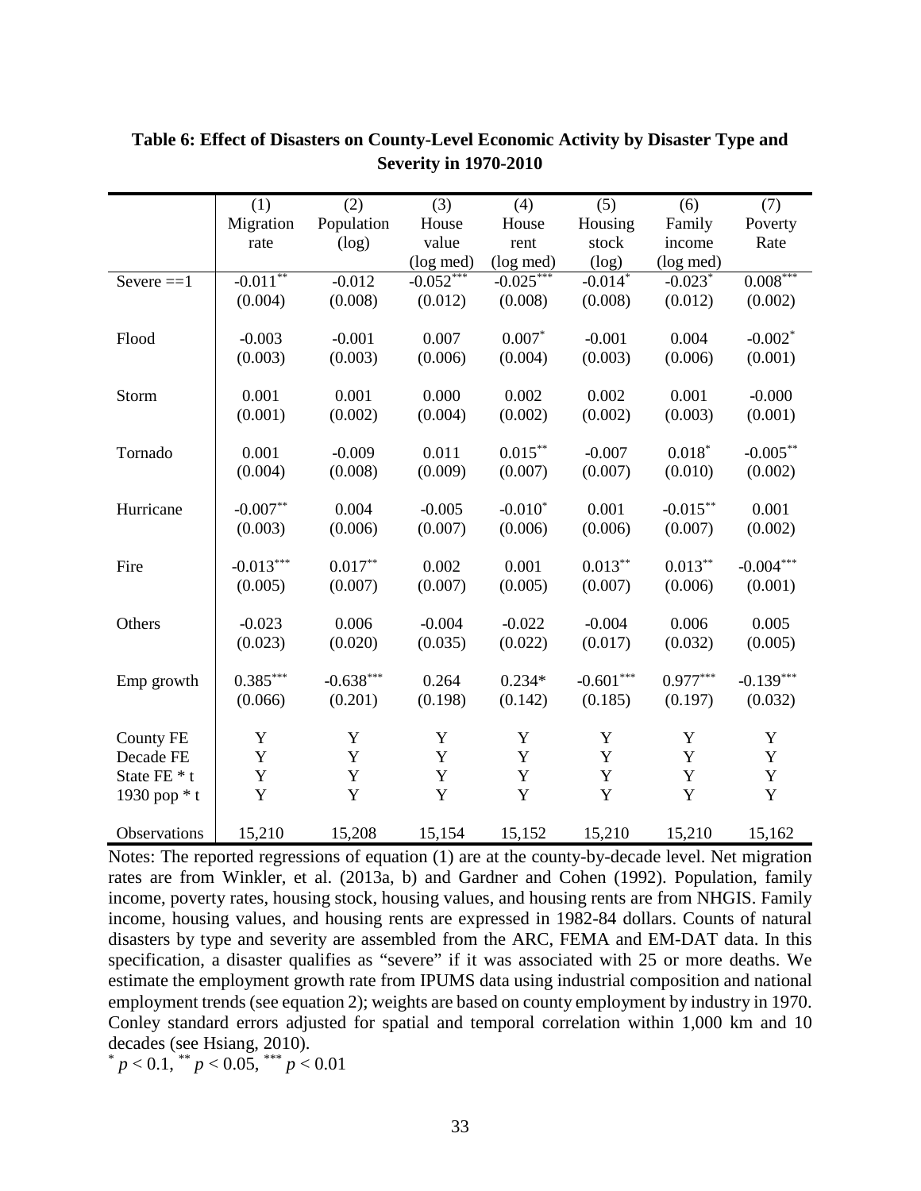**Table 6: Effect of Disasters on County-Level Economic Activity by Disaster Type and Severity in 1970-2010**

| | (1) Migration rate | (2) Population (log) | (3) House value (log med) | (4) House rent (log med) | (5) Housing stock (log) | (6) Family income (log med) | (7) Poverty Rate |
|---|---|---|---|---|---|---|---|
| Severe ==1 | -0.011** | -0.012 | -0.052*** | -0.025*** | -0.014* | -0.023* | 0.008*** |
| | (0.004) | (0.008) | (0.012) | (0.008) | (0.008) | (0.012) | (0.002) |
| Flood | -0.003 | -0.001 | 0.007 | 0.007* | -0.001 | 0.004 | -0.002* |
| | (0.003) | (0.003) | (0.006) | (0.004) | (0.003) | (0.006) | (0.001) |
| Storm | 0.001 | 0.001 | 0.000 | 0.002 | 0.002 | 0.001 | -0.000 |
| | (0.001) | (0.002) | (0.004) | (0.002) | (0.002) | (0.003) | (0.001) |
| Tornado | 0.001 | -0.009 | 0.011 | 0.015** | -0.007 | 0.018* | -0.005** |
| | (0.004) | (0.008) | (0.009) | (0.007) | (0.007) | (0.010) | (0.002) |
| Hurricane | -0.007** | 0.004 | -0.005 | -0.010* | 0.001 | -0.015** | 0.001 |
| | (0.003) | (0.006) | (0.007) | (0.006) | (0.006) | (0.007) | (0.002) |
| Fire | -0.013*** | 0.017** | 0.002 | 0.001 | 0.013** | 0.013** | -0.004*** |
| | (0.005) | (0.007) | (0.007) | (0.005) | (0.007) | (0.006) | (0.001) |
| Others | -0.023 | 0.006 | -0.004 | -0.022 | -0.004 | 0.006 | 0.005 |
| | (0.023) | (0.020) | (0.035) | (0.022) | (0.017) | (0.032) | (0.005) |
| Emp growth | 0.385*** | -0.638*** | 0.264 | 0.234* | -0.601*** | 0.977*** | -0.139*** |
| | (0.066) | (0.201) | (0.198) | (0.142) | (0.185) | (0.197) | (0.032) |
| County FE | Y | Y | Y | Y | Y | Y | Y |
| Decade FE | Y | Y | Y | Y | Y | Y | Y |
| State FE * t | Y | Y | Y | Y | Y | Y | Y |
| 1930 pop * t | Y | Y | Y | Y | Y | Y | Y |
| Observations | 15,210 | 15,208 | 15,154 | 15,152 | 15,210 | 15,210 | 15,162 |

Notes: The reported regressions of equation (1) are at the county-by-decade level. Net migration rates are from Winkler, et al. (2013a, b) and Gardner and Cohen (1992). Population, family income, poverty rates, housing stock, housing values, and housing rents are from NHGIS. Family income, housing values, and housing rents are expressed in 1982-84 dollars. Counts of natural disasters by type and severity are assembled from the ARC, FEMA and EM-DAT data. In this specification, a disaster qualifies as "severe" if it was associated with 25 or more deaths. We estimate the employment growth rate from IPUMS data using industrial composition and national employment trends (see equation 2); weights are based on county employment by industry in 1970. Conley standard errors adjusted for spatial and temporal correlation within 1,000 km and 10 decades (see Hsiang, 2010).

* $p < 0.1$, ** $p < 0.05$, *** $p < 0.01$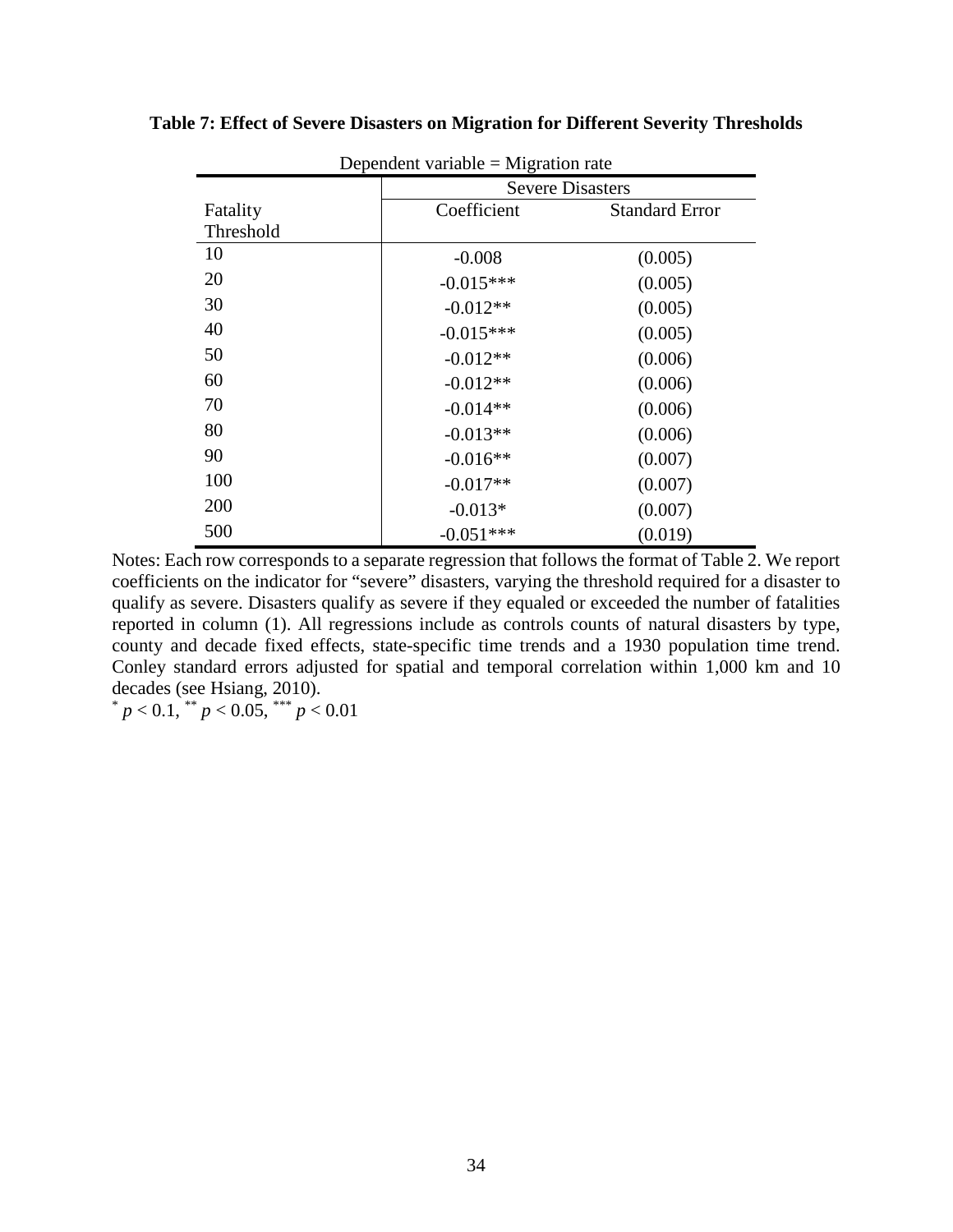**Table 7: Effect of Severe Disasters on Migration for Different Severity Thresholds**

Dependent variable = Migration rate

| | Severe Disasters | |
|---|---|---|
| Fatality Threshold | Coefficient | Standard Error |
| 10 | -0.008 | (0.005) |
| 20 | -0.015*** | (0.005) |
| 30 | -0.012** | (0.005) |
| 40 | -0.015*** | (0.005) |
| 50 | -0.012** | (0.006) |
| 60 | -0.012** | (0.006) |
| 70 | -0.014** | (0.006) |
| 80 | -0.013** | (0.006) |
| 90 | -0.016** | (0.007) |
| 100 | -0.017** | (0.007) |
| 200 | -0.013* | (0.007) |
| 500 | -0.051*** | (0.019) |

Notes: Each row corresponds to a separate regression that follows the format of Table 2. We report coefficients on the indicator for "severe" disasters, varying the threshold required for a disaster to qualify as severe. Disasters qualify as severe if they equaled or exceeded the number of fatalities reported in column (1). All regressions include as controls counts of natural disasters by type, county and decade fixed effects, state-specific time trends and a 1930 population time trend. Conley standard errors adjusted for spatial and temporal correlation within 1,000 km and 10 decades (see Hsiang, 2010).

$^{*}$ $p < 0.1$, $^{**}$ $p < 0.05$, $^{***}$ $p < 0.01$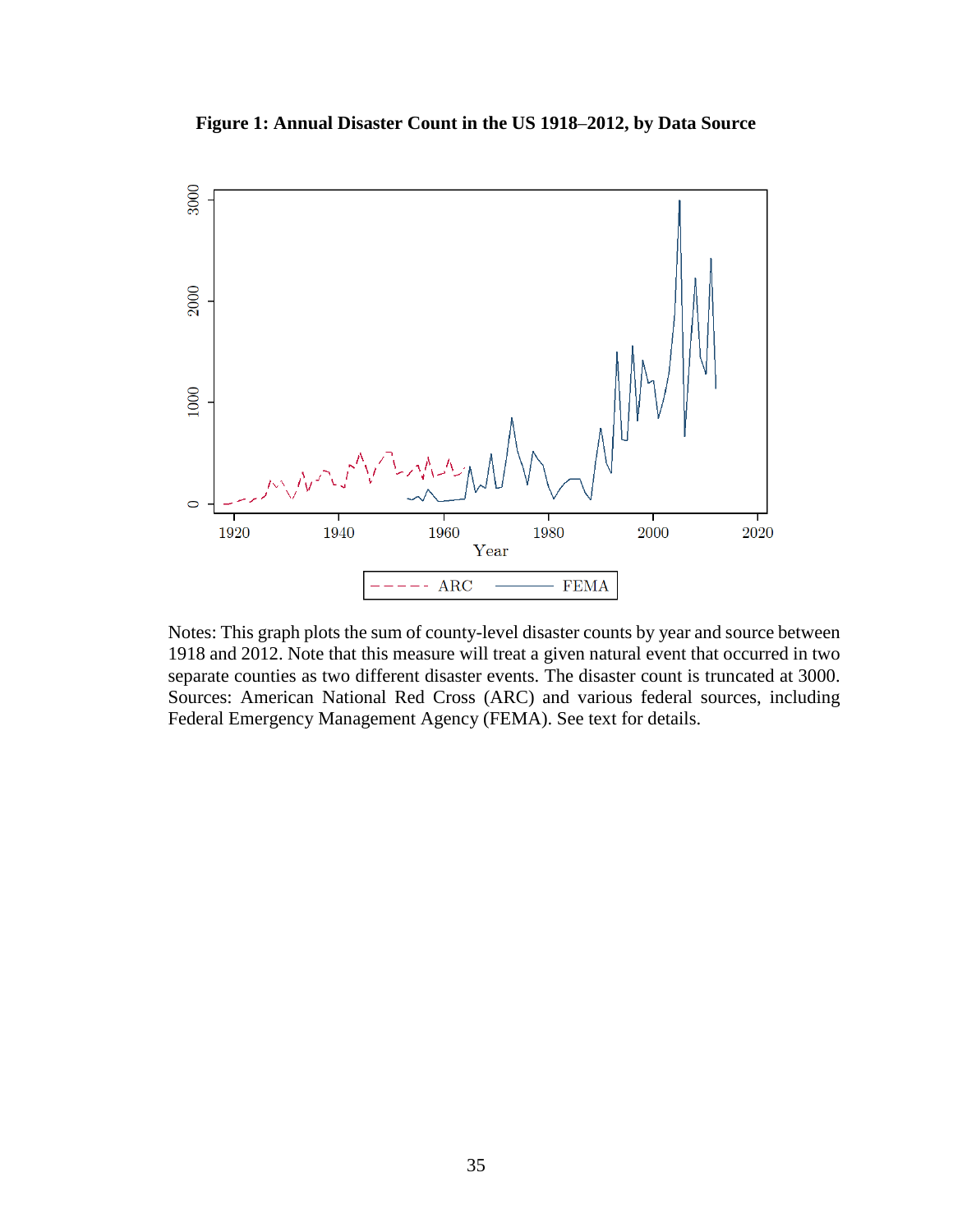**Figure 1: Annual Disaster Count in the US 1918–2012, by Data Source**

Notes: This graph plots the sum of county-level disaster counts by year and source between 1918 and 2012. Note that this measure will treat a given natural event that occurred in two separate counties as two different disaster events. The disaster count is truncated at 3000. Sources: American National Red Cross (ARC) and various federal sources, including Federal Emergency Management Agency (FEMA). See text for details.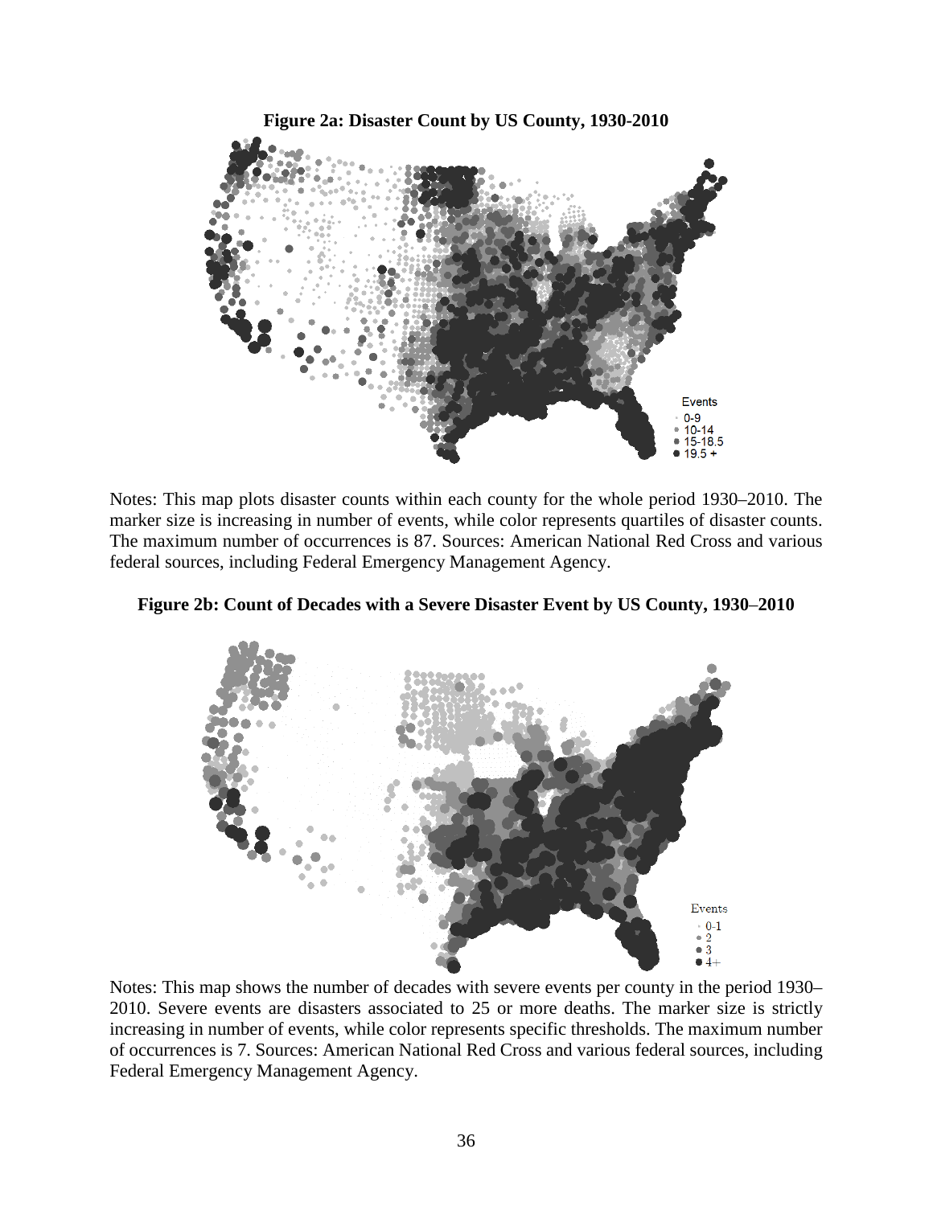**Figure 2a: Disaster Count by US County, 1930-2010**

Notes: This map plots disaster counts within each county for the whole period 1930–2010. The marker size is increasing in number of events, while color represents quartiles of disaster counts. The maximum number of occurrences is 87. Sources: American National Red Cross and various federal sources, including Federal Emergency Management Agency.

**Figure 2b: Count of Decades with a Severe Disaster Event by US County, 1930–2010**

Notes: This map shows the number of decades with severe events per county in the period 1930–2010. Severe events are disasters associated to 25 or more deaths. The marker size is strictly increasing in number of events, while color represents specific thresholds. The maximum number of occurrences is 7. Sources: American National Red Cross and various federal sources, including Federal Emergency Management Agency.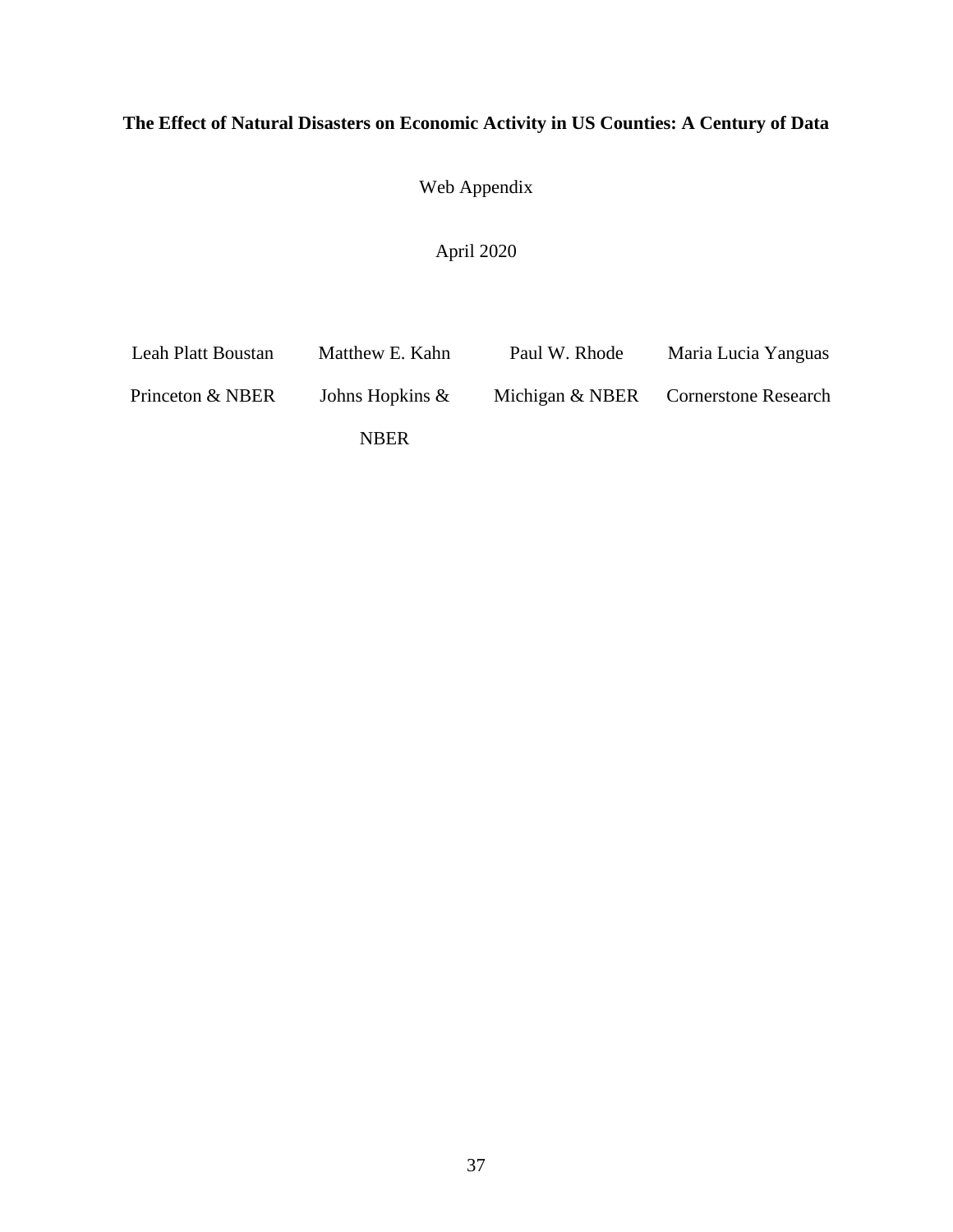**The Effect of Natural Disasters on Economic Activity in US Counties: A Century of Data**

Web Appendix

April 2020

| Leah Platt Boustan | Matthew E. Kahn | Paul W. Rhode | Maria Lucia Yanguas |
|---|---|---|---|
| Princeton & NBER | Johns Hopkins & NBER | Michigan & NBER | Cornerstone Research |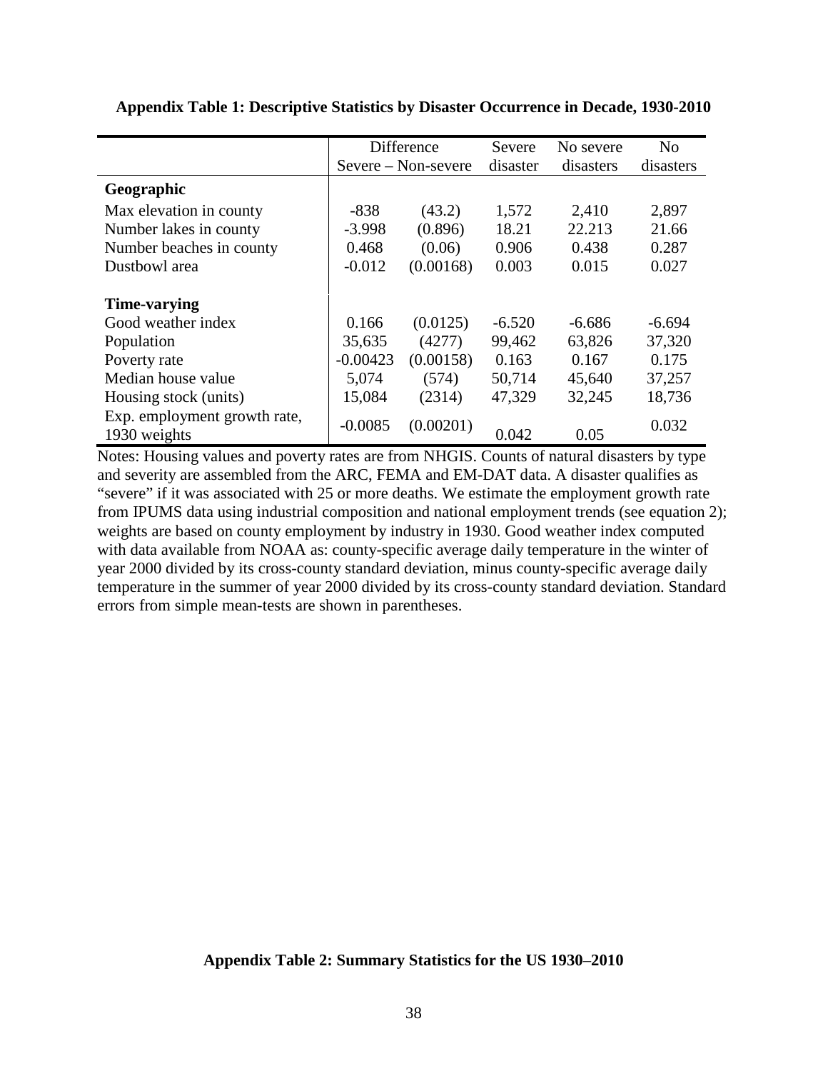**Appendix Table 1: Descriptive Statistics by Disaster Occurrence in Decade, 1930-2010**

| | Difference Severe – Non-severe | | Severe disaster | No severe disasters | No disasters |
|---|---|---|---|---|---|
| **Geographic** | | | | | |
| Max elevation in county | -838 | (43.2) | 1,572 | 2,410 | 2,897 |
| Number lakes in county | -3.998 | (0.896) | 18.21 | 22.213 | 21.66 |
| Number beaches in county | 0.468 | (0.06) | 0.906 | 0.438 | 0.287 |
| Dustbowl area | -0.012 | (0.00168) | 0.003 | 0.015 | 0.027 |
| **Time-varying** | | | | | |
| Good weather index | 0.166 | (0.0125) | -6.520 | -6.686 | -6.694 |
| Population | 35,635 | (4277) | 99,462 | 63,826 | 37,320 |
| Poverty rate | -0.00423 | (0.00158) | 0.163 | 0.167 | 0.175 |
| Median house value | 5,074 | (574) | 50,714 | 45,640 | 37,257 |
| Housing stock (units) | 15,084 | (2314) | 47,329 | 32,245 | 18,736 |
| Exp. employment growth rate, 1930 weights | -0.0085 | (0.00201) | 0.042 | 0.05 | 0.032 |

Notes: Housing values and poverty rates are from NHGIS. Counts of natural disasters by type and severity are assembled from the ARC, FEMA and EM-DAT data. A disaster qualifies as "severe" if it was associated with 25 or more deaths. We estimate the employment growth rate from IPUMS data using industrial composition and national employment trends (see equation 2); weights are based on county employment by industry in 1930. Good weather index computed with data available from NOAA as: county-specific average daily temperature in the winter of year 2000 divided by its cross-county standard deviation, minus county-specific average daily temperature in the summer of year 2000 divided by its cross-county standard deviation. Standard errors from simple mean-tests are shown in parentheses.

**Appendix Table 2: Summary Statistics for the US 1930–2010**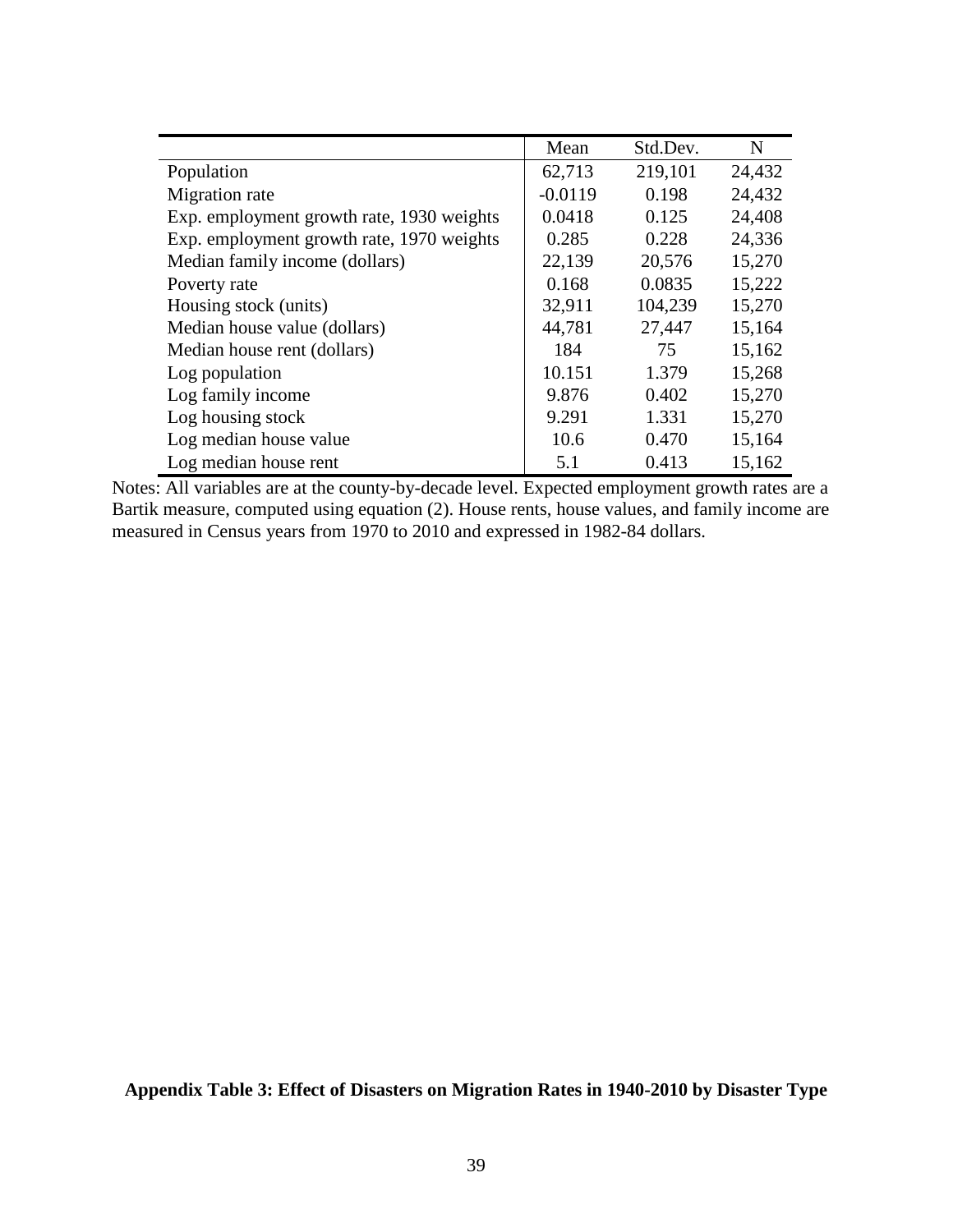| | Mean | Std.Dev. | N |
|---|---|---|---|
| Population | 62,713 | 219,101 | 24,432 |
| Migration rate | -0.0119 | 0.198 | 24,432 |
| Exp. employment growth rate, 1930 weights | 0.0418 | 0.125 | 24,408 |
| Exp. employment growth rate, 1970 weights | 0.285 | 0.228 | 24,336 |
| Median family income (dollars) | 22,139 | 20,576 | 15,270 |
| Poverty rate | 0.168 | 0.0835 | 15,222 |
| Housing stock (units) | 32,911 | 104,239 | 15,270 |
| Median house value (dollars) | 44,781 | 27,447 | 15,164 |
| Median house rent (dollars) | 184 | 75 | 15,162 |
| Log population | 10.151 | 1.379 | 15,268 |
| Log family income | 9.876 | 0.402 | 15,270 |
| Log housing stock | 9.291 | 1.331 | 15,270 |
| Log median house value | 10.6 | 0.470 | 15,164 |
| Log median house rent | 5.1 | 0.413 | 15,162 |

Notes: All variables are at the county-by-decade level. Expected employment growth rates are a Bartik measure, computed using equation (2). House rents, house values, and family income are measured in Census years from 1970 to 2010 and expressed in 1982-84 dollars.

**Appendix Table 3: Effect of Disasters on Migration Rates in 1940-2010 by Disaster Type**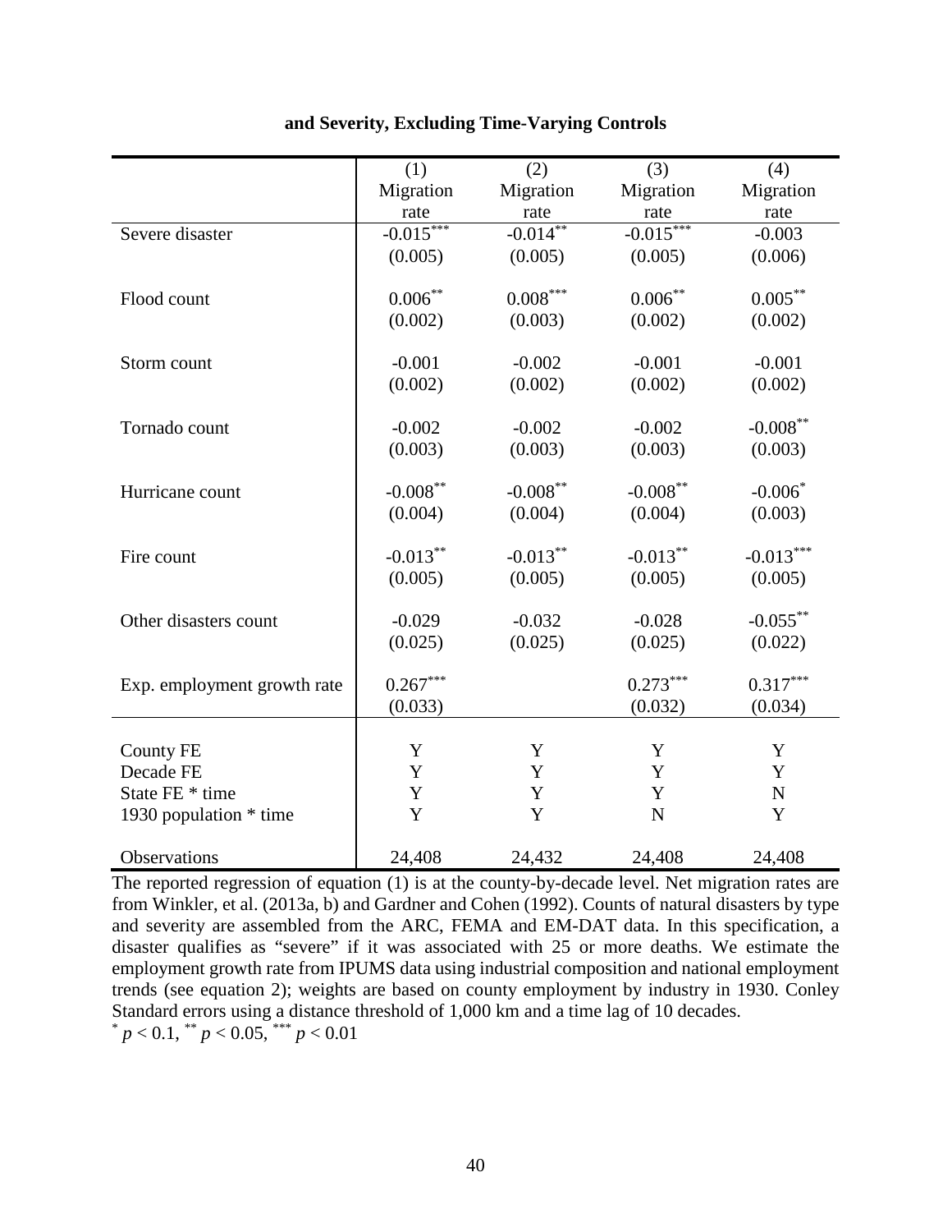**and Severity, Excluding Time-Varying Controls**

| | (1) Migration rate | (2) Migration rate | (3) Migration rate | (4) Migration rate |
|---|---|---|---|---|
| Severe disaster | -0.015*** | -0.014** | -0.015*** | -0.003 |
| | (0.005) | (0.005) | (0.005) | (0.006) |
| Flood count | 0.006** | 0.008*** | 0.006** | 0.005** |
| | (0.002) | (0.003) | (0.002) | (0.002) |
| Storm count | -0.001 | -0.002 | -0.001 | -0.001 |
| | (0.002) | (0.002) | (0.002) | (0.002) |
| Tornado count | -0.002 | -0.002 | -0.002 | -0.008** |
| | (0.003) | (0.003) | (0.003) | (0.003) |
| Hurricane count | -0.008** | -0.008** | -0.008** | -0.006* |
| | (0.004) | (0.004) | (0.004) | (0.003) |
| Fire count | -0.013** | -0.013** | -0.013** | -0.013*** |
| | (0.005) | (0.005) | (0.005) | (0.005) |
| Other disasters count | -0.029 | -0.032 | -0.028 | -0.055** |
| | (0.025) | (0.025) | (0.025) | (0.022) |
| Exp. employment growth rate | 0.267*** | | 0.273*** | 0.317*** |
| | (0.033) | | (0.032) | (0.034) |
| County FE | Y | Y | Y | Y |
| Decade FE | Y | Y | Y | Y |
| State FE * time | Y | Y | Y | N |
| 1930 population * time | Y | Y | N | Y |
| Observations | 24,408 | 24,432 | 24,408 | 24,408 |

The reported regression of equation (1) is at the county-by-decade level. Net migration rates are from Winkler, et al. (2013a, b) and Gardner and Cohen (1992). Counts of natural disasters by type and severity are assembled from the ARC, FEMA and EM-DAT data. In this specification, a disaster qualifies as "severe" if it was associated with 25 or more deaths. We estimate the employment growth rate from IPUMS data using industrial composition and national employment trends (see equation 2); weights are based on county employment by industry in 1930. Conley Standard errors using a distance threshold of 1,000 km and a time lag of 10 decades.

* $p < 0.1$, ** $p < 0.05$, *** $p < 0.01$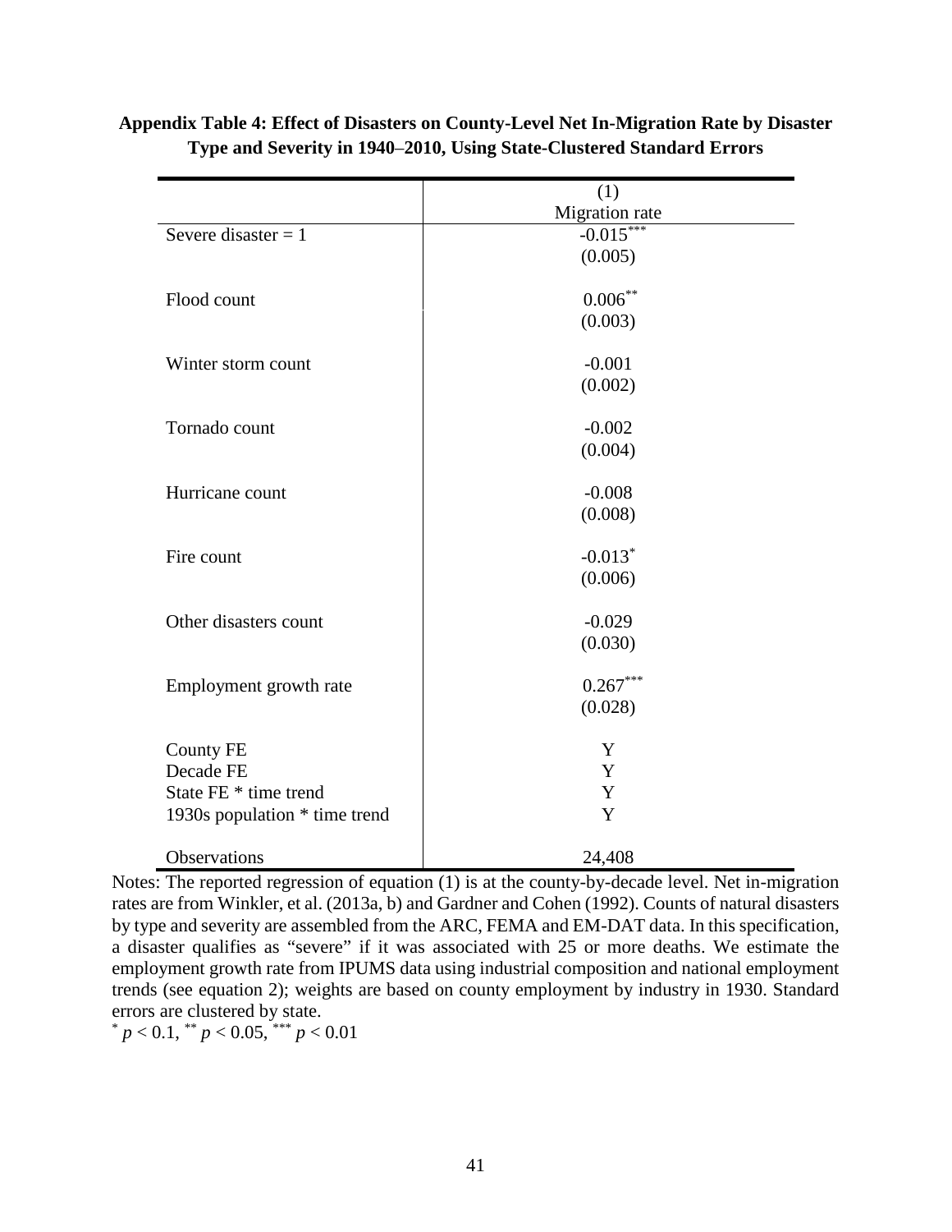**Appendix Table 4: Effect of Disasters on County-Level Net In-Migration Rate by Disaster Type and Severity in 1940–2010, Using State-Clustered Standard Errors**

| | (1) |
|---|---|
| | Migration rate |
| Severe disaster = 1 | $-0.015^{***}$ |
| | (0.005) |
| Flood count | $0.006^{**}$ |
| | (0.003) |
| Winter storm count | -0.001 |
| | (0.002) |
| Tornado count | -0.002 |
| | (0.004) |
| Hurricane count | -0.008 |
| | (0.008) |
| Fire count | $-0.013^{*}$ |
| | (0.006) |
| Other disasters count | -0.029 |
| | (0.030) |
| Employment growth rate | $0.267^{***}$ |
| | (0.028) |
| County FE | Y |
| Decade FE | Y |
| State FE * time trend | Y |
| 1930s population * time trend | Y |
| Observations | 24,408 |

Notes: The reported regression of equation (1) is at the county-by-decade level. Net in-migration rates are from Winkler, et al. (2013a, b) and Gardner and Cohen (1992). Counts of natural disasters by type and severity are assembled from the ARC, FEMA and EM-DAT data. In this specification, a disaster qualifies as "severe" if it was associated with 25 or more deaths. We estimate the employment growth rate from IPUMS data using industrial composition and national employment trends (see equation 2); weights are based on county employment by industry in 1930. Standard errors are clustered by state.

$^{*}$ $p < 0.1$, $^{**}$ $p < 0.05$, $^{***}$ $p < 0.01$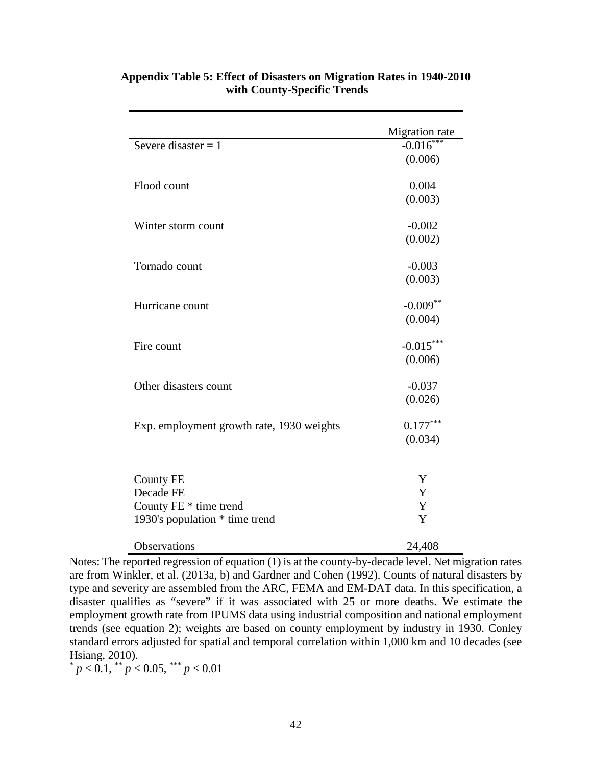**Appendix Table 5: Effect of Disasters on Migration Rates in 1940-2010 with County-Specific Trends**

| | Migration rate |
|---|---|
| Severe disaster = 1 | -0.016*** |
| | (0.006) |
| Flood count | 0.004 |
| | (0.003) |
| Winter storm count | -0.002 |
| | (0.002) |
| Tornado count | -0.003 |
| | (0.003) |
| Hurricane count | -0.009** |
| | (0.004) |
| Fire count | -0.015*** |
| | (0.006) |
| Other disasters count | -0.037 |
| | (0.026) |
| Exp. employment growth rate, 1930 weights | 0.177*** |
| | (0.034) |
| County FE | Y |
| Decade FE | Y |
| County FE * time trend | Y |
| 1930's population * time trend | Y |
| Observations | 24,408 |

Notes: The reported regression of equation (1) is at the county-by-decade level. Net migration rates are from Winkler, et al. (2013a, b) and Gardner and Cohen (1992). Counts of natural disasters by type and severity are assembled from the ARC, FEMA and EM-DAT data. In this specification, a disaster qualifies as "severe" if it was associated with 25 or more deaths. We estimate the employment growth rate from IPUMS data using industrial composition and national employment trends (see equation 2); weights are based on county employment by industry in 1930. Conley standard errors adjusted for spatial and temporal correlation within 1,000 km and 10 decades (see Hsiang, 2010).

\* $p < 0.1$, \*\* $p < 0.05$, \*\*\* $p < 0.01$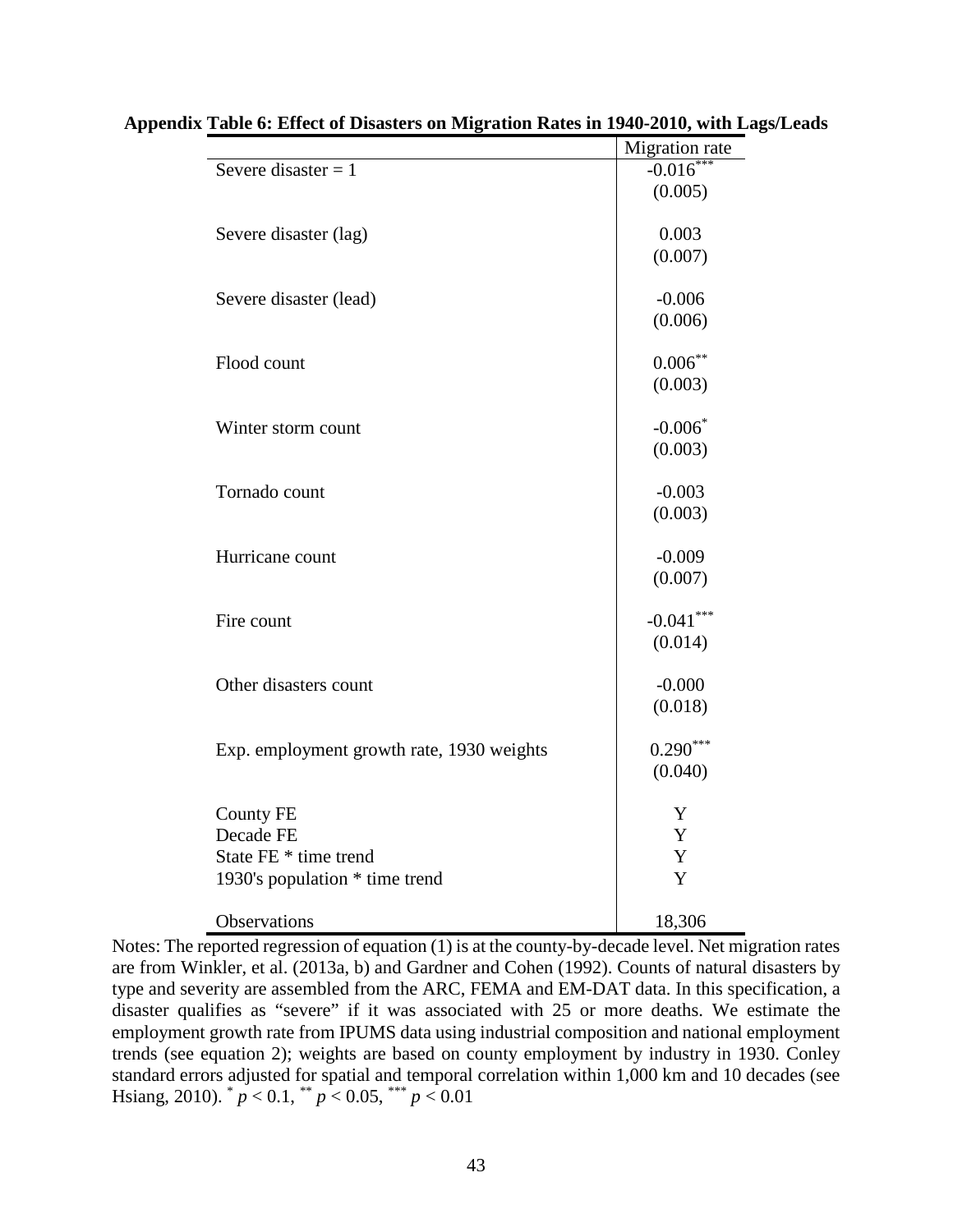**Appendix Table 6: Effect of Disasters on Migration Rates in 1940-2010, with Lags/Leads**

| | Migration rate |
|---|---|
| Severe disaster = 1 | -0.016*** |
| | (0.005) |
| Severe disaster (lag) | 0.003 |
| | (0.007) |
| Severe disaster (lead) | -0.006 |
| | (0.006) |
| Flood count | 0.006** |
| | (0.003) |
| Winter storm count | -0.006* |
| | (0.003) |
| Tornado count | -0.003 |
| | (0.003) |
| Hurricane count | -0.009 |
| | (0.007) |
| Fire count | -0.041*** |
| | (0.014) |
| Other disasters count | -0.000 |
| | (0.018) |
| Exp. employment growth rate, 1930 weights | 0.290*** |
| | (0.040) |
| County FE | Y |
| Decade FE | Y |
| State FE * time trend | Y |
| 1930's population * time trend | Y |
| Observations | 18,306 |

Notes: The reported regression of equation (1) is at the county-by-decade level. Net migration rates are from Winkler, et al. (2013a, b) and Gardner and Cohen (1992). Counts of natural disasters by type and severity are assembled from the ARC, FEMA and EM-DAT data. In this specification, a disaster qualifies as "severe" if it was associated with 25 or more deaths. We estimate the employment growth rate from IPUMS data using industrial composition and national employment trends (see equation 2); weights are based on county employment by industry in 1930. Conley standard errors adjusted for spatial and temporal correlation within 1,000 km and 10 decades (see Hsiang, 2010). * $p < 0.1$, ** $p < 0.05$, *** $p < 0.01$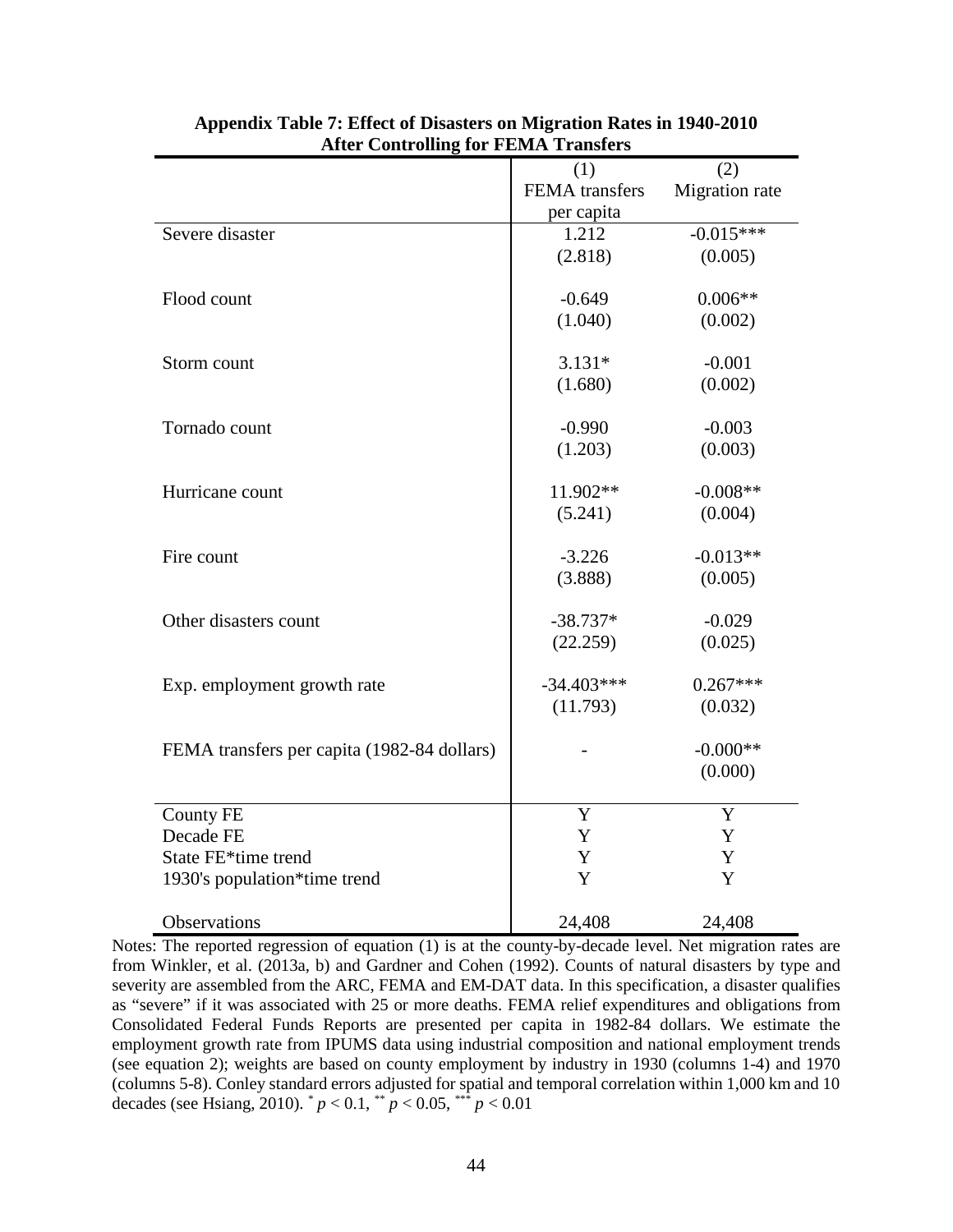**Appendix Table 7: Effect of Disasters on Migration Rates in 1940-2010 After Controlling for FEMA Transfers**

| | (1) FEMA transfers per capita | (2) Migration rate |
|---|---|---|
| Severe disaster | 1.212 | -0.015*** |
| | (2.818) | (0.005) |
| Flood count | -0.649 | 0.006** |
| | (1.040) | (0.002) |
| Storm count | 3.131* | -0.001 |
| | (1.680) | (0.002) |
| Tornado count | -0.990 | -0.003 |
| | (1.203) | (0.003) |
| Hurricane count | 11.902** | -0.008** |
| | (5.241) | (0.004) |
| Fire count | -3.226 | -0.013** |
| | (3.888) | (0.005) |
| Other disasters count | -38.737* | -0.029 |
| | (22.259) | (0.025) |
| Exp. employment growth rate | -34.403*** | 0.267*** |
| | (11.793) | (0.032) |
| FEMA transfers per capita (1982-84 dollars) | - | -0.000** |
| | | (0.000) |
| County FE | Y | Y |
| Decade FE | Y | Y |
| State FE*time trend | Y | Y |
| 1930's population*time trend | Y | Y |
| Observations | 24,408 | 24,408 |

Notes: The reported regression of equation (1) is at the county-by-decade level. Net migration rates are from Winkler, et al. (2013a, b) and Gardner and Cohen (1992). Counts of natural disasters by type and severity are assembled from the ARC, FEMA and EM-DAT data. In this specification, a disaster qualifies as "severe" if it was associated with 25 or more deaths. FEMA relief expenditures and obligations from Consolidated Federal Funds Reports are presented per capita in 1982-84 dollars. We estimate the employment growth rate from IPUMS data using industrial composition and national employment trends (see equation 2); weights are based on county employment by industry in 1930 (columns 1-4) and 1970 (columns 5-8). Conley standard errors adjusted for spatial and temporal correlation within 1,000 km and 10 decades (see Hsiang, 2010). * $p < 0.1$, ** $p < 0.05$, *** $p < 0.01$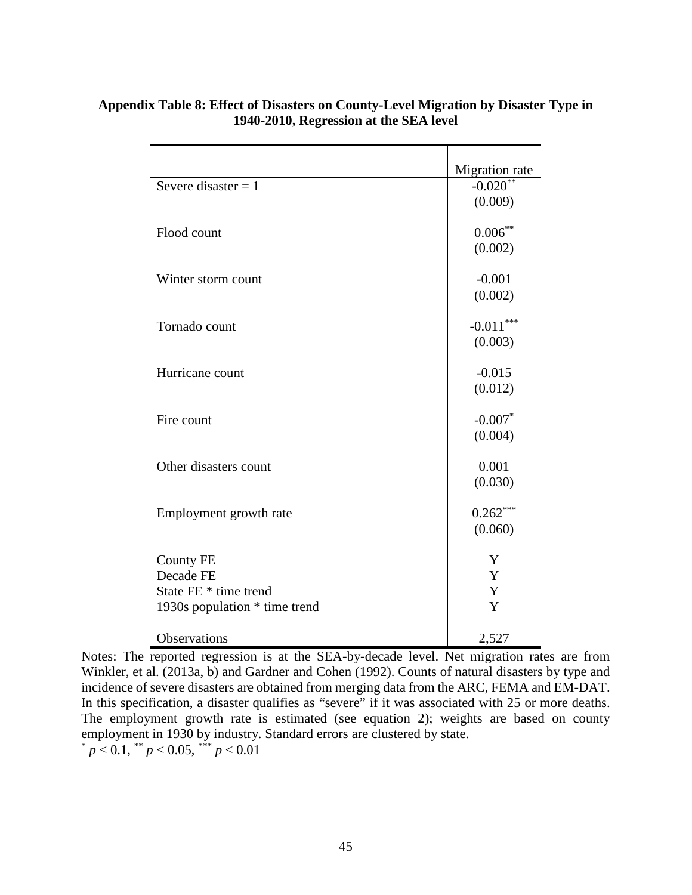**Appendix Table 8: Effect of Disasters on County-Level Migration by Disaster Type in 1940-2010, Regression at the SEA level**

| | Migration rate |
|---|---|
| Severe disaster = 1 | -0.020** |
| | (0.009) |
| Flood count | 0.006** |
| | (0.002) |
| Winter storm count | -0.001 |
| | (0.002) |
| Tornado count | -0.011*** |
| | (0.003) |
| Hurricane count | -0.015 |
| | (0.012) |
| Fire count | -0.007* |
| | (0.004) |
| Other disasters count | 0.001 |
| | (0.030) |
| Employment growth rate | 0.262*** |
| | (0.060) |
| County FE | Y |
| Decade FE | Y |
| State FE * time trend | Y |
| 1930s population * time trend | Y |
| Observations | 2,527 |

Notes: The reported regression is at the SEA-by-decade level. Net migration rates are from Winkler, et al. (2013a, b) and Gardner and Cohen (1992). Counts of natural disasters by type and incidence of severe disasters are obtained from merging data from the ARC, FEMA and EM-DAT. In this specification, a disaster qualifies as "severe" if it was associated with 25 or more deaths. The employment growth rate is estimated (see equation 2); weights are based on county employment in 1930 by industry. Standard errors are clustered by state.

* $p < 0.1$, ** $p < 0.05$, *** $p < 0.01$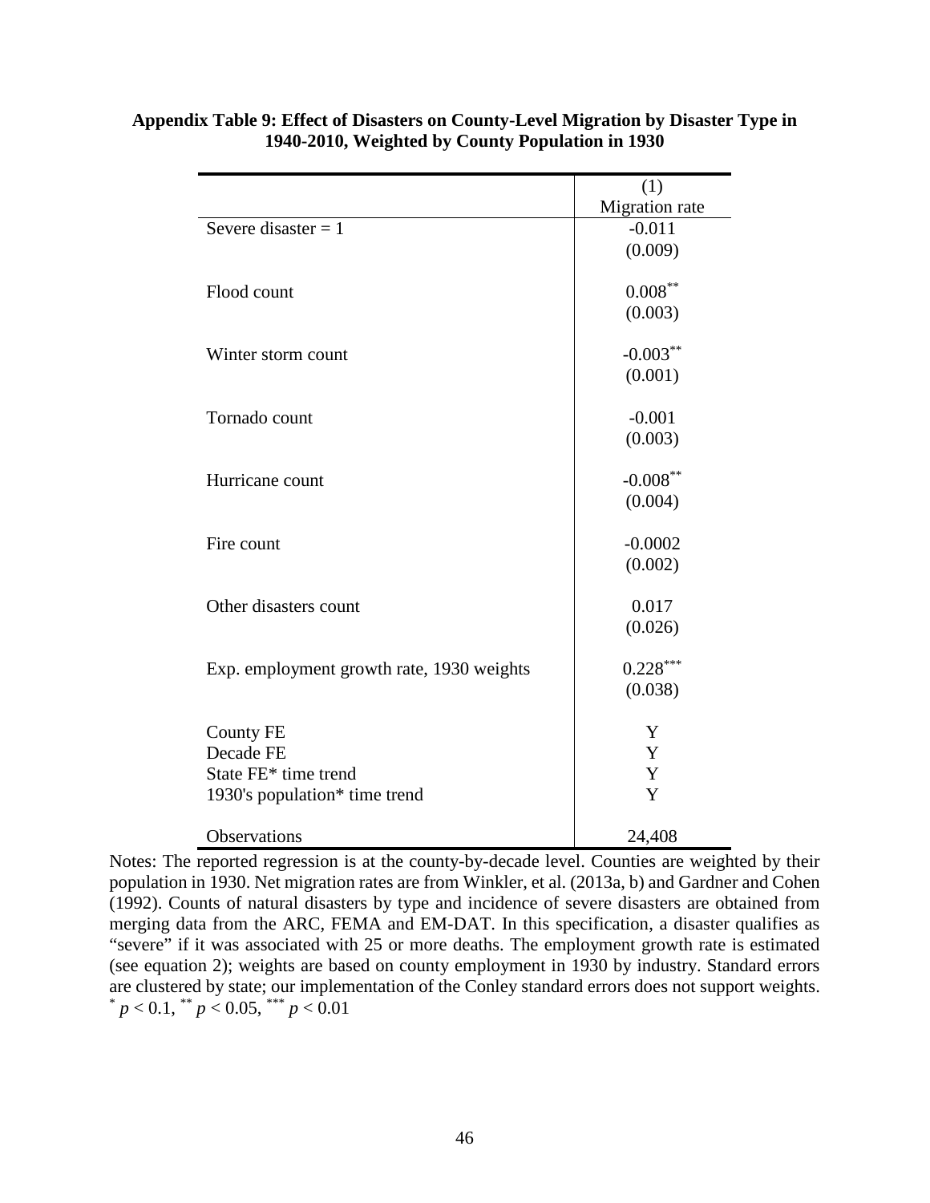**Appendix Table 9: Effect of Disasters on County-Level Migration by Disaster Type in 1940-2010, Weighted by County Population in 1930**

| | (1) |
|---|---|
| | Migration rate |
| Severe disaster = 1 | -0.011 |
| | (0.009) |
| Flood count | 0.008** |
| | (0.003) |
| Winter storm count | -0.003** |
| | (0.001) |
| Tornado count | -0.001 |
| | (0.003) |
| Hurricane count | -0.008** |
| | (0.004) |
| Fire count | -0.0002 |
| | (0.002) |
| Other disasters count | 0.017 |
| | (0.026) |
| Exp. employment growth rate, 1930 weights | 0.228*** |
| | (0.038) |
| County FE | Y |
| Decade FE | Y |
| State FE* time trend | Y |
| 1930's population* time trend | Y |
| Observations | 24,408 |

Notes: The reported regression is at the county-by-decade level. Counties are weighted by their population in 1930. Net migration rates are from Winkler, et al. (2013a, b) and Gardner and Cohen (1992). Counts of natural disasters by type and incidence of severe disasters are obtained from merging data from the ARC, FEMA and EM-DAT. In this specification, a disaster qualifies as "severe" if it was associated with 25 or more deaths. The employment growth rate is estimated (see equation 2); weights are based on county employment in 1930 by industry. Standard errors are clustered by state; our implementation of the Conley standard errors does not support weights.
\* $p < 0.1$, \*\* $p < 0.05$, \*\*\* $p < 0.01$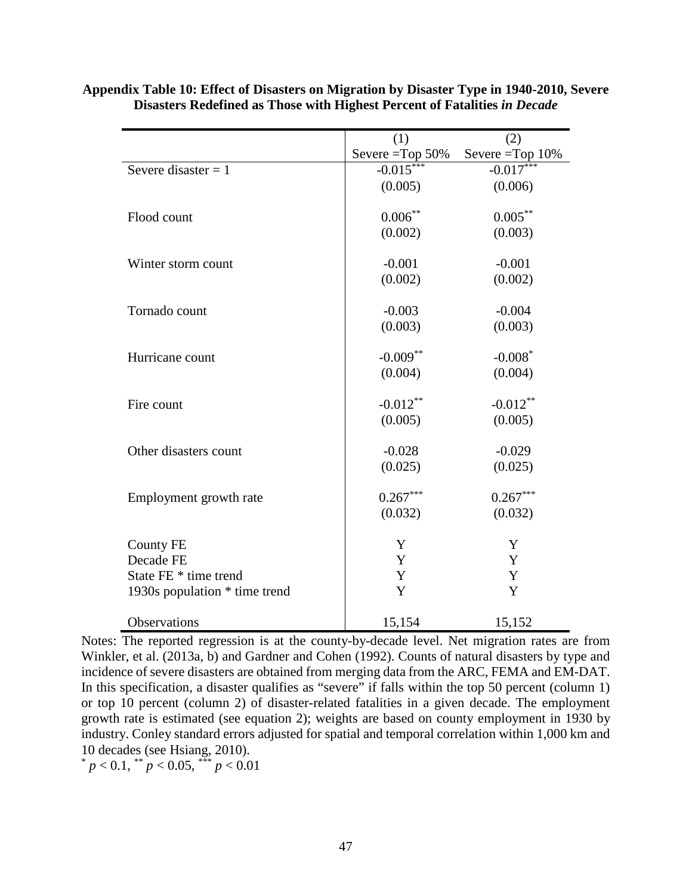**Appendix Table 10: Effect of Disasters on Migration by Disaster Type in 1940-2010, Severe Disasters Redefined as Those with Highest Percent of Fatalities *in Decade***

| | (1) | (2) |
|---|---|---|
| | Severe =Top 50% | Severe =Top 10% |
| Severe disaster = 1 | $-0.015^{***}$ | $-0.017^{***}$ |
| | (0.005) | (0.006) |
| Flood count | $0.006^{**}$ | $0.005^{**}$ |
| | (0.002) | (0.003) |
| Winter storm count | -0.001 | -0.001 |
| | (0.002) | (0.002) |
| Tornado count | -0.003 | -0.004 |
| | (0.003) | (0.003) |
| Hurricane count | $-0.009^{**}$ | $-0.008^{*}$ |
| | (0.004) | (0.004) |
| Fire count | $-0.012^{**}$ | $-0.012^{**}$ |
| | (0.005) | (0.005) |
| Other disasters count | -0.028 | -0.029 |
| | (0.025) | (0.025) |
| Employment growth rate | $0.267^{***}$ | $0.267^{***}$ |
| | (0.032) | (0.032) |
| County FE | Y | Y |
| Decade FE | Y | Y |
| State FE * time trend | Y | Y |
| 1930s population * time trend | Y | Y |
| Observations | 15,154 | 15,152 |

Notes: The reported regression is at the county-by-decade level. Net migration rates are from Winkler, et al. (2013a, b) and Gardner and Cohen (1992). Counts of natural disasters by type and incidence of severe disasters are obtained from merging data from the ARC, FEMA and EM-DAT. In this specification, a disaster qualifies as "severe" if falls within the top 50 percent (column 1) or top 10 percent (column 2) of disaster-related fatalities in a given decade. The employment growth rate is estimated (see equation 2); weights are based on county employment in 1930 by industry. Conley standard errors adjusted for spatial and temporal correlation within 1,000 km and 10 decades (see Hsiang, 2010).

$^{*}$ $p < 0.1$, $^{**}$ $p < 0.05$, $^{***}$ $p < 0.01$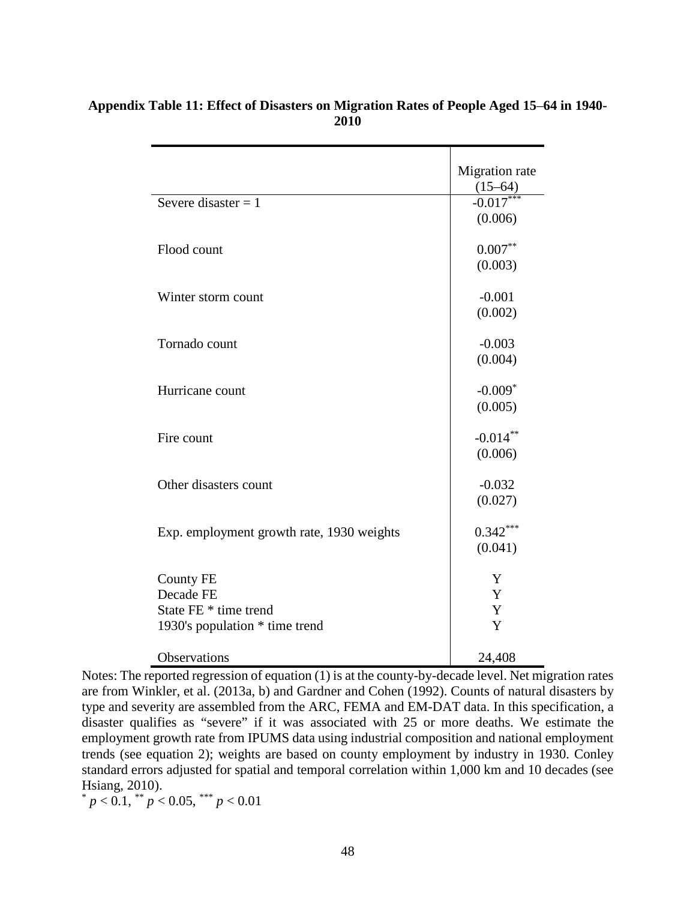**Appendix Table 11: Effect of Disasters on Migration Rates of People Aged 15–64 in 1940-2010**

| | Migration rate (15–64) |
|---|---|
| Severe disaster = 1 | -0.017*** |
| | (0.006) |
| Flood count | 0.007** |
| | (0.003) |
| Winter storm count | -0.001 |
| | (0.002) |
| Tornado count | -0.003 |
| | (0.004) |
| Hurricane count | -0.009* |
| | (0.005) |
| Fire count | -0.014** |
| | (0.006) |
| Other disasters count | -0.032 |
| | (0.027) |
| Exp. employment growth rate, 1930 weights | 0.342*** |
| | (0.041) |
| County FE | Y |
| Decade FE | Y |
| State FE * time trend | Y |
| 1930's population * time trend | Y |
| Observations | 24,408 |

Notes: The reported regression of equation (1) is at the county-by-decade level. Net migration rates are from Winkler, et al. (2013a, b) and Gardner and Cohen (1992). Counts of natural disasters by type and severity are assembled from the ARC, FEMA and EM-DAT data. In this specification, a disaster qualifies as "severe" if it was associated with 25 or more deaths. We estimate the employment growth rate from IPUMS data using industrial composition and national employment trends (see equation 2); weights are based on county employment by industry in 1930. Conley standard errors adjusted for spatial and temporal correlation within 1,000 km and 10 decades (see Hsiang, 2010).

\* $p < 0.1$, \*\* $p < 0.05$, \*\*\* $p < 0.01$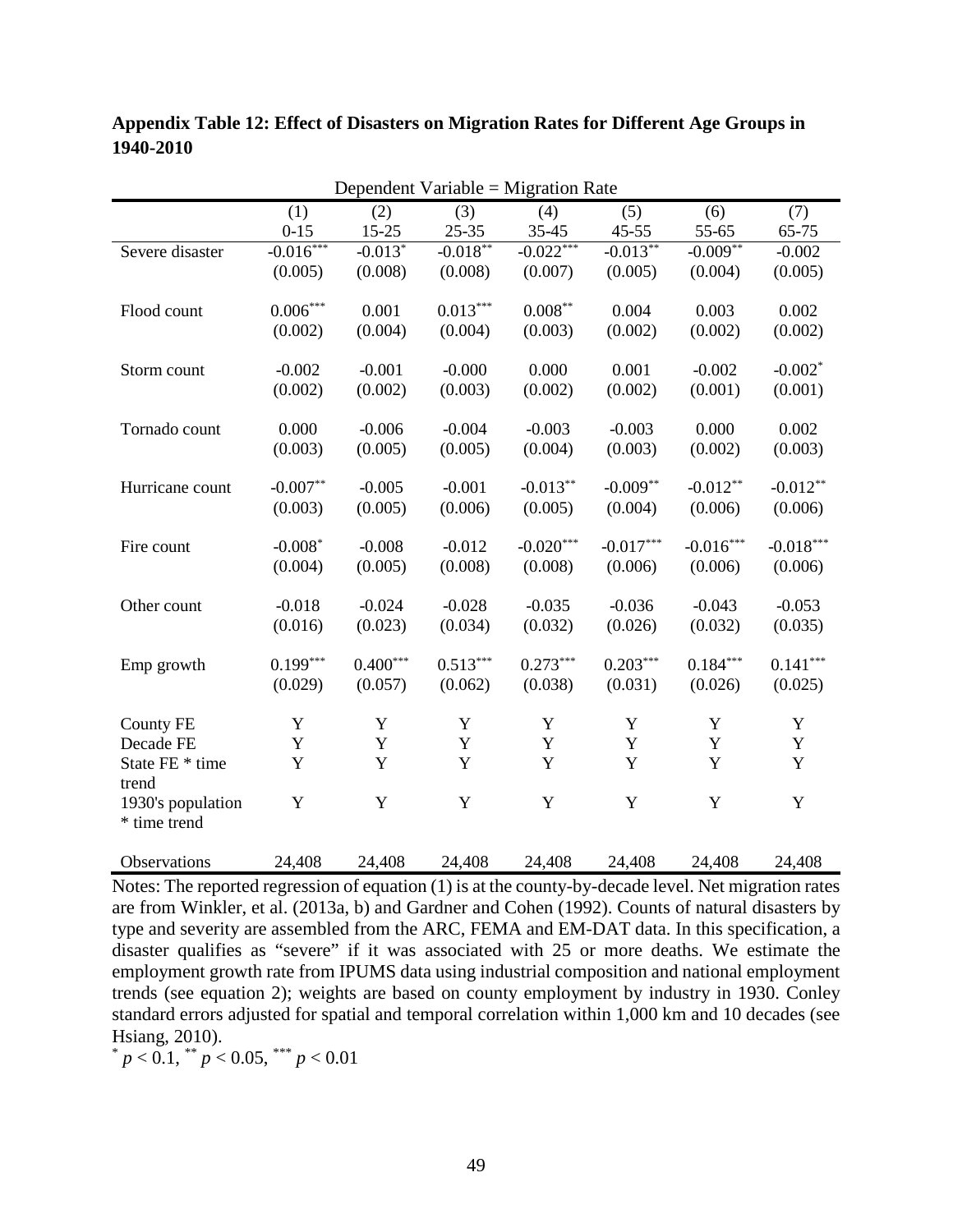**Appendix Table 12: Effect of Disasters on Migration Rates for Different Age Groups in 1940-2010**

| | Dependent Variable = Migration Rate | | | | | | |
|---|---|---|---|---|---|---|---|
| | (1) | (2) | (3) | (4) | (5) | (6) | (7) |
| | 0-15 | 15-25 | 25-35 | 35-45 | 45-55 | 55-65 | 65-75 |
| Severe disaster | -0.016*** | -0.013* | -0.018** | -0.022*** | -0.013** | -0.009** | -0.002 |
| | (0.005) | (0.008) | (0.008) | (0.007) | (0.005) | (0.004) | (0.005) |
| Flood count | 0.006*** | 0.001 | 0.013*** | 0.008** | 0.004 | 0.003 | 0.002 |
| | (0.002) | (0.004) | (0.004) | (0.003) | (0.002) | (0.002) | (0.002) |
| Storm count | -0.002 | -0.001 | -0.000 | 0.000 | 0.001 | -0.002 | -0.002* |
| | (0.002) | (0.002) | (0.003) | (0.002) | (0.002) | (0.001) | (0.001) |
| Tornado count | 0.000 | -0.006 | -0.004 | -0.003 | -0.003 | 0.000 | 0.002 |
| | (0.003) | (0.005) | (0.005) | (0.004) | (0.003) | (0.002) | (0.003) |
| Hurricane count | -0.007** | -0.005 | -0.001 | -0.013** | -0.009** | -0.012** | -0.012** |
| | (0.003) | (0.005) | (0.006) | (0.005) | (0.004) | (0.006) | (0.006) |
| Fire count | -0.008* | -0.008 | -0.012 | -0.020*** | -0.017*** | -0.016*** | -0.018*** |
| | (0.004) | (0.005) | (0.008) | (0.008) | (0.006) | (0.006) | (0.006) |
| Other count | -0.018 | -0.024 | -0.028 | -0.035 | -0.036 | -0.043 | -0.053 |
| | (0.016) | (0.023) | (0.034) | (0.032) | (0.026) | (0.032) | (0.035) |
| Emp growth | 0.199*** | 0.400*** | 0.513*** | 0.273*** | 0.203*** | 0.184*** | 0.141*** |
| | (0.029) | (0.057) | (0.062) | (0.038) | (0.031) | (0.026) | (0.025) |
| County FE | Y | Y | Y | Y | Y | Y | Y |
| Decade FE | Y | Y | Y | Y | Y | Y | Y |
| State FE * time trend | Y | Y | Y | Y | Y | Y | Y |
| 1930's population * time trend | Y | Y | Y | Y | Y | Y | Y |
| Observations | 24,408 | 24,408 | 24,408 | 24,408 | 24,408 | 24,408 | 24,408 |

Notes: The reported regression of equation (1) is at the county-by-decade level. Net migration rates are from Winkler, et al. (2013a, b) and Gardner and Cohen (1992). Counts of natural disasters by type and severity are assembled from the ARC, FEMA and EM-DAT data. In this specification, a disaster qualifies as "severe" if it was associated with 25 or more deaths. We estimate the employment growth rate from IPUMS data using industrial composition and national employment trends (see equation 2); weights are based on county employment by industry in 1930. Conley standard errors adjusted for spatial and temporal correlation within 1,000 km and 10 decades (see Hsiang, 2010).

\* $p < 0.1$, \*\* $p < 0.05$, \*\*\* $p < 0.01$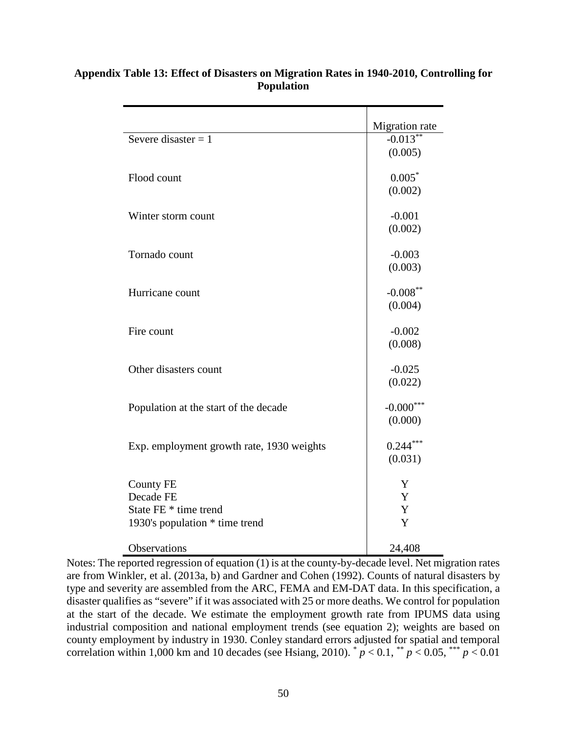**Appendix Table 13: Effect of Disasters on Migration Rates in 1940-2010, Controlling for Population**

| | Migration rate |
|---|---|
| Severe disaster = 1 | -0.013** |
| | (0.005) |
| Flood count | 0.005* |
| | (0.002) |
| Winter storm count | -0.001 |
| | (0.002) |
| Tornado count | -0.003 |
| | (0.003) |
| Hurricane count | -0.008** |
| | (0.004) |
| Fire count | -0.002 |
| | (0.008) |
| Other disasters count | -0.025 |
| | (0.022) |
| Population at the start of the decade | -0.000*** |
| | (0.000) |
| Exp. employment growth rate, 1930 weights | 0.244*** |
| | (0.031) |
| County FE | Y |
| Decade FE | Y |
| State FE * time trend | Y |
| 1930's population * time trend | Y |
| Observations | 24,408 |

Notes: The reported regression of equation (1) is at the county-by-decade level. Net migration rates are from Winkler, et al. (2013a, b) and Gardner and Cohen (1992). Counts of natural disasters by type and severity are assembled from the ARC, FEMA and EM-DAT data. In this specification, a disaster qualifies as "severe" if it was associated with 25 or more deaths. We control for population at the start of the decade. We estimate the employment growth rate from IPUMS data using industrial composition and national employment trends (see equation 2); weights are based on county employment by industry in 1930. Conley standard errors adjusted for spatial and temporal correlation within 1,000 km and 10 decades (see Hsiang, 2010). * $p < 0.1$, ** $p < 0.05$, *** $p < 0.01$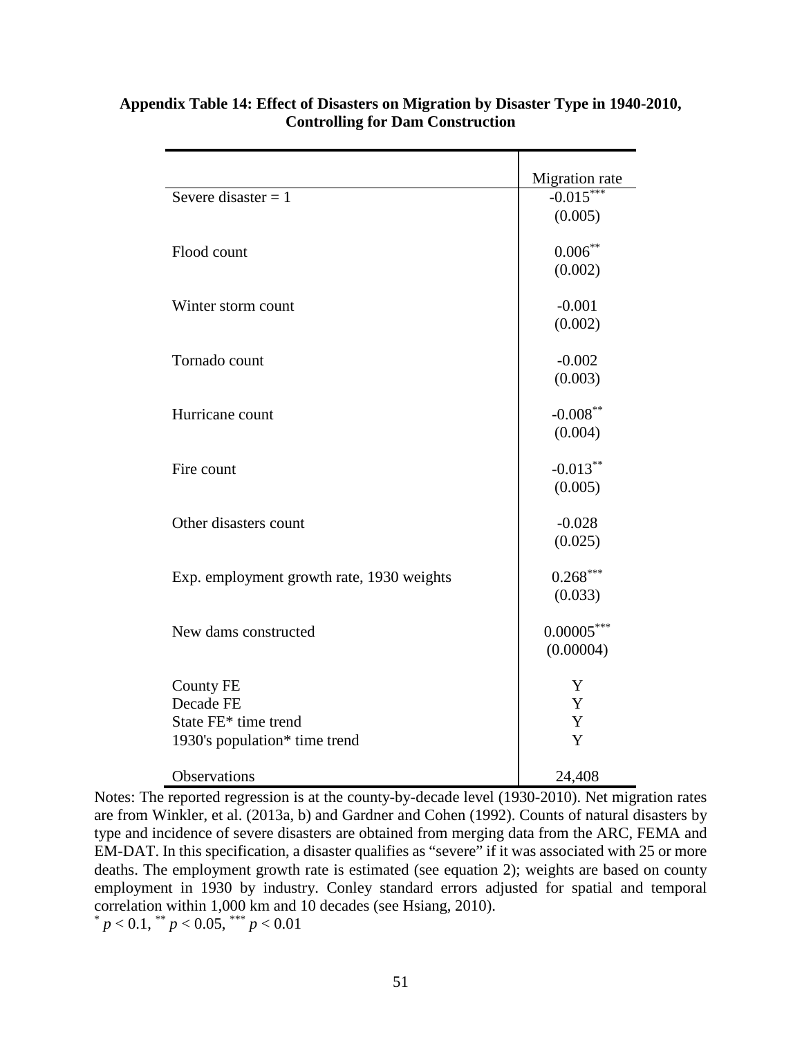**Appendix Table 14: Effect of Disasters on Migration by Disaster Type in 1940-2010, Controlling for Dam Construction**

| | Migration rate |
|---|---|
| Severe disaster = 1 | -0.015*** |
| | (0.005) |
| Flood count | 0.006** |
| | (0.002) |
| Winter storm count | -0.001 |
| | (0.002) |
| Tornado count | -0.002 |
| | (0.003) |
| Hurricane count | -0.008** |
| | (0.004) |
| Fire count | -0.013** |
| | (0.005) |
| Other disasters count | -0.028 |
| | (0.025) |
| Exp. employment growth rate, 1930 weights | 0.268*** |
| | (0.033) |
| New dams constructed | 0.00005*** |
| | (0.00004) |
| County FE | Y |
| Decade FE | Y |
| State FE* time trend | Y |
| 1930's population* time trend | Y |
| Observations | 24,408 |

Notes: The reported regression is at the county-by-decade level (1930-2010). Net migration rates are from Winkler, et al. (2013a, b) and Gardner and Cohen (1992). Counts of natural disasters by type and incidence of severe disasters are obtained from merging data from the ARC, FEMA and EM-DAT. In this specification, a disaster qualifies as "severe" if it was associated with 25 or more deaths. The employment growth rate is estimated (see equation 2); weights are based on county employment in 1930 by industry. Conley standard errors adjusted for spatial and temporal correlation within 1,000 km and 10 decades (see Hsiang, 2010).

* $p < 0.1$, ** $p < 0.05$, *** $p < 0.01$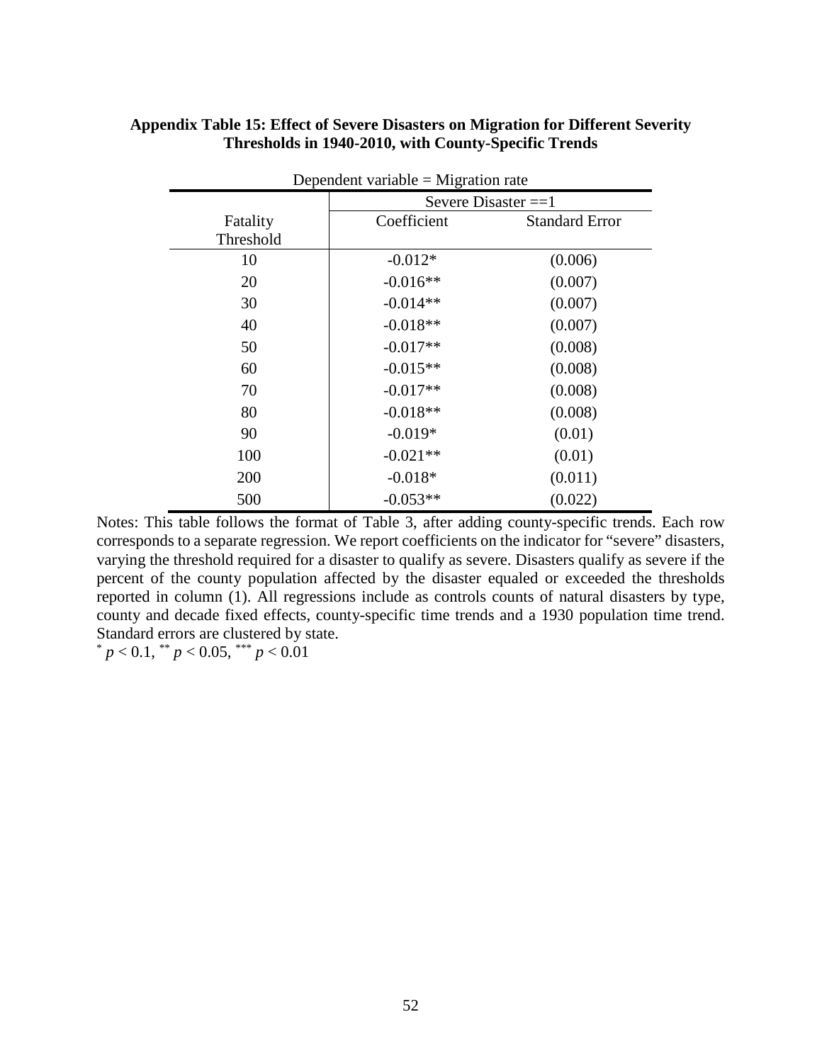**Appendix Table 15: Effect of Severe Disasters on Migration for Different Severity Thresholds in 1940-2010, with County-Specific Trends**

Dependent variable = Migration rate

| | Severe Disaster ==1 | |
|---|---|---|
| Fatality Threshold | Coefficient | Standard Error |
| 10 | -0.012* | (0.006) |
| 20 | -0.016** | (0.007) |
| 30 | -0.014** | (0.007) |
| 40 | -0.018** | (0.007) |
| 50 | -0.017** | (0.008) |
| 60 | -0.015** | (0.008) |
| 70 | -0.017** | (0.008) |
| 80 | -0.018** | (0.008) |
| 90 | -0.019* | (0.01) |
| 100 | -0.021** | (0.01) |
| 200 | -0.018* | (0.011) |
| 500 | -0.053** | (0.022) |

Notes: This table follows the format of Table 3, after adding county-specific trends. Each row corresponds to a separate regression. We report coefficients on the indicator for "severe" disasters, varying the threshold required for a disaster to qualify as severe. Disasters qualify as severe if the percent of the county population affected by the disaster equaled or exceeded the thresholds reported in column (1). All regressions include as controls counts of natural disasters by type, county and decade fixed effects, county-specific time trends and a 1930 population time trend. Standard errors are clustered by state.

* $p < 0.1$, ** $p < 0.05$, *** $p < 0.01$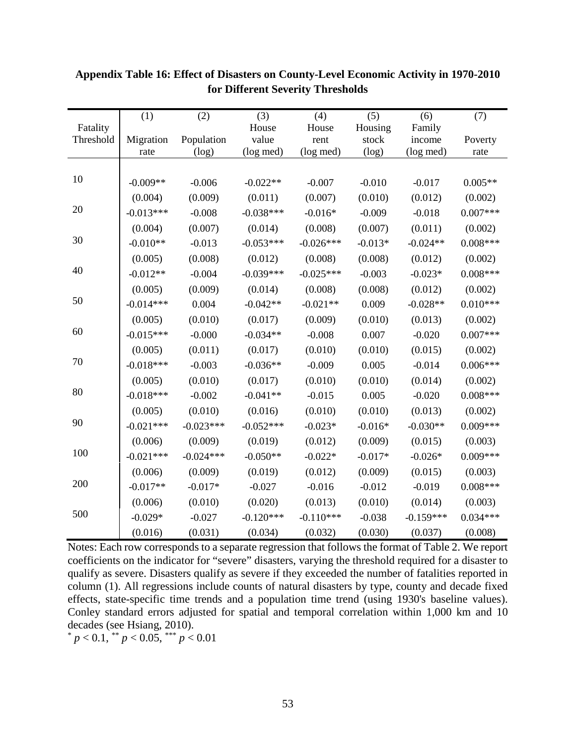**Appendix Table 16: Effect of Disasters on County-Level Economic Activity in 1970-2010 for Different Severity Thresholds**

| Fatality Threshold | (1) Migration rate | (2) Population (log) | (3) House value (log med) | (4) House rent (log med) | (5) Housing stock (log) | (6) Family income (log med) | (7) Poverty rate |
|---|---|---|---|---|---|---|---|
| 10 | -0.009** | -0.006 | -0.022** | -0.007 | -0.010 | -0.017 | 0.005** |
| | (0.004) | (0.009) | (0.011) | (0.007) | (0.010) | (0.012) | (0.002) |
| 20 | -0.013*** | -0.008 | -0.038*** | -0.016* | -0.009 | -0.018 | 0.007*** |
| | (0.004) | (0.007) | (0.014) | (0.008) | (0.007) | (0.011) | (0.002) |
| 30 | -0.010** | -0.013 | -0.053*** | -0.026*** | -0.013* | -0.024** | 0.008*** |
| | (0.005) | (0.008) | (0.012) | (0.008) | (0.008) | (0.012) | (0.002) |
| 40 | -0.012** | -0.004 | -0.039*** | -0.025*** | -0.003 | -0.023* | 0.008*** |
| | (0.005) | (0.009) | (0.014) | (0.008) | (0.008) | (0.012) | (0.002) |
| 50 | -0.014*** | 0.004 | -0.042** | -0.021** | 0.009 | -0.028** | 0.010*** |
| | (0.005) | (0.010) | (0.017) | (0.009) | (0.010) | (0.013) | (0.002) |
| 60 | -0.015*** | -0.000 | -0.034** | -0.008 | 0.007 | -0.020 | 0.007*** |
| | (0.005) | (0.011) | (0.017) | (0.010) | (0.010) | (0.015) | (0.002) |
| 70 | -0.018*** | -0.003 | -0.036** | -0.009 | 0.005 | -0.014 | 0.006*** |
| | (0.005) | (0.010) | (0.017) | (0.010) | (0.010) | (0.014) | (0.002) |
| 80 | -0.018*** | -0.002 | -0.041** | -0.015 | 0.005 | -0.020 | 0.008*** |
| | (0.005) | (0.010) | (0.016) | (0.010) | (0.010) | (0.013) | (0.002) |
| 90 | -0.021*** | -0.023*** | -0.052*** | -0.023* | -0.016* | -0.030** | 0.009*** |
| | (0.006) | (0.009) | (0.019) | (0.012) | (0.009) | (0.015) | (0.003) |
| 100 | -0.021*** | -0.024*** | -0.050** | -0.022* | -0.017* | -0.026* | 0.009*** |
| | (0.006) | (0.009) | (0.019) | (0.012) | (0.009) | (0.015) | (0.003) |
| 200 | -0.017** | -0.017* | -0.027 | -0.016 | -0.012 | -0.019 | 0.008*** |
| | (0.006) | (0.010) | (0.020) | (0.013) | (0.010) | (0.014) | (0.003) |
| 500 | -0.029* | -0.027 | -0.120*** | -0.110*** | -0.038 | -0.159*** | 0.034*** |
| | (0.016) | (0.031) | (0.034) | (0.032) | (0.030) | (0.037) | (0.008) |

Notes: Each row corresponds to a separate regression that follows the format of Table 2. We report coefficients on the indicator for "severe" disasters, varying the threshold required for a disaster to qualify as severe. Disasters qualify as severe if they exceeded the number of fatalities reported in column (1). All regressions include counts of natural disasters by type, county and decade fixed effects, state-specific time trends and a population time trend (using 1930's baseline values). Conley standard errors adjusted for spatial and temporal correlation within 1,000 km and 10 decades (see Hsiang, 2010).

$^{*}$ $p < 0.1$, $^{**}$ $p < 0.05$, $^{***}$ $p < 0.01$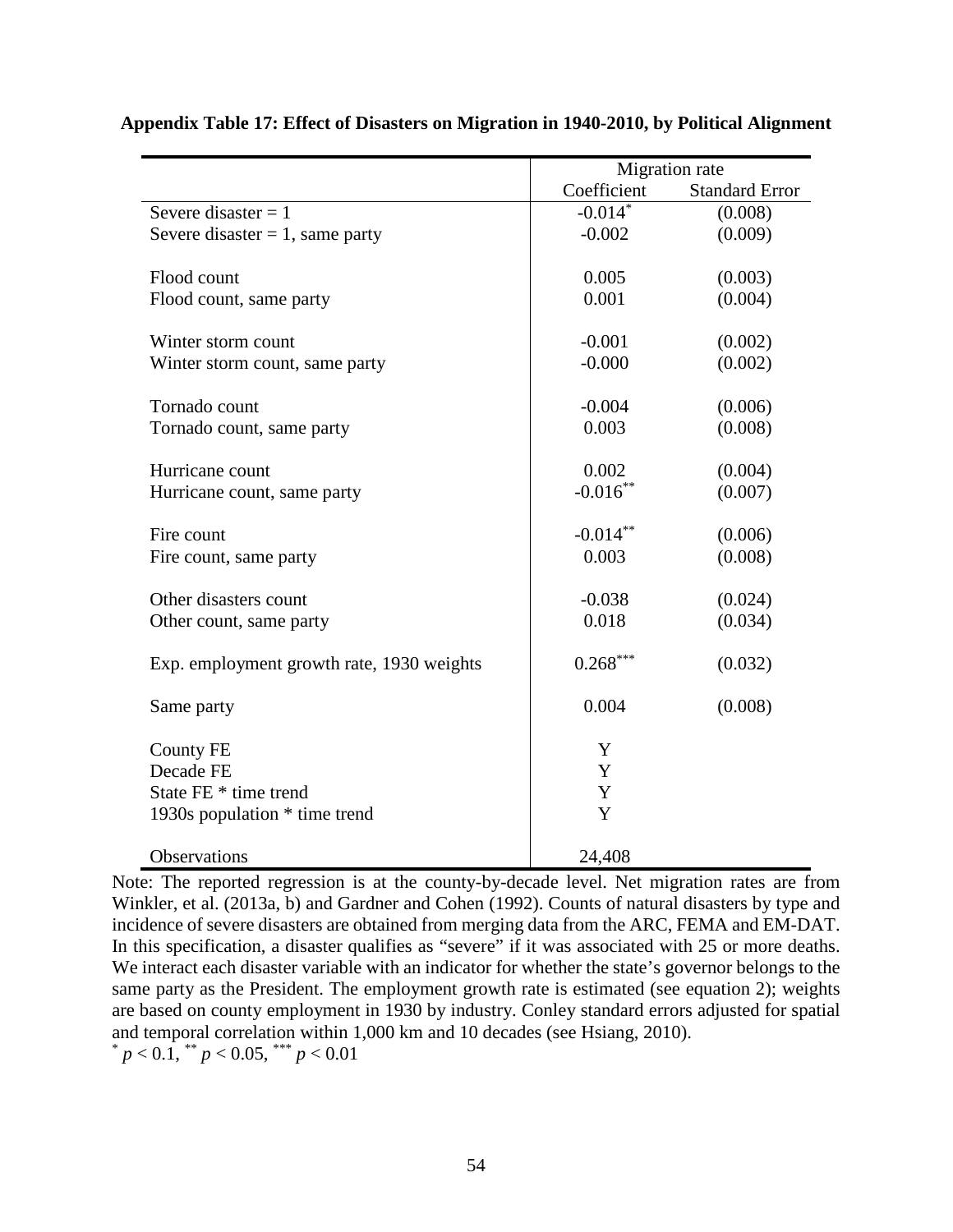**Appendix Table 17: Effect of Disasters on Migration in 1940-2010, by Political Alignment**

| | Migration rate | |
|---|---|---|
| | Coefficient | Standard Error |
| Severe disaster = 1 | $-0.014^{*}$ | (0.008) |
| Severe disaster = 1, same party | -0.002 | (0.009) |
| Flood count | 0.005 | (0.003) |
| Flood count, same party | 0.001 | (0.004) |
| Winter storm count | -0.001 | (0.002) |
| Winter storm count, same party | -0.000 | (0.002) |
| Tornado count | -0.004 | (0.006) |
| Tornado count, same party | 0.003 | (0.008) |
| Hurricane count | 0.002 | (0.004) |
| Hurricane count, same party | $-0.016^{**}$ | (0.007) |
| Fire count | $-0.014^{**}$ | (0.006) |
| Fire count, same party | 0.003 | (0.008) |
| Other disasters count | -0.038 | (0.024) |
| Other count, same party | 0.018 | (0.034) |
| Exp. employment growth rate, 1930 weights | $0.268^{***}$ | (0.032) |
| Same party | 0.004 | (0.008) |
| County FE | Y | |
| Decade FE | Y | |
| State FE * time trend | Y | |
| 1930s population * time trend | Y | |
| Observations | 24,408 | |

Note: The reported regression is at the county-by-decade level. Net migration rates are from Winkler, et al. (2013a, b) and Gardner and Cohen (1992). Counts of natural disasters by type and incidence of severe disasters are obtained from merging data from the ARC, FEMA and EM-DAT. In this specification, a disaster qualifies as "severe" if it was associated with 25 or more deaths. We interact each disaster variable with an indicator for whether the state's governor belongs to the same party as the President. The employment growth rate is estimated (see equation 2); weights are based on county employment in 1930 by industry. Conley standard errors adjusted for spatial and temporal correlation within 1,000 km and 10 decades (see Hsiang, 2010).

$^{*}$ $p < 0.1$, $^{**}$ $p < 0.05$, $^{***}$ $p < 0.01$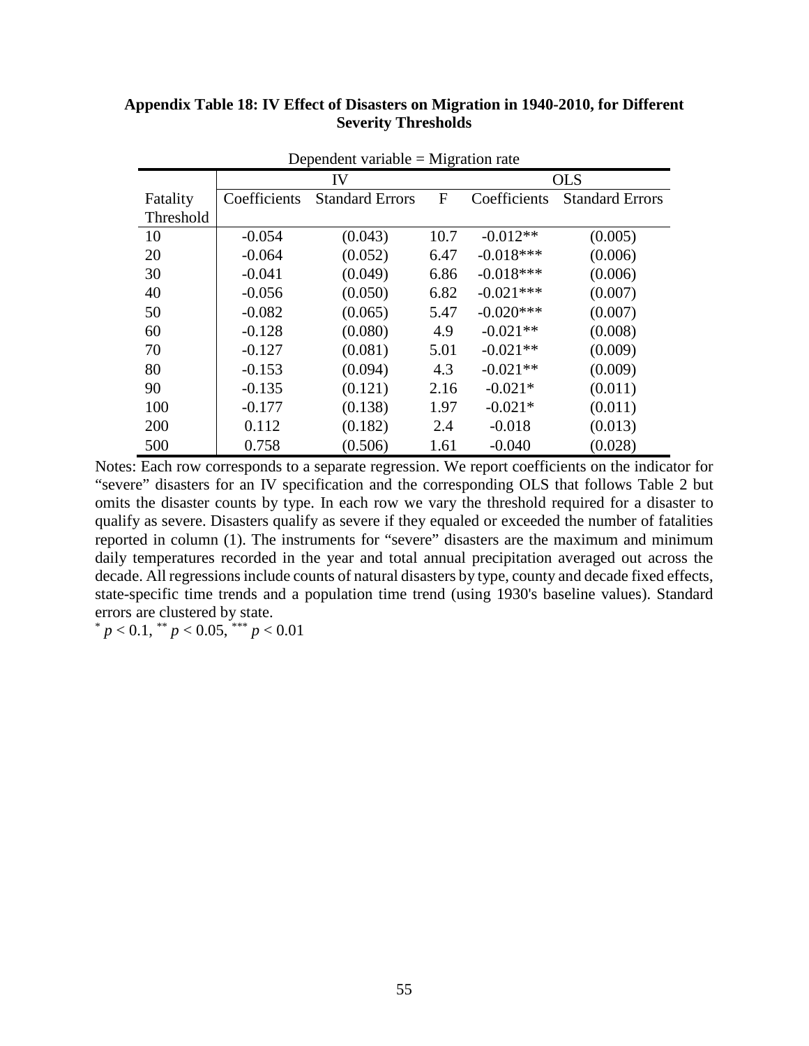**Appendix Table 18: IV Effect of Disasters on Migration in 1940-2010, for Different Severity Thresholds**

Dependent variable = Migration rate

| | IV | | | OLS | |
|---|---|---|---|---|---|
| Fatality Threshold | Coefficients | Standard Errors | F | Coefficients | Standard Errors |
| 10 | -0.054 | (0.043) | 10.7 | -0.012** | (0.005) |
| 20 | -0.064 | (0.052) | 6.47 | -0.018*** | (0.006) |
| 30 | -0.041 | (0.049) | 6.86 | -0.018*** | (0.006) |
| 40 | -0.056 | (0.050) | 6.82 | -0.021*** | (0.007) |
| 50 | -0.082 | (0.065) | 5.47 | -0.020*** | (0.007) |
| 60 | -0.128 | (0.080) | 4.9 | -0.021** | (0.008) |
| 70 | -0.127 | (0.081) | 5.01 | -0.021** | (0.009) |
| 80 | -0.153 | (0.094) | 4.3 | -0.021** | (0.009) |
| 90 | -0.135 | (0.121) | 2.16 | -0.021* | (0.011) |
| 100 | -0.177 | (0.138) | 1.97 | -0.021* | (0.011) |
| 200 | 0.112 | (0.182) | 2.4 | -0.018 | (0.013) |
| 500 | 0.758 | (0.506) | 1.61 | -0.040 | (0.028) |

Notes: Each row corresponds to a separate regression. We report coefficients on the indicator for "severe" disasters for an IV specification and the corresponding OLS that follows Table 2 but omits the disaster counts by type. In each row we vary the threshold required for a disaster to qualify as severe. Disasters qualify as severe if they equaled or exceeded the number of fatalities reported in column (1). The instruments for "severe" disasters are the maximum and minimum daily temperatures recorded in the year and total annual precipitation averaged out across the decade. All regressions include counts of natural disasters by type, county and decade fixed effects, state-specific time trends and a population time trend (using 1930's baseline values). Standard errors are clustered by state.

$^{*}$ $p < 0.1$, $^{**}$ $p < 0.05$, $^{***}$ $p < 0.01$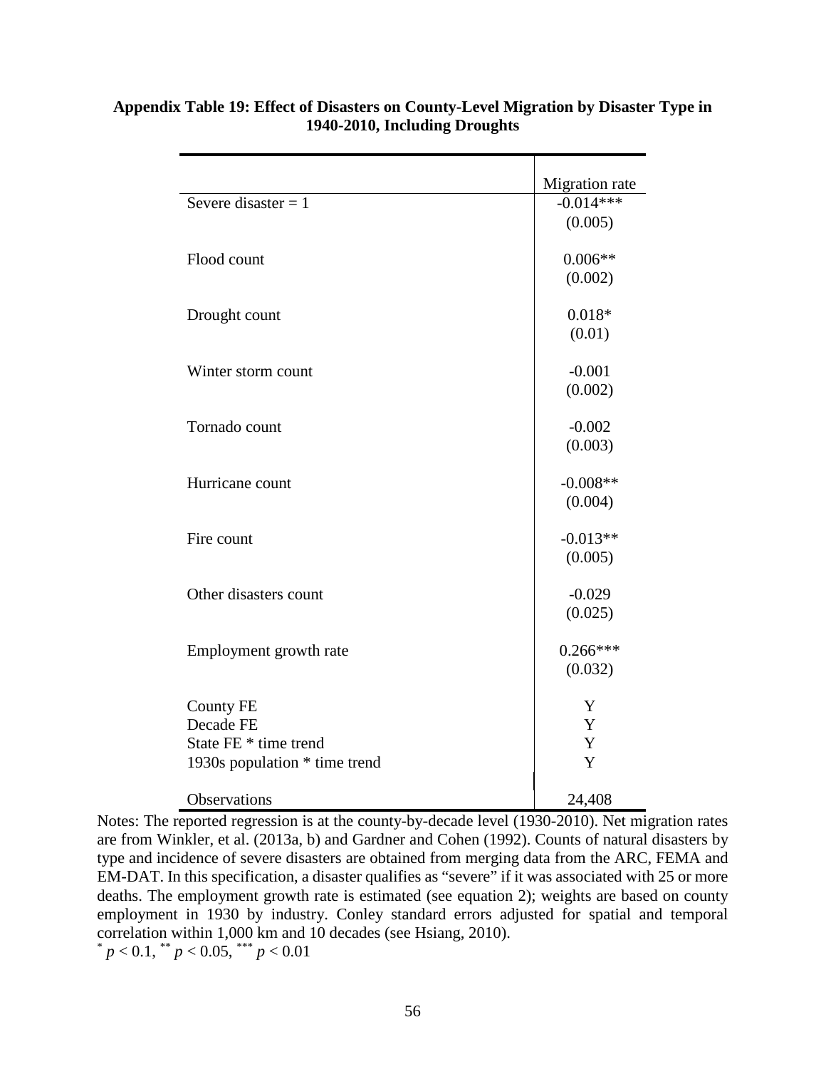**Appendix Table 19: Effect of Disasters on County-Level Migration by Disaster Type in 1940-2010, Including Droughts**

| | Migration rate |
|---|---|
| Severe disaster = 1 | -0.014*** |
| | (0.005) |
| Flood count | 0.006** |
| | (0.002) |
| Drought count | 0.018* |
| | (0.01) |
| Winter storm count | -0.001 |
| | (0.002) |
| Tornado count | -0.002 |
| | (0.003) |
| Hurricane count | -0.008** |
| | (0.004) |
| Fire count | -0.013** |
| | (0.005) |
| Other disasters count | -0.029 |
| | (0.025) |
| Employment growth rate | 0.266*** |
| | (0.032) |
| County FE | Y |
| Decade FE | Y |
| State FE * time trend | Y |
| 1930s population * time trend | Y |
| Observations | 24,408 |

Notes: The reported regression is at the county-by-decade level (1930-2010). Net migration rates are from Winkler, et al. (2013a, b) and Gardner and Cohen (1992). Counts of natural disasters by type and incidence of severe disasters are obtained from merging data from the ARC, FEMA and EM-DAT. In this specification, a disaster qualifies as "severe" if it was associated with 25 or more deaths. The employment growth rate is estimated (see equation 2); weights are based on county employment in 1930 by industry. Conley standard errors adjusted for spatial and temporal correlation within 1,000 km and 10 decades (see Hsiang, 2010).

$^{*}$ $p < 0.1$, $^{**}$ $p < 0.05$, $^{***}$ $p < 0.01$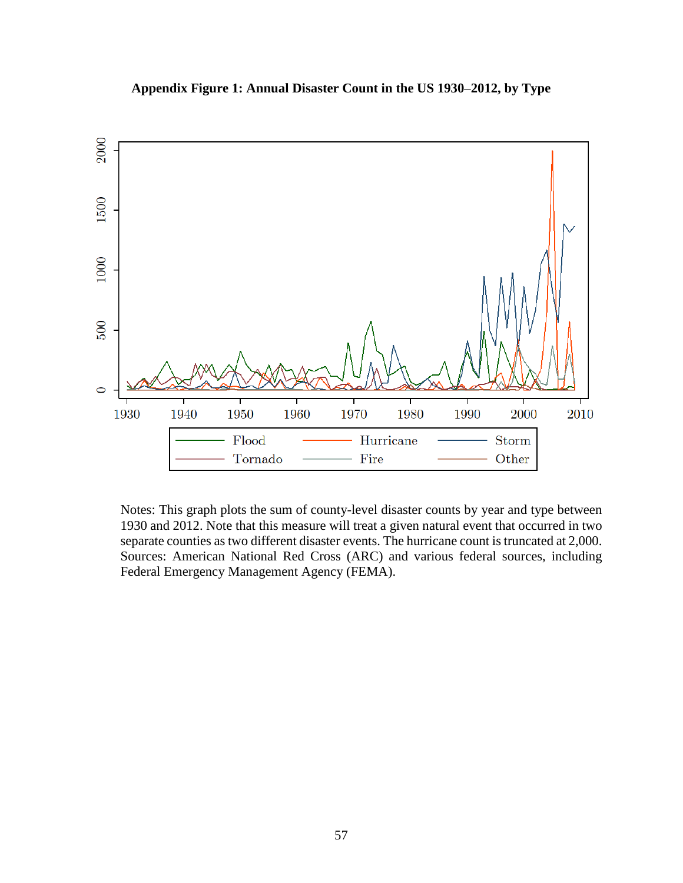**Appendix Figure 1: Annual Disaster Count in the US 1930–2012, by Type**

Notes: This graph plots the sum of county-level disaster counts by year and type between 1930 and 2012. Note that this measure will treat a given natural event that occurred in two separate counties as two different disaster events. The hurricane count is truncated at 2,000. Sources: American National Red Cross (ARC) and various federal sources, including Federal Emergency Management Agency (FEMA).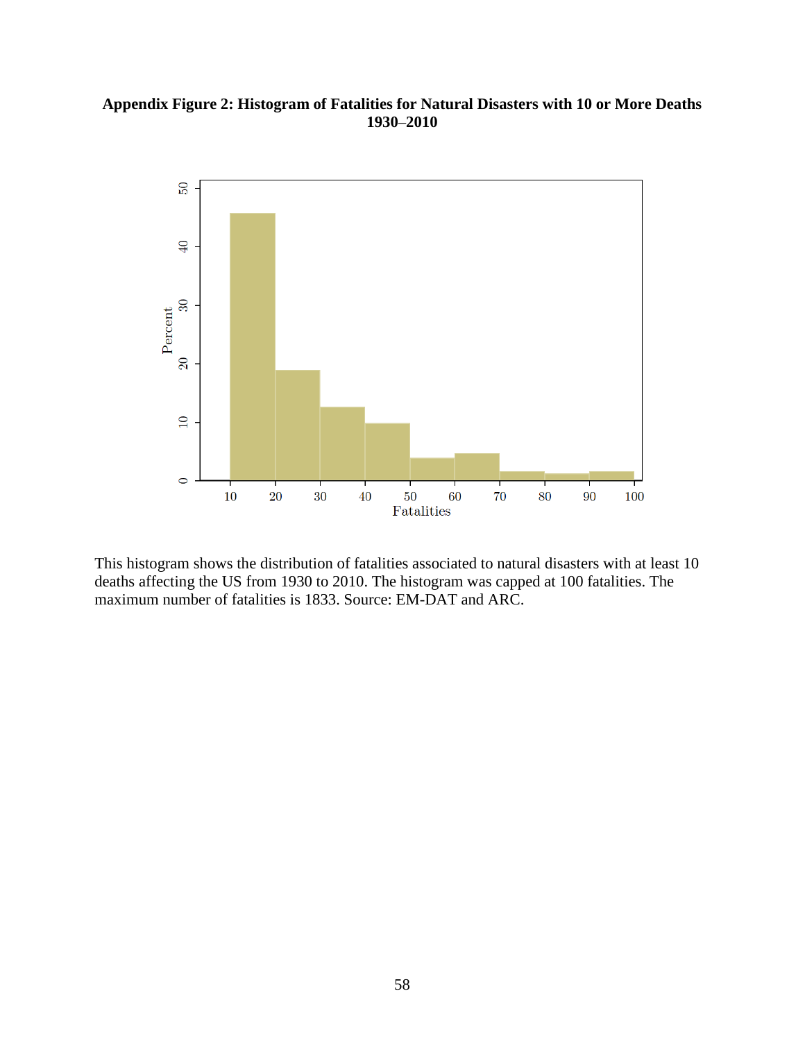**Appendix Figure 2: Histogram of Fatalities for Natural Disasters with 10 or More Deaths 1930–2010**

This histogram shows the distribution of fatalities associated to natural disasters with at least 10 deaths affecting the US from 1930 to 2010. The histogram was capped at 100 fatalities. The maximum number of fatalities is 1833. Source: EM-DAT and ARC.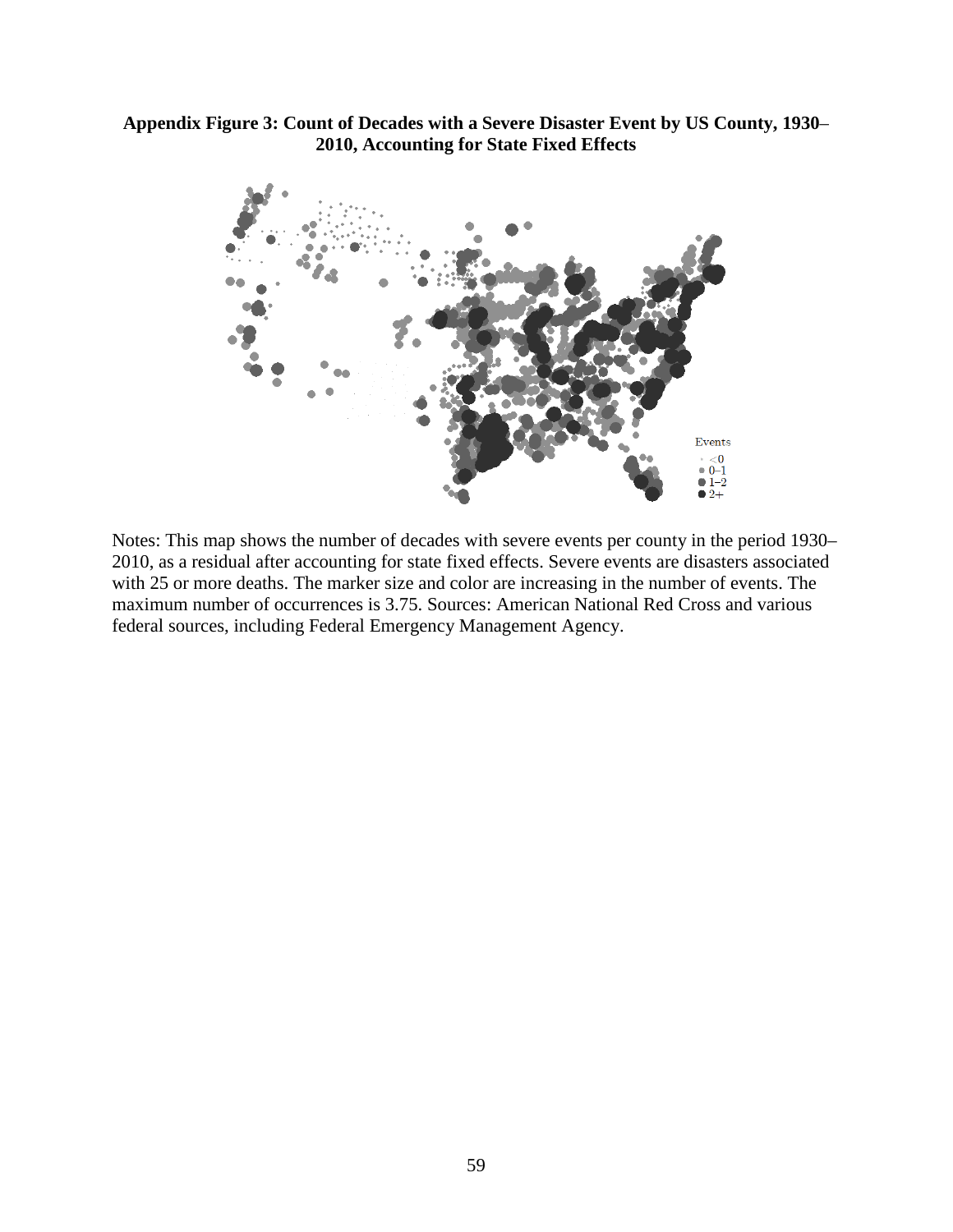**Appendix Figure 3: Count of Decades with a Severe Disaster Event by US County, 1930–2010, Accounting for State Fixed Effects**

Events
<0
0–1
1–2
2+

Notes: This map shows the number of decades with severe events per county in the period 1930–2010, as a residual after accounting for state fixed effects. Severe events are disasters associated with 25 or more deaths. The marker size and color are increasing in the number of events. The maximum number of occurrences is 3.75. Sources: American National Red Cross and various federal sources, including Federal Emergency Management Agency.